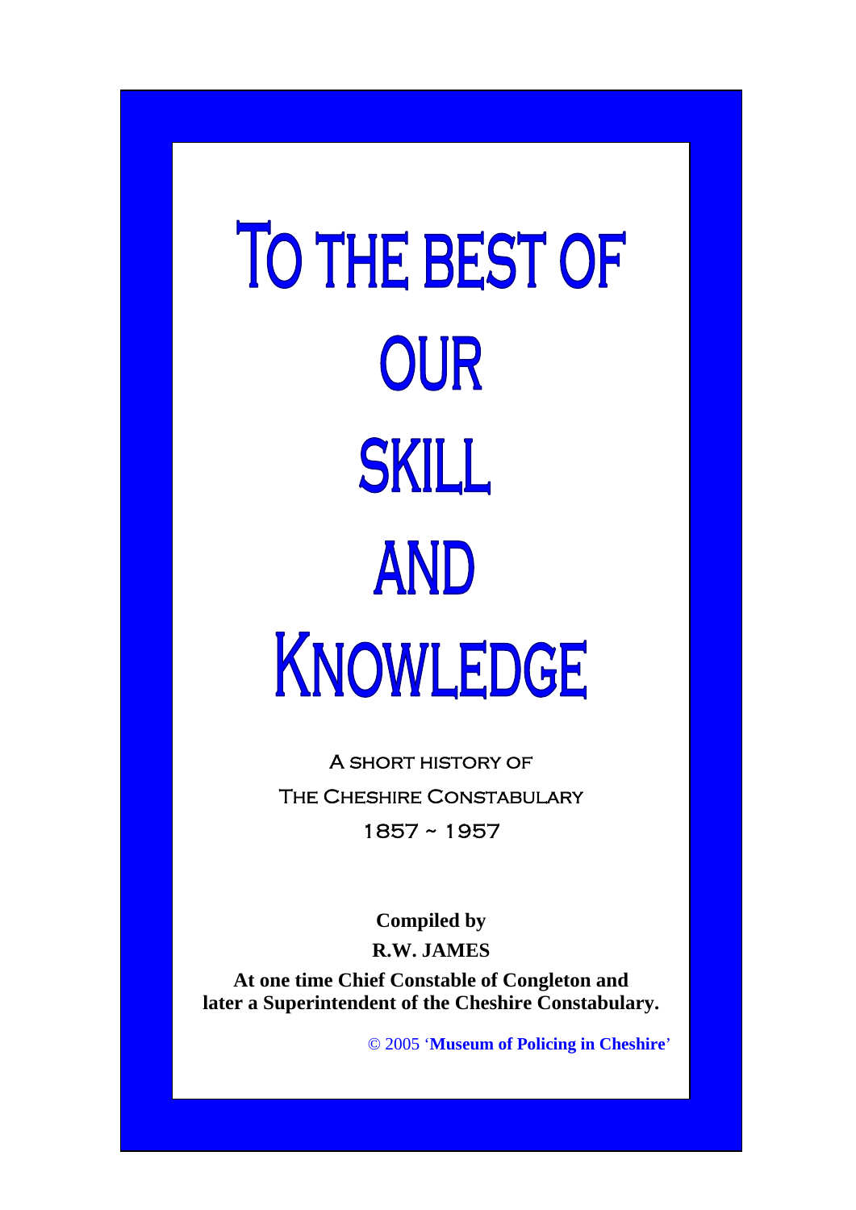# To the best of our skill and Knowledge

A short history of
The Cheshire Constabulary
1857 ~ 1957

**Compiled by**
**R.W. JAMES**

**At one time Chief Constable of Congleton and later a Superintendent of the Cheshire Constabulary.**

© 2005 '**Museum of Policing in Cheshire**'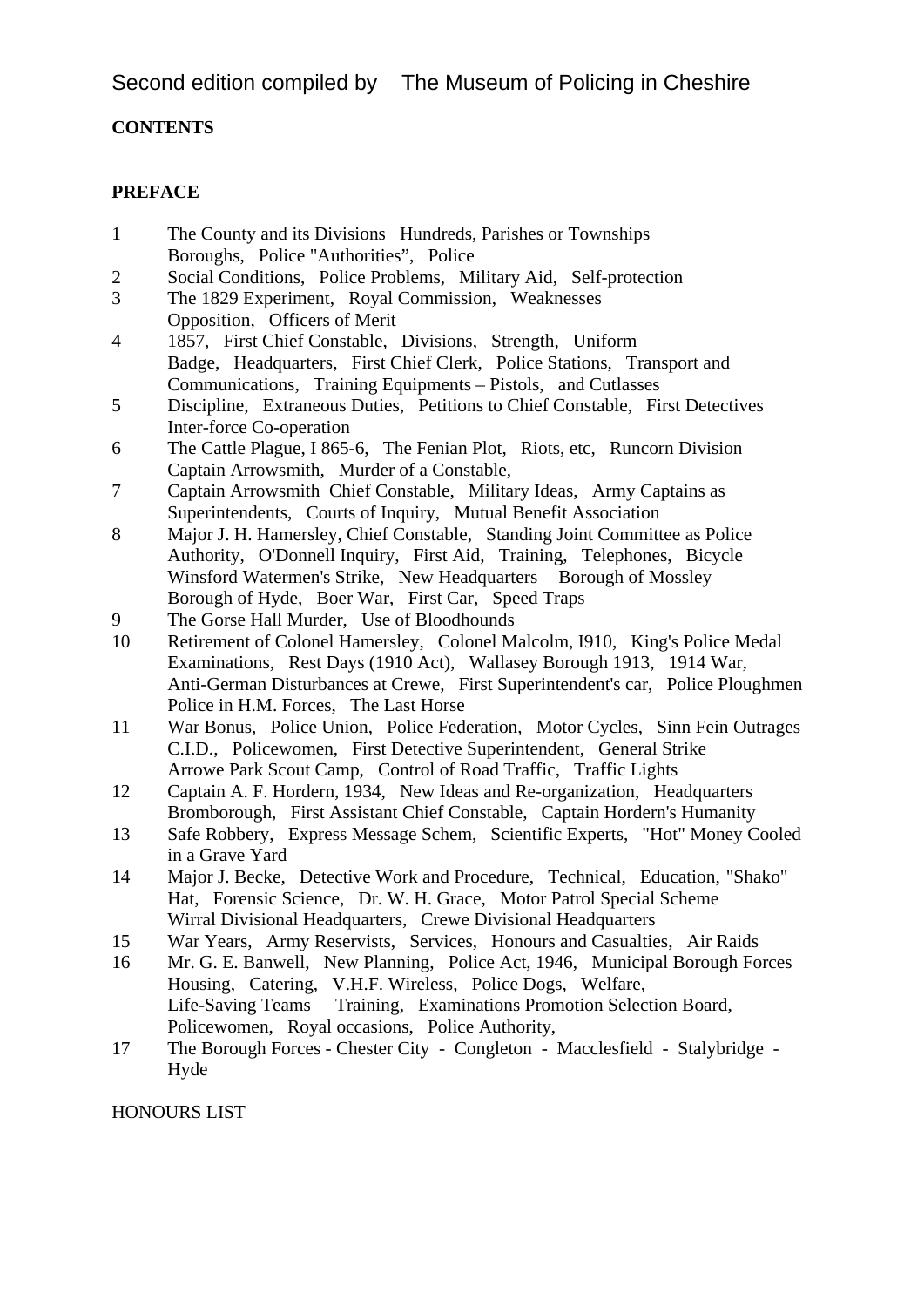Second edition compiled by The Museum of Policing in Cheshire

**CONTENTS**

**PREFACE**

1 The County and its Divisions Hundreds, Parishes or Townships Boroughs, Police "Authorities", Police

2 Social Conditions, Police Problems, Military Aid, Self-protection

3 The 1829 Experiment, Royal Commission, Weaknesses Opposition, Officers of Merit

4 1857, First Chief Constable, Divisions, Strength, Uniform Badge, Headquarters, First Chief Clerk, Police Stations, Transport and Communications, Training Equipments – Pistols, and Cutlasses

5 Discipline, Extraneous Duties, Petitions to Chief Constable, First Detectives Inter-force Co-operation

6 The Cattle Plague, I 865-6, The Fenian Plot, Riots, etc, Runcorn Division Captain Arrowsmith, Murder of a Constable,

7 Captain Arrowsmith Chief Constable, Military Ideas, Army Captains as Superintendents, Courts of Inquiry, Mutual Benefit Association

8 Major J. H. Hamersley, Chief Constable, Standing Joint Committee as Police Authority, O'Donnell Inquiry, First Aid, Training, Telephones, Bicycle Winsford Watermen's Strike, New Headquarters Borough of Mossley Borough of Hyde, Boer War, First Car, Speed Traps

9 The Gorse Hall Murder, Use of Bloodhounds

10 Retirement of Colonel Hamersley, Colonel Malcolm, I910, King's Police Medal Examinations, Rest Days (1910 Act), Wallasey Borough 1913, 1914 War, Anti-German Disturbances at Crewe, First Superintendent's car, Police Ploughmen Police in H.M. Forces, The Last Horse

11 War Bonus, Police Union, Police Federation, Motor Cycles, Sinn Fein Outrages C.I.D., Policewomen, First Detective Superintendent, General Strike Arrowe Park Scout Camp, Control of Road Traffic, Traffic Lights

12 Captain A. F. Hordern, 1934, New Ideas and Re-organization, Headquarters Bromborough, First Assistant Chief Constable, Captain Hordern's Humanity

13 Safe Robbery, Express Message Schem, Scientific Experts, "Hot" Money Cooled in a Grave Yard

14 Major J. Becke, Detective Work and Procedure, Technical, Education, "Shako" Hat, Forensic Science, Dr. W. H. Grace, Motor Patrol Special Scheme Wirral Divisional Headquarters, Crewe Divisional Headquarters

15 War Years, Army Reservists, Services, Honours and Casualties, Air Raids

16 Mr. G. E. Banwell, New Planning, Police Act, 1946, Municipal Borough Forces Housing, Catering, V.H.F. Wireless, Police Dogs, Welfare, Life-Saving Teams Training, Examinations Promotion Selection Board, Policewomen, Royal occasions, Police Authority,

17 The Borough Forces - Chester City - Congleton - Macclesfield - Stalybridge - Hyde

HONOURS LIST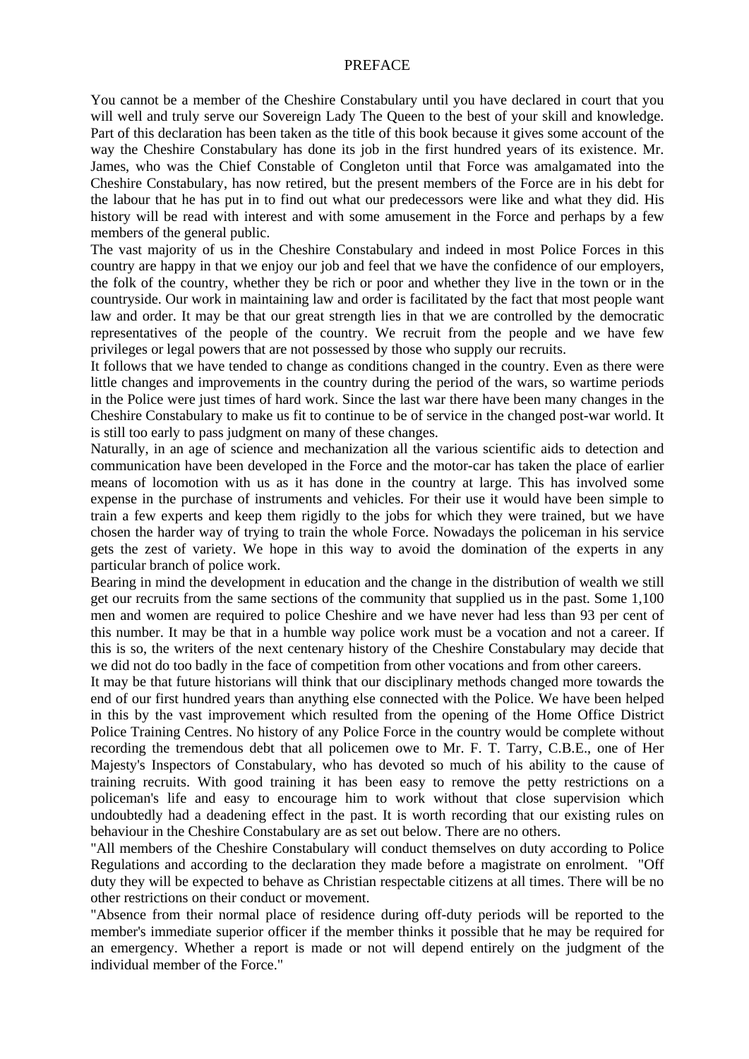# PREFACE

You cannot be a member of the Cheshire Constabulary until you have declared in court that you will well and truly serve our Sovereign Lady The Queen to the best of your skill and knowledge. Part of this declaration has been taken as the title of this book because it gives some account of the way the Cheshire Constabulary has done its job in the first hundred years of its existence. Mr. James, who was the Chief Constable of Congleton until that Force was amalgamated into the Cheshire Constabulary, has now retired, but the present members of the Force are in his debt for the labour that he has put in to find out what our predecessors were like and what they did. His history will be read with interest and with some amusement in the Force and perhaps by a few members of the general public.

The vast majority of us in the Cheshire Constabulary and indeed in most Police Forces in this country are happy in that we enjoy our job and feel that we have the confidence of our employers, the folk of the country, whether they be rich or poor and whether they live in the town or in the countryside. Our work in maintaining law and order is facilitated by the fact that most people want law and order. It may be that our great strength lies in that we are controlled by the democratic representatives of the people of the country. We recruit from the people and we have few privileges or legal powers that are not possessed by those who supply our recruits.

It follows that we have tended to change as conditions changed in the country. Even as there were little changes and improvements in the country during the period of the wars, so wartime periods in the Police were just times of hard work. Since the last war there have been many changes in the Cheshire Constabulary to make us fit to continue to be of service in the changed post-war world. It is still too early to pass judgment on many of these changes.

Naturally, in an age of science and mechanization all the various scientific aids to detection and communication have been developed in the Force and the motor-car has taken the place of earlier means of locomotion with us as it has done in the country at large. This has involved some expense in the purchase of instruments and vehicles. For their use it would have been simple to train a few experts and keep them rigidly to the jobs for which they were trained, but we have chosen the harder way of trying to train the whole Force. Nowadays the policeman in his service gets the zest of variety. We hope in this way to avoid the domination of the experts in any particular branch of police work.

Bearing in mind the development in education and the change in the distribution of wealth we still get our recruits from the same sections of the community that supplied us in the past. Some 1,100 men and women are required to police Cheshire and we have never had less than 93 per cent of this number. It may be that in a humble way police work must be a vocation and not a career. If this is so, the writers of the next centenary history of the Cheshire Constabulary may decide that we did not do too badly in the face of competition from other vocations and from other careers.

It may be that future historians will think that our disciplinary methods changed more towards the end of our first hundred years than anything else connected with the Police. We have been helped in this by the vast improvement which resulted from the opening of the Home Office District Police Training Centres. No history of any Police Force in the country would be complete without recording the tremendous debt that all policemen owe to Mr. F. T. Tarry, C.B.E., one of Her Majesty's Inspectors of Constabulary, who has devoted so much of his ability to the cause of training recruits. With good training it has been easy to remove the petty restrictions on a policeman's life and easy to encourage him to work without that close supervision which undoubtedly had a deadening effect in the past. It is worth recording that our existing rules on behaviour in the Cheshire Constabulary are as set out below. There are no others.

"All members of the Cheshire Constabulary will conduct themselves on duty according to Police Regulations and according to the declaration they made before a magistrate on enrolment. "Off duty they will be expected to behave as Christian respectable citizens at all times. There will be no other restrictions on their conduct or movement.

"Absence from their normal place of residence during off-duty periods will be reported to the member's immediate superior officer if the member thinks it possible that he may be required for an emergency. Whether a report is made or not will depend entirely on the judgment of the individual member of the Force."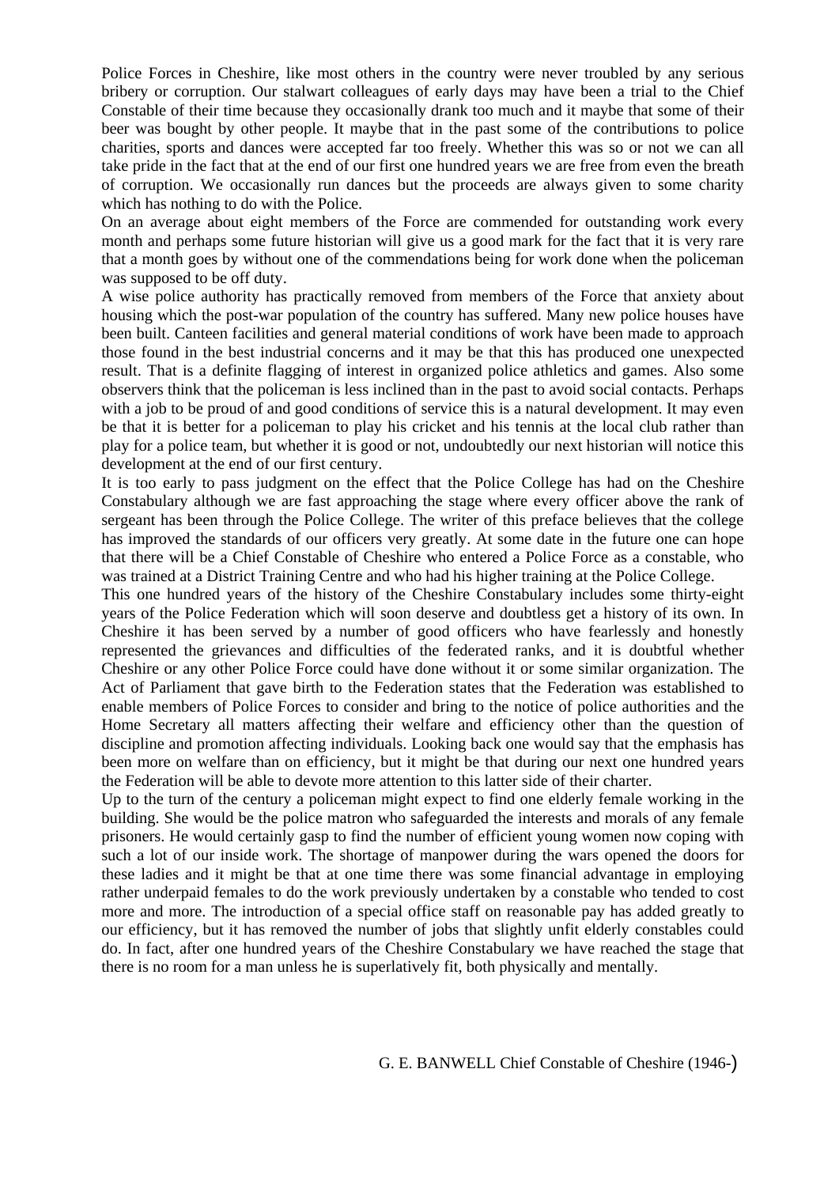Police Forces in Cheshire, like most others in the country were never troubled by any serious bribery or corruption. Our stalwart colleagues of early days may have been a trial to the Chief Constable of their time because they occasionally drank too much and it maybe that some of their beer was bought by other people. It maybe that in the past some of the contributions to police charities, sports and dances were accepted far too freely. Whether this was so or not we can all take pride in the fact that at the end of our first one hundred years we are free from even the breath of corruption. We occasionally run dances but the proceeds are always given to some charity which has nothing to do with the Police.

On an average about eight members of the Force are commended for outstanding work every month and perhaps some future historian will give us a good mark for the fact that it is very rare that a month goes by without one of the commendations being for work done when the policeman was supposed to be off duty.

A wise police authority has practically removed from members of the Force that anxiety about housing which the post-war population of the country has suffered. Many new police houses have been built. Canteen facilities and general material conditions of work have been made to approach those found in the best industrial concerns and it may be that this has produced one unexpected result. That is a definite flagging of interest in organized police athletics and games. Also some observers think that the policeman is less inclined than in the past to avoid social contacts. Perhaps with a job to be proud of and good conditions of service this is a natural development. It may even be that it is better for a policeman to play his cricket and his tennis at the local club rather than play for a police team, but whether it is good or not, undoubtedly our next historian will notice this development at the end of our first century.

It is too early to pass judgment on the effect that the Police College has had on the Cheshire Constabulary although we are fast approaching the stage where every officer above the rank of sergeant has been through the Police College. The writer of this preface believes that the college has improved the standards of our officers very greatly. At some date in the future one can hope that there will be a Chief Constable of Cheshire who entered a Police Force as a constable, who was trained at a District Training Centre and who had his higher training at the Police College.

This one hundred years of the history of the Cheshire Constabulary includes some thirty-eight years of the Police Federation which will soon deserve and doubtless get a history of its own. In Cheshire it has been served by a number of good officers who have fearlessly and honestly represented the grievances and difficulties of the federated ranks, and it is doubtful whether Cheshire or any other Police Force could have done without it or some similar organization. The Act of Parliament that gave birth to the Federation states that the Federation was established to enable members of Police Forces to consider and bring to the notice of police authorities and the Home Secretary all matters affecting their welfare and efficiency other than the question of discipline and promotion affecting individuals. Looking back one would say that the emphasis has been more on welfare than on efficiency, but it might be that during our next one hundred years the Federation will be able to devote more attention to this latter side of their charter.

Up to the turn of the century a policeman might expect to find one elderly female working in the building. She would be the police matron who safeguarded the interests and morals of any female prisoners. He would certainly gasp to find the number of efficient young women now coping with such a lot of our inside work. The shortage of manpower during the wars opened the doors for these ladies and it might be that at one time there was some financial advantage in employing rather underpaid females to do the work previously undertaken by a constable who tended to cost more and more. The introduction of a special office staff on reasonable pay has added greatly to our efficiency, but it has removed the number of jobs that slightly unfit elderly constables could do. In fact, after one hundred years of the Cheshire Constabulary we have reached the stage that there is no room for a man unless he is superlatively fit, both physically and mentally.

G. E. BANWELL Chief Constable of Cheshire (1946-)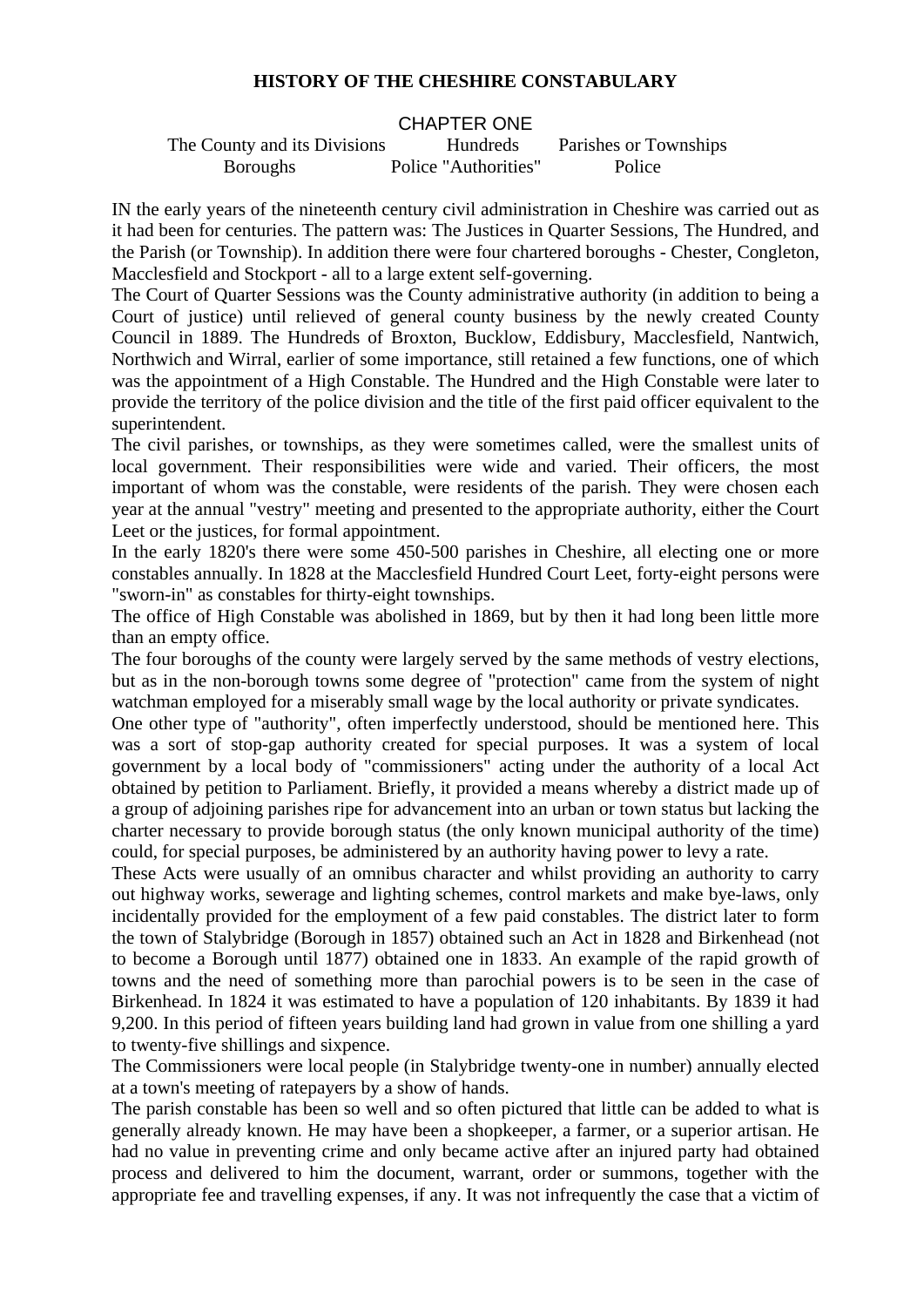# HISTORY OF THE CHESHIRE CONSTABULARY

## CHAPTER ONE

The County and its Divisions Hundreds Parishes or Townships
Boroughs Police "Authorities" Police

IN the early years of the nineteenth century civil administration in Cheshire was carried out as it had been for centuries. The pattern was: The Justices in Quarter Sessions, The Hundred, and the Parish (or Township). In addition there were four chartered boroughs - Chester, Congleton, Macclesfield and Stockport - all to a large extent self-governing.

The Court of Quarter Sessions was the County administrative authority (in addition to being a Court of justice) until relieved of general county business by the newly created County Council in 1889. The Hundreds of Broxton, Bucklow, Eddisbury, Macclesfield, Nantwich, Northwich and Wirral, earlier of some importance, still retained a few functions, one of which was the appointment of a High Constable. The Hundred and the High Constable were later to provide the territory of the police division and the title of the first paid officer equivalent to the superintendent.

The civil parishes, or townships, as they were sometimes called, were the smallest units of local government. Their responsibilities were wide and varied. Their officers, the most important of whom was the constable, were residents of the parish. They were chosen each year at the annual "vestry" meeting and presented to the appropriate authority, either the Court Leet or the justices, for formal appointment.

In the early 1820's there were some 450-500 parishes in Cheshire, all electing one or more constables annually. In 1828 at the Macclesfield Hundred Court Leet, forty-eight persons were "sworn-in" as constables for thirty-eight townships.

The office of High Constable was abolished in 1869, but by then it had long been little more than an empty office.

The four boroughs of the county were largely served by the same methods of vestry elections, but as in the non-borough towns some degree of "protection" came from the system of night watchman employed for a miserably small wage by the local authority or private syndicates.

One other type of "authority", often imperfectly understood, should be mentioned here. This was a sort of stop-gap authority created for special purposes. It was a system of local government by a local body of "commissioners" acting under the authority of a local Act obtained by petition to Parliament. Briefly, it provided a means whereby a district made up of a group of adjoining parishes ripe for advancement into an urban or town status but lacking the charter necessary to provide borough status (the only known municipal authority of the time) could, for special purposes, be administered by an authority having power to levy a rate.

These Acts were usually of an omnibus character and whilst providing an authority to carry out highway works, sewerage and lighting schemes, control markets and make bye-laws, only incidentally provided for the employment of a few paid constables. The district later to form the town of Stalybridge (Borough in 1857) obtained such an Act in 1828 and Birkenhead (not to become a Borough until 1877) obtained one in 1833. An example of the rapid growth of towns and the need of something more than parochial powers is to be seen in the case of Birkenhead. In 1824 it was estimated to have a population of 120 inhabitants. By 1839 it had 9,200. In this period of fifteen years building land had grown in value from one shilling a yard to twenty-five shillings and sixpence.

The Commissioners were local people (in Stalybridge twenty-one in number) annually elected at a town's meeting of ratepayers by a show of hands.

The parish constable has been so well and so often pictured that little can be added to what is generally already known. He may have been a shopkeeper, a farmer, or a superior artisan. He had no value in preventing crime and only became active after an injured party had obtained process and delivered to him the document, warrant, order or summons, together with the appropriate fee and travelling expenses, if any. It was not infrequently the case that a victim of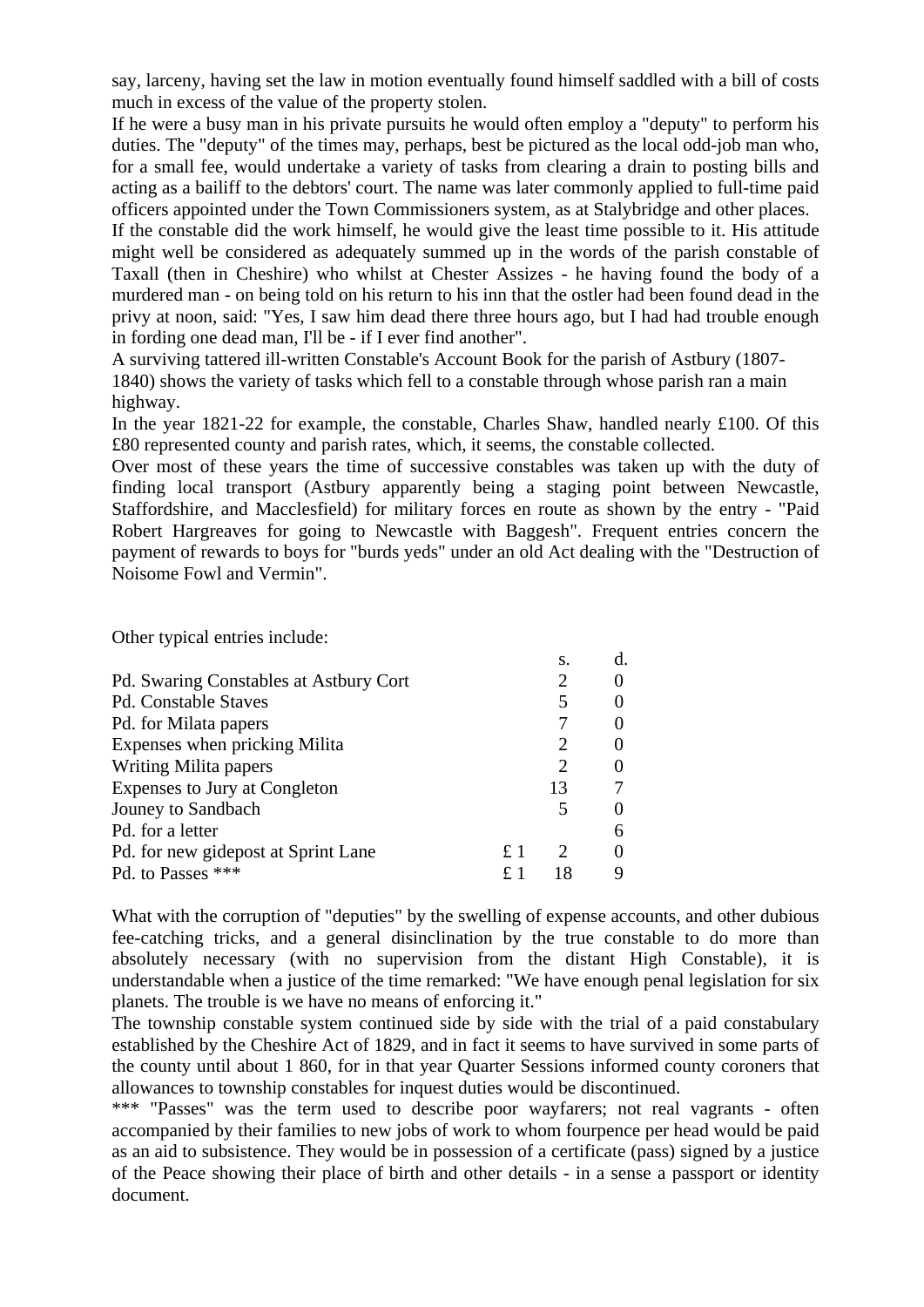say, larceny, having set the law in motion eventually found himself saddled with a bill of costs much in excess of the value of the property stolen.

If he were a busy man in his private pursuits he would often employ a "deputy" to perform his duties. The "deputy" of the times may, perhaps, best be pictured as the local odd-job man who, for a small fee, would undertake a variety of tasks from clearing a drain to posting bills and acting as a bailiff to the debtors' court. The name was later commonly applied to full-time paid officers appointed under the Town Commissioners system, as at Stalybridge and other places.

If the constable did the work himself, he would give the least time possible to it. His attitude might well be considered as adequately summed up in the words of the parish constable of Taxall (then in Cheshire) who whilst at Chester Assizes - he having found the body of a murdered man - on being told on his return to his inn that the ostler had been found dead in the privy at noon, said: "Yes, I saw him dead there three hours ago, but I had had trouble enough in fording one dead man, I'll be - if I ever find another".

A surviving tattered ill-written Constable's Account Book for the parish of Astbury (1807-1840) shows the variety of tasks which fell to a constable through whose parish ran a main highway.

In the year 1821-22 for example, the constable, Charles Shaw, handled nearly £100. Of this £80 represented county and parish rates, which, it seems, the constable collected.

Over most of these years the time of successive constables was taken up with the duty of finding local transport (Astbury apparently being a staging point between Newcastle, Staffordshire, and Macclesfield) for military forces en route as shown by the entry - "Paid Robert Hargreaves for going to Newcastle with Baggesh". Frequent entries concern the payment of rewards to boys for "burds yeds" under an old Act dealing with the "Destruction of Noisome Fowl and Vermin".

Other typical entries include:

| | £ | s. | d. |
|---|---|---|---|
| Pd. Swaring Constables at Astbury Cort | | 2 | 0 |
| Pd. Constable Staves | | 5 | 0 |
| Pd. for Milata papers | | 7 | 0 |
| Expenses when pricking Milita | | 2 | 0 |
| Writing Milita papers | | 2 | 0 |
| Expenses to Jury at Congleton | | 13 | 7 |
| Jouney to Sandbach | | 5 | 0 |
| Pd. for a letter | | | 6 |
| Pd. for new gidepost at Sprint Lane | £ 1 | 2 | 0 |
| Pd. to Passes *** | £ 1 | 18 | 9 |

What with the corruption of "deputies" by the swelling of expense accounts, and other dubious fee-catching tricks, and a general disinclination by the true constable to do more than absolutely necessary (with no supervision from the distant High Constable), it is understandable when a justice of the time remarked: "We have enough penal legislation for six planets. The trouble is we have no means of enforcing it."

The township constable system continued side by side with the trial of a paid constabulary established by the Cheshire Act of 1829, and in fact it seems to have survived in some parts of the county until about 1 860, for in that year Quarter Sessions informed county coroners that allowances to township constables for inquest duties would be discontinued.

*** "Passes" was the term used to describe poor wayfarers; not real vagrants - often accompanied by their families to new jobs of work to whom fourpence per head would be paid as an aid to subsistence. They would be in possession of a certificate (pass) signed by a justice of the Peace showing their place of birth and other details - in a sense a passport or identity document.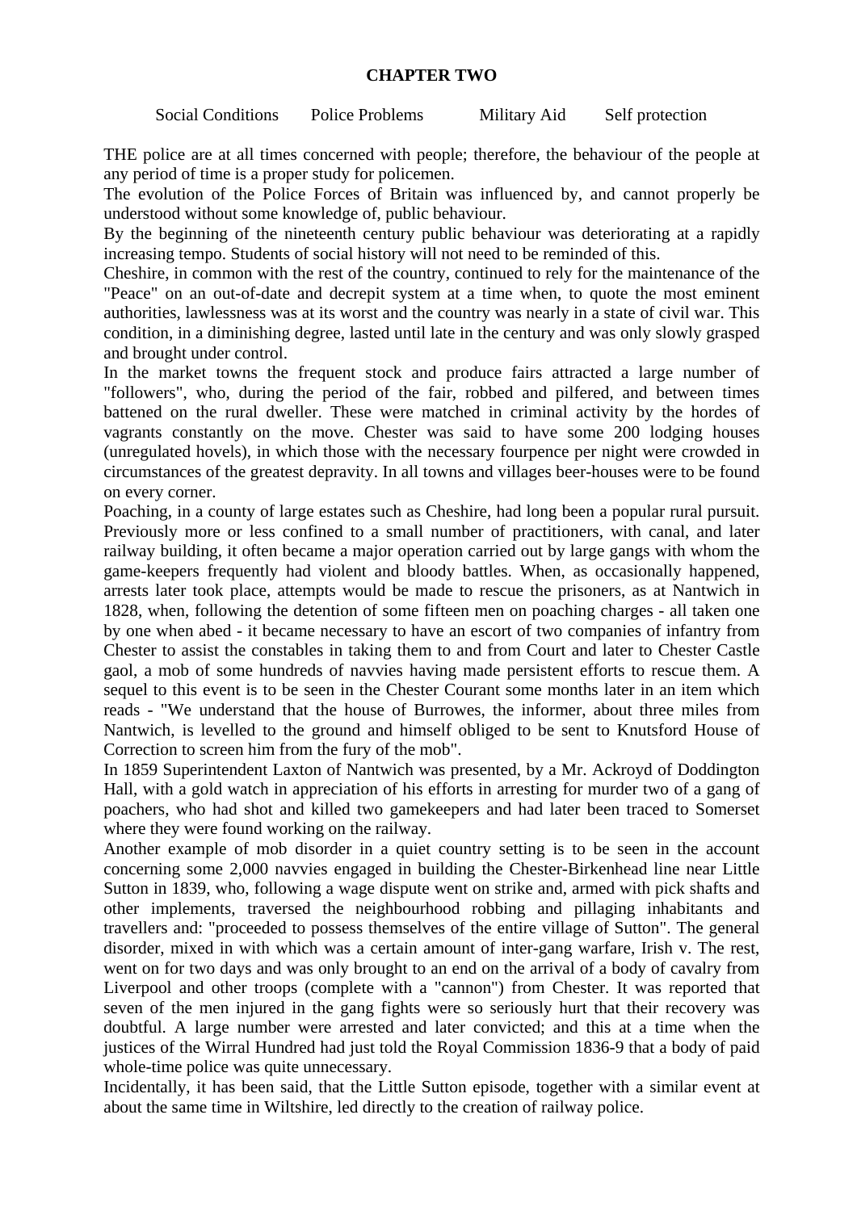# CHAPTER TWO

Social Conditions    Police Problems    Military Aid    Self protection

THE police are at all times concerned with people; therefore, the behaviour of the people at any period of time is a proper study for policemen.

The evolution of the Police Forces of Britain was influenced by, and cannot properly be understood without some knowledge of, public behaviour.

By the beginning of the nineteenth century public behaviour was deteriorating at a rapidly increasing tempo. Students of social history will not need to be reminded of this.

Cheshire, in common with the rest of the country, continued to rely for the maintenance of the "Peace" on an out-of-date and decrepit system at a time when, to quote the most eminent authorities, lawlessness was at its worst and the country was nearly in a state of civil war. This condition, in a diminishing degree, lasted until late in the century and was only slowly grasped and brought under control.

In the market towns the frequent stock and produce fairs attracted a large number of "followers", who, during the period of the fair, robbed and pilfered, and between times battened on the rural dweller. These were matched in criminal activity by the hordes of vagrants constantly on the move. Chester was said to have some 200 lodging houses (unregulated hovels), in which those with the necessary fourpence per night were crowded in circumstances of the greatest depravity. In all towns and villages beer-houses were to be found on every corner.

Poaching, in a county of large estates such as Cheshire, had long been a popular rural pursuit. Previously more or less confined to a small number of practitioners, with canal, and later railway building, it often became a major operation carried out by large gangs with whom the game-keepers frequently had violent and bloody battles. When, as occasionally happened, arrests later took place, attempts would be made to rescue the prisoners, as at Nantwich in 1828, when, following the detention of some fifteen men on poaching charges - all taken one by one when abed - it became necessary to have an escort of two companies of infantry from Chester to assist the constables in taking them to and from Court and later to Chester Castle gaol, a mob of some hundreds of navvies having made persistent efforts to rescue them. A sequel to this event is to be seen in the Chester Courant some months later in an item which reads - "We understand that the house of Burrowes, the informer, about three miles from Nantwich, is levelled to the ground and himself obliged to be sent to Knutsford House of Correction to screen him from the fury of the mob".

In 1859 Superintendent Laxton of Nantwich was presented, by a Mr. Ackroyd of Doddington Hall, with a gold watch in appreciation of his efforts in arresting for murder two of a gang of poachers, who had shot and killed two gamekeepers and had later been traced to Somerset where they were found working on the railway.

Another example of mob disorder in a quiet country setting is to be seen in the account concerning some 2,000 navvies engaged in building the Chester-Birkenhead line near Little Sutton in 1839, who, following a wage dispute went on strike and, armed with pick shafts and other implements, traversed the neighbourhood robbing and pillaging inhabitants and travellers and: "proceeded to possess themselves of the entire village of Sutton". The general disorder, mixed in with which was a certain amount of inter-gang warfare, Irish v. The rest, went on for two days and was only brought to an end on the arrival of a body of cavalry from Liverpool and other troops (complete with a "cannon") from Chester. It was reported that seven of the men injured in the gang fights were so seriously hurt that their recovery was doubtful. A large number were arrested and later convicted; and this at a time when the justices of the Wirral Hundred had just told the Royal Commission 1836-9 that a body of paid whole-time police was quite unnecessary.

Incidentally, it has been said, that the Little Sutton episode, together with a similar event at about the same time in Wiltshire, led directly to the creation of railway police.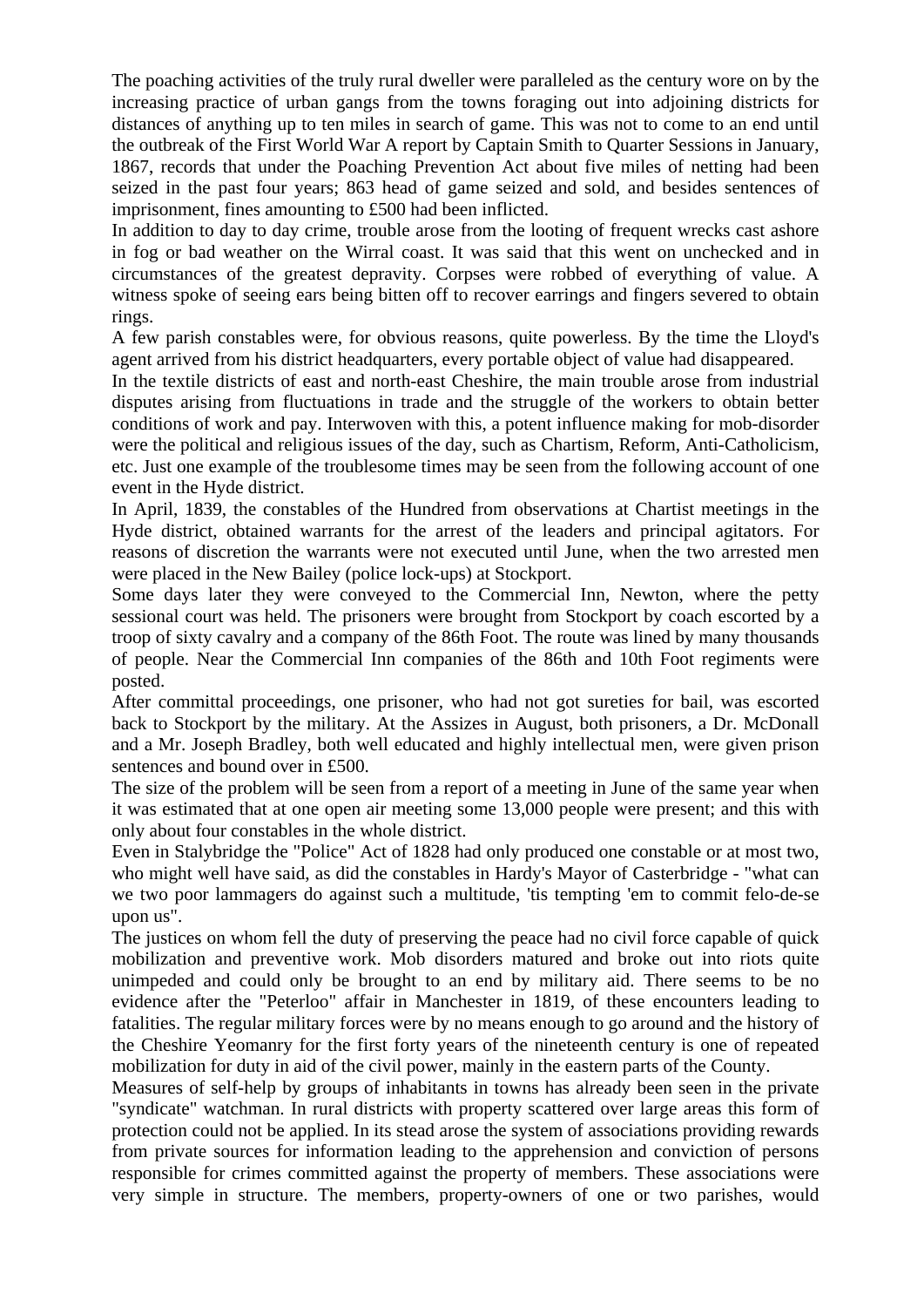The poaching activities of the truly rural dweller were paralleled as the century wore on by the increasing practice of urban gangs from the towns foraging out into adjoining districts for distances of anything up to ten miles in search of game. This was not to come to an end until the outbreak of the First World War A report by Captain Smith to Quarter Sessions in January, 1867, records that under the Poaching Prevention Act about five miles of netting had been seized in the past four years; 863 head of game seized and sold, and besides sentences of imprisonment, fines amounting to £500 had been inflicted.

In addition to day to day crime, trouble arose from the looting of frequent wrecks cast ashore in fog or bad weather on the Wirral coast. It was said that this went on unchecked and in circumstances of the greatest depravity. Corpses were robbed of everything of value. A witness spoke of seeing ears being bitten off to recover earrings and fingers severed to obtain rings.

A few parish constables were, for obvious reasons, quite powerless. By the time the Lloyd's agent arrived from his district headquarters, every portable object of value had disappeared.

In the textile districts of east and north-east Cheshire, the main trouble arose from industrial disputes arising from fluctuations in trade and the struggle of the workers to obtain better conditions of work and pay. Interwoven with this, a potent influence making for mob-disorder were the political and religious issues of the day, such as Chartism, Reform, Anti-Catholicism, etc. Just one example of the troublesome times may be seen from the following account of one event in the Hyde district.

In April, 1839, the constables of the Hundred from observations at Chartist meetings in the Hyde district, obtained warrants for the arrest of the leaders and principal agitators. For reasons of discretion the warrants were not executed until June, when the two arrested men were placed in the New Bailey (police lock-ups) at Stockport.

Some days later they were conveyed to the Commercial Inn, Newton, where the petty sessional court was held. The prisoners were brought from Stockport by coach escorted by a troop of sixty cavalry and a company of the 86th Foot. The route was lined by many thousands of people. Near the Commercial Inn companies of the 86th and 10th Foot regiments were posted.

After committal proceedings, one prisoner, who had not got sureties for bail, was escorted back to Stockport by the military. At the Assizes in August, both prisoners, a Dr. McDonall and a Mr. Joseph Bradley, both well educated and highly intellectual men, were given prison sentences and bound over in £500.

The size of the problem will be seen from a report of a meeting in June of the same year when it was estimated that at one open air meeting some 13,000 people were present; and this with only about four constables in the whole district.

Even in Stalybridge the "Police" Act of 1828 had only produced one constable or at most two, who might well have said, as did the constables in Hardy's Mayor of Casterbridge - "what can we two poor lammagers do against such a multitude, 'tis tempting 'em to commit felo-de-se upon us".

The justices on whom fell the duty of preserving the peace had no civil force capable of quick mobilization and preventive work. Mob disorders matured and broke out into riots quite unimpeded and could only be brought to an end by military aid. There seems to be no evidence after the "Peterloo" affair in Manchester in 1819, of these encounters leading to fatalities. The regular military forces were by no means enough to go around and the history of the Cheshire Yeomanry for the first forty years of the nineteenth century is one of repeated mobilization for duty in aid of the civil power, mainly in the eastern parts of the County.

Measures of self-help by groups of inhabitants in towns has already been seen in the private "syndicate" watchman. In rural districts with property scattered over large areas this form of protection could not be applied. In its stead arose the system of associations providing rewards from private sources for information leading to the apprehension and conviction of persons responsible for crimes committed against the property of members. These associations were very simple in structure. The members, property-owners of one or two parishes, would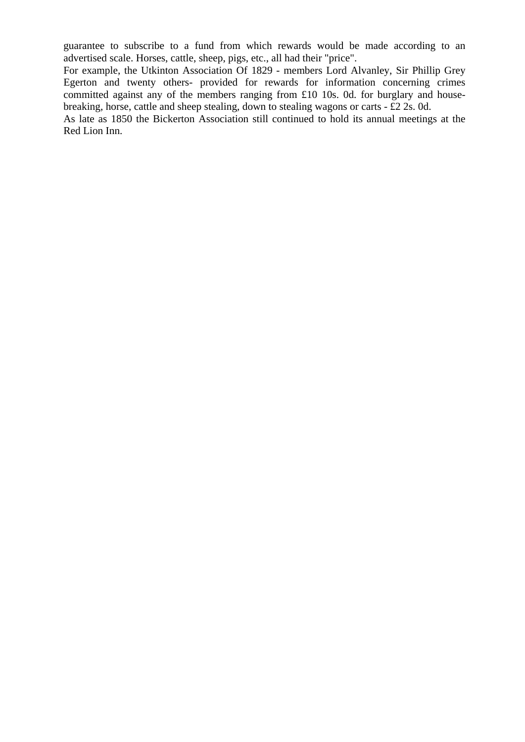guarantee to subscribe to a fund from which rewards would be made according to an advertised scale. Horses, cattle, sheep, pigs, etc., all had their "price".

For example, the Utkinton Association Of 1829 - members Lord Alvanley, Sir Phillip Grey Egerton and twenty others- provided for rewards for information concerning crimes committed against any of the members ranging from £10 10s. 0d. for burglary and house-breaking, horse, cattle and sheep stealing, down to stealing wagons or carts - £2 2s. 0d.

As late as 1850 the Bickerton Association still continued to hold its annual meetings at the Red Lion Inn.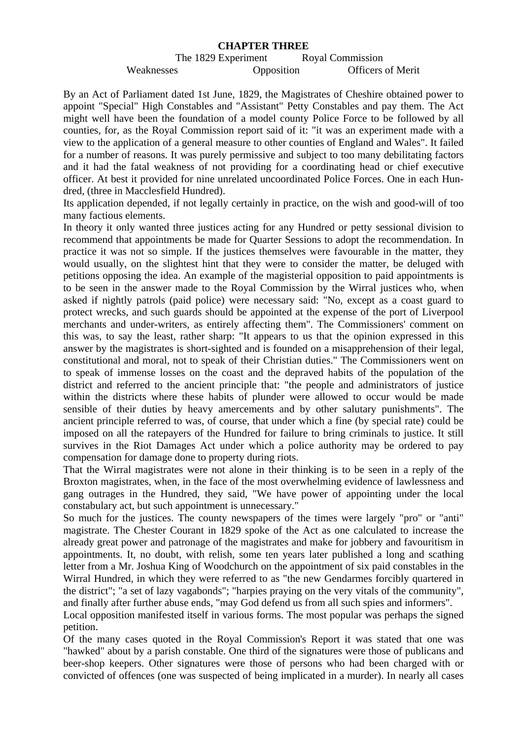# CHAPTER THREE

The 1829 Experiment    Royal Commission

Weaknesses    Opposition    Officers of Merit

By an Act of Parliament dated 1st June, 1829, the Magistrates of Cheshire obtained power to appoint "Special" High Constables and "Assistant" Petty Constables and pay them. The Act might well have been the foundation of a model county Police Force to be followed by all counties, for, as the Royal Commission report said of it: "it was an experiment made with a view to the application of a general measure to other counties of England and Wales". It failed for a number of reasons. It was purely permissive and subject to too many debilitating factors and it had the fatal weakness of not providing for a coordinating head or chief executive officer. At best it provided for nine unrelated uncoordinated Police Forces. One in each Hundred, (three in Macclesfield Hundred).

Its application depended, if not legally certainly in practice, on the wish and good-will of too many factious elements.

In theory it only wanted three justices acting for any Hundred or petty sessional division to recommend that appointments be made for Quarter Sessions to adopt the recommendation. In practice it was not so simple. If the justices themselves were favourable in the matter, they would usually, on the slightest hint that they were to consider the matter, be deluged with petitions opposing the idea. An example of the magisterial opposition to paid appointments is to be seen in the answer made to the Royal Commission by the Wirral justices who, when asked if nightly patrols (paid police) were necessary said: "No, except as a coast guard to protect wrecks, and such guards should be appointed at the expense of the port of Liverpool merchants and under-writers, as entirely affecting them". The Commissioners' comment on this was, to say the least, rather sharp: "It appears to us that the opinion expressed in this answer by the magistrates is short-sighted and is founded on a misapprehension of their legal, constitutional and moral, not to speak of their Christian duties." The Commissioners went on to speak of immense losses on the coast and the depraved habits of the population of the district and referred to the ancient principle that: "the people and administrators of justice within the districts where these habits of plunder were allowed to occur would be made sensible of their duties by heavy amercements and by other salutary punishments". The ancient principle referred to was, of course, that under which a fine (by special rate) could be imposed on all the ratepayers of the Hundred for failure to bring criminals to justice. It still survives in the Riot Damages Act under which a police authority may be ordered to pay compensation for damage done to property during riots.

That the Wirral magistrates were not alone in their thinking is to be seen in a reply of the Broxton magistrates, when, in the face of the most overwhelming evidence of lawlessness and gang outrages in the Hundred, they said, "We have power of appointing under the local constabulary act, but such appointment is unnecessary."

So much for the justices. The county newspapers of the times were largely "pro" or "anti" magistrate. The Chester Courant in 1829 spoke of the Act as one calculated to increase the already great power and patronage of the magistrates and make for jobbery and favouritism in appointments. It, no doubt, with relish, some ten years later published a long and scathing letter from a Mr. Joshua King of Woodchurch on the appointment of six paid constables in the Wirral Hundred, in which they were referred to as "the new Gendarmes forcibly quartered in the district"; "a set of lazy vagabonds"; "harpies praying on the very vitals of the community", and finally after further abuse ends, "may God defend us from all such spies and informers".

Local opposition manifested itself in various forms. The most popular was perhaps the signed petition.

Of the many cases quoted in the Royal Commission's Report it was stated that one was "hawked" about by a parish constable. One third of the signatures were those of publicans and beer-shop keepers. Other signatures were those of persons who had been charged with or convicted of offences (one was suspected of being implicated in a murder). In nearly all cases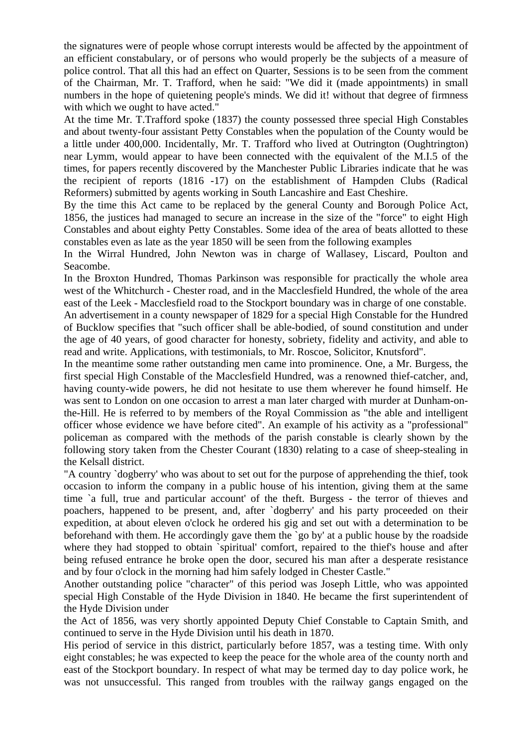the signatures were of people whose corrupt interests would be affected by the appointment of an efficient constabulary, or of persons who would properly be the subjects of a measure of police control. That all this had an effect on Quarter, Sessions is to be seen from the comment of the Chairman, Mr. T. Trafford, when he said: "We did it (made appointments) in small numbers in the hope of quietening people's minds. We did it! without that degree of firmness with which we ought to have acted."

At the time Mr. T.Trafford spoke (1837) the county possessed three special High Constables and about twenty-four assistant Petty Constables when the population of the County would be a little under 400,000. Incidentally, Mr. T. Trafford who lived at Outrington (Oughtrington) near Lymm, would appear to have been connected with the equivalent of the M.I.5 of the times, for papers recently discovered by the Manchester Public Libraries indicate that he was the recipient of reports (1816 -17) on the establishment of Hampden Clubs (Radical Reformers) submitted by agents working in South Lancashire and East Cheshire.

By the time this Act came to be replaced by the general County and Borough Police Act, 1856, the justices had managed to secure an increase in the size of the "force" to eight High Constables and about eighty Petty Constables. Some idea of the area of beats allotted to these constables even as late as the year 1850 will be seen from the following examples

In the Wirral Hundred, John Newton was in charge of Wallasey, Liscard, Poulton and Seacombe.

In the Broxton Hundred, Thomas Parkinson was responsible for practically the whole area west of the Whitchurch - Chester road, and in the Macclesfield Hundred, the whole of the area east of the Leek - Macclesfield road to the Stockport boundary was in charge of one constable.

An advertisement in a county newspaper of 1829 for a special High Constable for the Hundred of Bucklow specifies that "such officer shall be able-bodied, of sound constitution and under the age of 40 years, of good character for honesty, sobriety, fidelity and activity, and able to read and write. Applications, with testimonials, to Mr. Roscoe, Solicitor, Knutsford".

In the meantime some rather outstanding men came into prominence. One, a Mr. Burgess, the first special High Constable of the Macclesfield Hundred, was a renowned thief-catcher, and, having county-wide powers, he did not hesitate to use them wherever he found himself. He was sent to London on one occasion to arrest a man later charged with murder at Dunham-on-the-Hill. He is referred to by members of the Royal Commission as "the able and intelligent officer whose evidence we have before cited". An example of his activity as a "professional" policeman as compared with the methods of the parish constable is clearly shown by the following story taken from the Chester Courant (1830) relating to a case of sheep-stealing in the Kelsall district.

"A country `dogberry' who was about to set out for the purpose of apprehending the thief, took occasion to inform the company in a public house of his intention, giving them at the same time `a full, true and particular account' of the theft. Burgess - the terror of thieves and poachers, happened to be present, and, after `dogberry' and his party proceeded on their expedition, at about eleven o'clock he ordered his gig and set out with a determination to be beforehand with them. He accordingly gave them the `go by' at a public house by the roadside where they had stopped to obtain `spiritual' comfort, repaired to the thief's house and after being refused entrance he broke open the door, secured his man after a desperate resistance and by four o'clock in the morning had him safely lodged in Chester Castle."

Another outstanding police "character" of this period was Joseph Little, who was appointed special High Constable of the Hyde Division in 1840. He became the first superintendent of the Hyde Division under

the Act of 1856, was very shortly appointed Deputy Chief Constable to Captain Smith, and continued to serve in the Hyde Division until his death in 1870.

His period of service in this district, particularly before 1857, was a testing time. With only eight constables; he was expected to keep the peace for the whole area of the county north and east of the Stockport boundary. In respect of what may be termed day to day police work, he was not unsuccessful. This ranged from troubles with the railway gangs engaged on the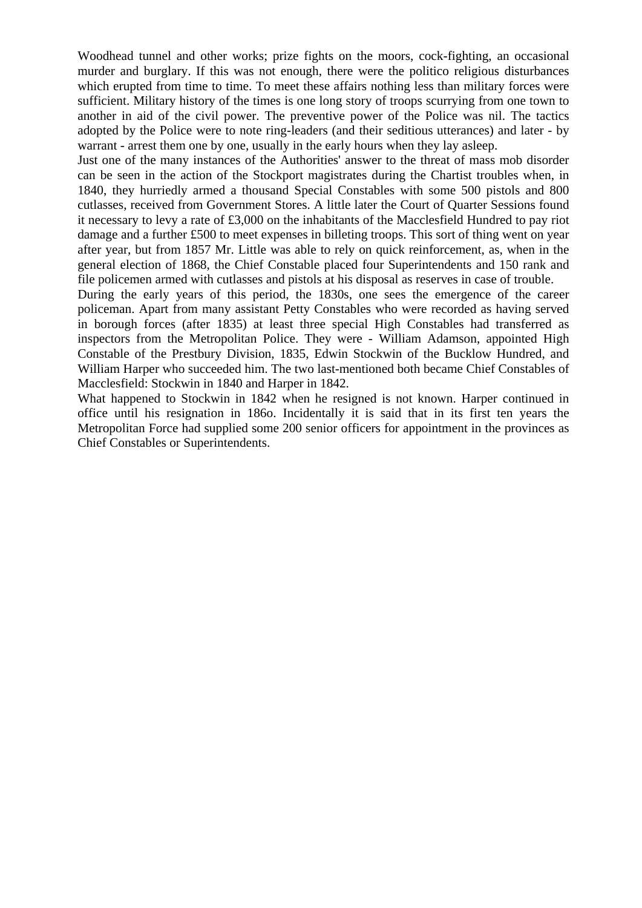Woodhead tunnel and other works; prize fights on the moors, cock-fighting, an occasional murder and burglary. If this was not enough, there were the politico religious disturbances which erupted from time to time. To meet these affairs nothing less than military forces were sufficient. Military history of the times is one long story of troops scurrying from one town to another in aid of the civil power. The preventive power of the Police was nil. The tactics adopted by the Police were to note ring-leaders (and their seditious utterances) and later - by warrant - arrest them one by one, usually in the early hours when they lay asleep.

Just one of the many instances of the Authorities' answer to the threat of mass mob disorder can be seen in the action of the Stockport magistrates during the Chartist troubles when, in 1840, they hurriedly armed a thousand Special Constables with some 500 pistols and 800 cutlasses, received from Government Stores. A little later the Court of Quarter Sessions found it necessary to levy a rate of £3,000 on the inhabitants of the Macclesfield Hundred to pay riot damage and a further £500 to meet expenses in billeting troops. This sort of thing went on year after year, but from 1857 Mr. Little was able to rely on quick reinforcement, as, when in the general election of 1868, the Chief Constable placed four Superintendents and 150 rank and file policemen armed with cutlasses and pistols at his disposal as reserves in case of trouble.

During the early years of this period, the 1830s, one sees the emergence of the career policeman. Apart from many assistant Petty Constables who were recorded as having served in borough forces (after 1835) at least three special High Constables had transferred as inspectors from the Metropolitan Police. They were - William Adamson, appointed High Constable of the Prestbury Division, 1835, Edwin Stockwin of the Bucklow Hundred, and William Harper who succeeded him. The two last-mentioned both became Chief Constables of Macclesfield: Stockwin in 1840 and Harper in 1842.

What happened to Stockwin in 1842 when he resigned is not known. Harper continued in office until his resignation in 186o. Incidentally it is said that in its first ten years the Metropolitan Force had supplied some 200 senior officers for appointment in the provinces as Chief Constables or Superintendents.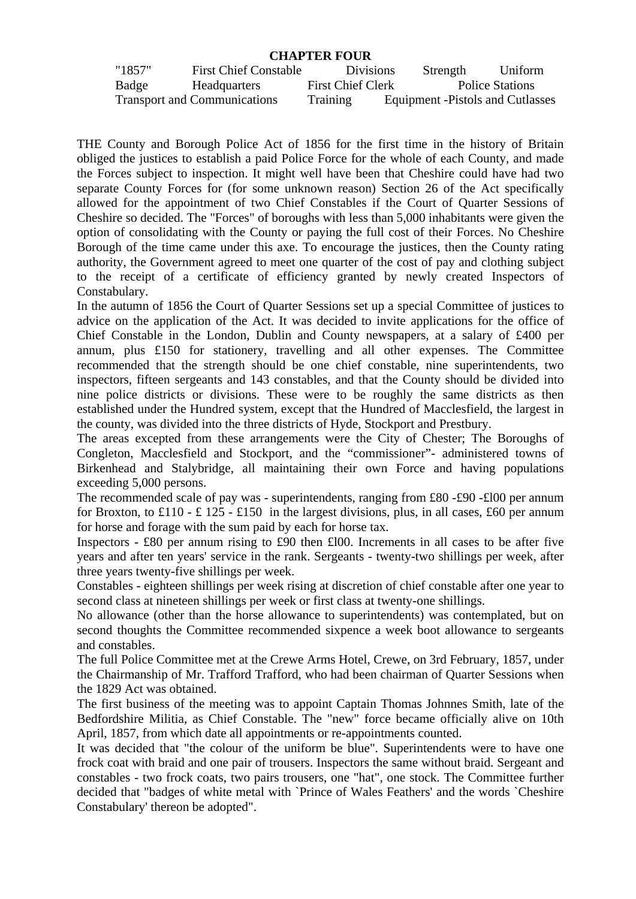# CHAPTER FOUR

"1857" First Chief Constable Divisions Strength Uniform Badge Headquarters First Chief Clerk Police Stations Transport and Communications Training Equipment -Pistols and Cutlasses

THE County and Borough Police Act of 1856 for the first time in the history of Britain obliged the justices to establish a paid Police Force for the whole of each County, and made the Forces subject to inspection. It might well have been that Cheshire could have had two separate County Forces for (for some unknown reason) Section 26 of the Act specifically allowed for the appointment of two Chief Constables if the Court of Quarter Sessions of Cheshire so decided. The "Forces" of boroughs with less than 5,000 inhabitants were given the option of consolidating with the County or paying the full cost of their Forces. No Cheshire Borough of the time came under this axe. To encourage the justices, then the County rating authority, the Government agreed to meet one quarter of the cost of pay and clothing subject to the receipt of a certificate of efficiency granted by newly created Inspectors of Constabulary.

In the autumn of 1856 the Court of Quarter Sessions set up a special Committee of justices to advice on the application of the Act. It was decided to invite applications for the office of Chief Constable in the London, Dublin and County newspapers, at a salary of £400 per annum, plus £150 for stationery, travelling and all other expenses. The Committee recommended that the strength should be one chief constable, nine superintendents, two inspectors, fifteen sergeants and 143 constables, and that the County should be divided into nine police districts or divisions. These were to be roughly the same districts as then established under the Hundred system, except that the Hundred of Macclesfield, the largest in the county, was divided into the three districts of Hyde, Stockport and Prestbury.

The areas excepted from these arrangements were the City of Chester; The Boroughs of Congleton, Macclesfield and Stockport, and the "commissioner"- administered towns of Birkenhead and Stalybridge, all maintaining their own Force and having populations exceeding 5,000 persons.

The recommended scale of pay was - superintendents, ranging from £80 -£90 -£l00 per annum for Broxton, to £110 - £ 125 - £150 in the largest divisions, plus, in all cases, £60 per annum for horse and forage with the sum paid by each for horse tax.

Inspectors - £80 per annum rising to £90 then £l00. Increments in all cases to be after five years and after ten years' service in the rank. Sergeants - twenty-two shillings per week, after three years twenty-five shillings per week.

Constables - eighteen shillings per week rising at discretion of chief constable after one year to second class at nineteen shillings per week or first class at twenty-one shillings.

No allowance (other than the horse allowance to superintendents) was contemplated, but on second thoughts the Committee recommended sixpence a week boot allowance to sergeants and constables.

The full Police Committee met at the Crewe Arms Hotel, Crewe, on 3rd February, 1857, under the Chairmanship of Mr. Trafford Trafford, who had been chairman of Quarter Sessions when the 1829 Act was obtained.

The first business of the meeting was to appoint Captain Thomas Johnnes Smith, late of the Bedfordshire Militia, as Chief Constable. The "new" force became officially alive on 10th April, 1857, from which date all appointments or re-appointments counted.

It was decided that "the colour of the uniform be blue". Superintendents were to have one frock coat with braid and one pair of trousers. Inspectors the same without braid. Sergeant and constables - two frock coats, two pairs trousers, one "hat", one stock. The Committee further decided that "badges of white metal with `Prince of Wales Feathers' and the words `Cheshire Constabulary' thereon be adopted".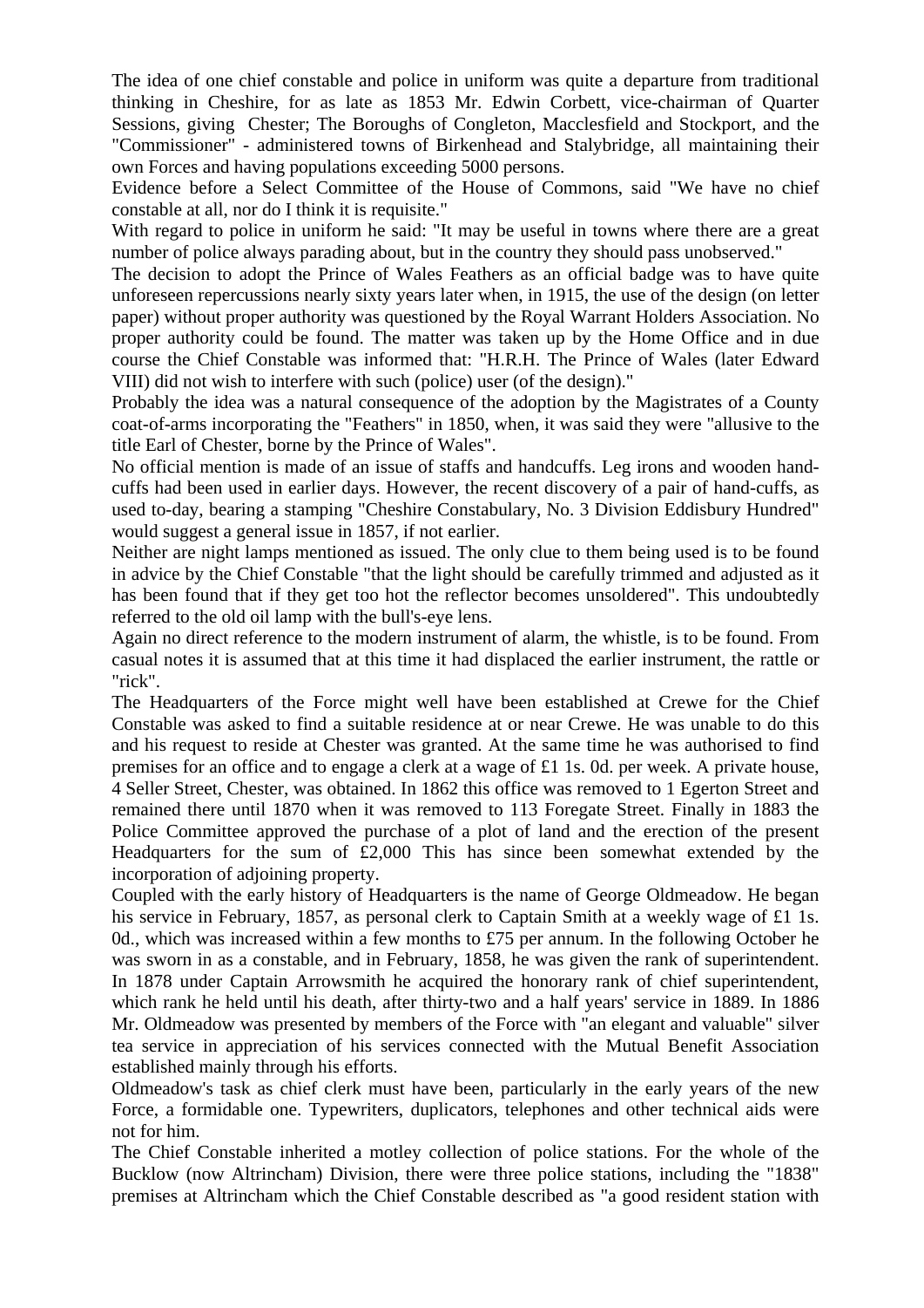The idea of one chief constable and police in uniform was quite a departure from traditional thinking in Cheshire, for as late as 1853 Mr. Edwin Corbett, vice-chairman of Quarter Sessions, giving Chester; The Boroughs of Congleton, Macclesfield and Stockport, and the "Commissioner" - administered towns of Birkenhead and Stalybridge, all maintaining their own Forces and having populations exceeding 5000 persons.

Evidence before a Select Committee of the House of Commons, said "We have no chief constable at all, nor do I think it is requisite."

With regard to police in uniform he said: "It may be useful in towns where there are a great number of police always parading about, but in the country they should pass unobserved."

The decision to adopt the Prince of Wales Feathers as an official badge was to have quite unforeseen repercussions nearly sixty years later when, in 1915, the use of the design (on letter paper) without proper authority was questioned by the Royal Warrant Holders Association. No proper authority could be found. The matter was taken up by the Home Office and in due course the Chief Constable was informed that: "H.R.H. The Prince of Wales (later Edward VIII) did not wish to interfere with such (police) user (of the design)."

Probably the idea was a natural consequence of the adoption by the Magistrates of a County coat-of-arms incorporating the "Feathers" in 1850, when, it was said they were "allusive to the title Earl of Chester, borne by the Prince of Wales".

No official mention is made of an issue of staffs and handcuffs. Leg irons and wooden hand-cuffs had been used in earlier days. However, the recent discovery of a pair of hand-cuffs, as used to-day, bearing a stamping "Cheshire Constabulary, No. 3 Division Eddisbury Hundred" would suggest a general issue in 1857, if not earlier.

Neither are night lamps mentioned as issued. The only clue to them being used is to be found in advice by the Chief Constable "that the light should be carefully trimmed and adjusted as it has been found that if they get too hot the reflector becomes unsoldered". This undoubtedly referred to the old oil lamp with the bull's-eye lens.

Again no direct reference to the modern instrument of alarm, the whistle, is to be found. From casual notes it is assumed that at this time it had displaced the earlier instrument, the rattle or "rick".

The Headquarters of the Force might well have been established at Crewe for the Chief Constable was asked to find a suitable residence at or near Crewe. He was unable to do this and his request to reside at Chester was granted. At the same time he was authorised to find premises for an office and to engage a clerk at a wage of £1 1s. 0d. per week. A private house, 4 Seller Street, Chester, was obtained. In 1862 this office was removed to 1 Egerton Street and remained there until 1870 when it was removed to 113 Foregate Street. Finally in 1883 the Police Committee approved the purchase of a plot of land and the erection of the present Headquarters for the sum of £2,000 This has since been somewhat extended by the incorporation of adjoining property.

Coupled with the early history of Headquarters is the name of George Oldmeadow. He began his service in February, 1857, as personal clerk to Captain Smith at a weekly wage of £1 1s. 0d., which was increased within a few months to £75 per annum. In the following October he was sworn in as a constable, and in February, 1858, he was given the rank of superintendent. In 1878 under Captain Arrowsmith he acquired the honorary rank of chief superintendent, which rank he held until his death, after thirty-two and a half years' service in 1889. In 1886 Mr. Oldmeadow was presented by members of the Force with "an elegant and valuable" silver tea service in appreciation of his services connected with the Mutual Benefit Association established mainly through his efforts.

Oldmeadow's task as chief clerk must have been, particularly in the early years of the new Force, a formidable one. Typewriters, duplicators, telephones and other technical aids were not for him.

The Chief Constable inherited a motley collection of police stations. For the whole of the Bucklow (now Altrincham) Division, there were three police stations, including the "1838" premises at Altrincham which the Chief Constable described as "a good resident station with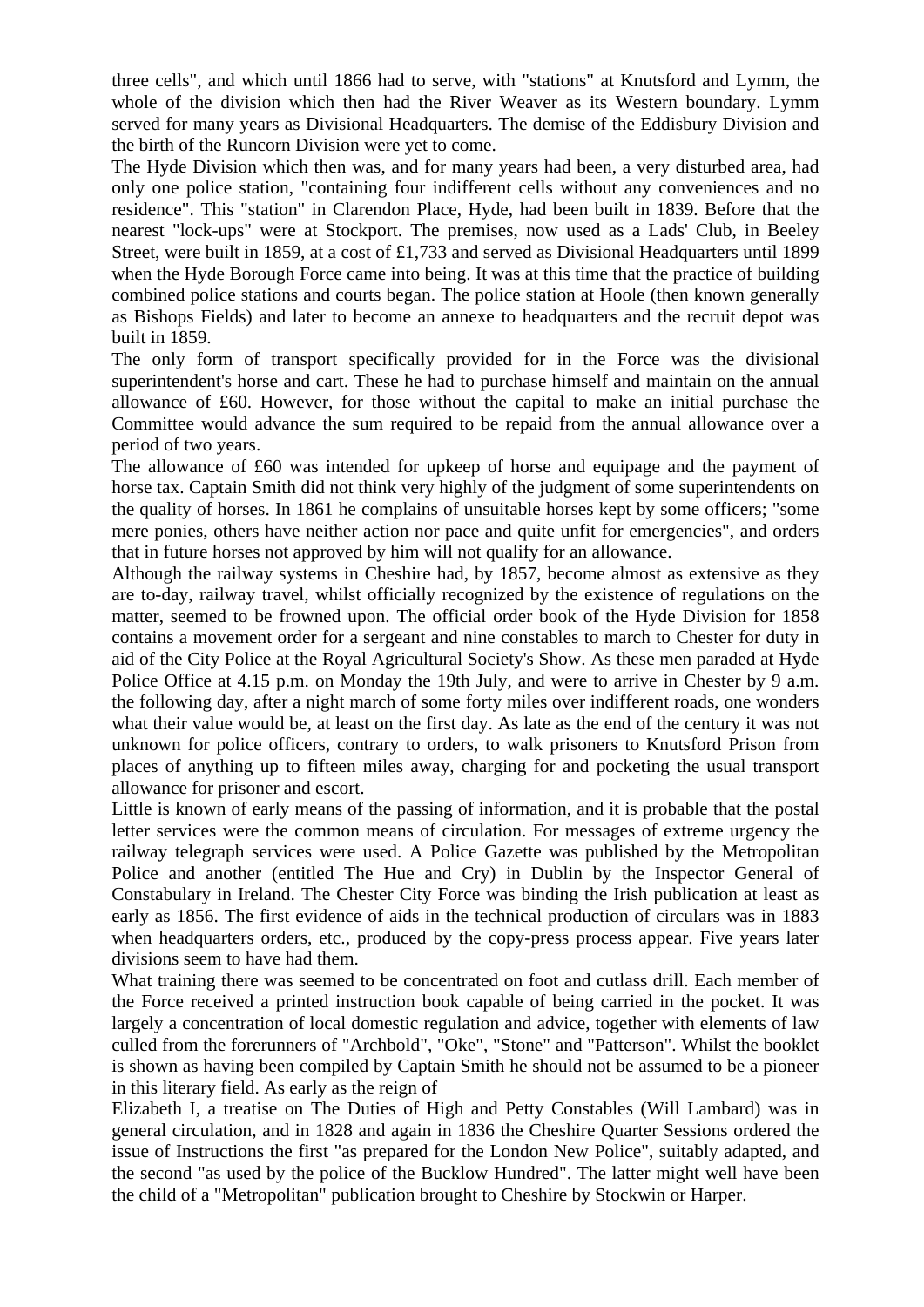three cells", and which until 1866 had to serve, with "stations" at Knutsford and Lymm, the whole of the division which then had the River Weaver as its Western boundary. Lymm served for many years as Divisional Headquarters. The demise of the Eddisbury Division and the birth of the Runcorn Division were yet to come.

The Hyde Division which then was, and for many years had been, a very disturbed area, had only one police station, "containing four indifferent cells without any conveniences and no residence". This "station" in Clarendon Place, Hyde, had been built in 1839. Before that the nearest "lock-ups" were at Stockport. The premises, now used as a Lads' Club, in Beeley Street, were built in 1859, at a cost of £1,733 and served as Divisional Headquarters until 1899 when the Hyde Borough Force came into being. It was at this time that the practice of building combined police stations and courts began. The police station at Hoole (then known generally as Bishops Fields) and later to become an annexe to headquarters and the recruit depot was built in 1859.

The only form of transport specifically provided for in the Force was the divisional superintendent's horse and cart. These he had to purchase himself and maintain on the annual allowance of £60. However, for those without the capital to make an initial purchase the Committee would advance the sum required to be repaid from the annual allowance over a period of two years.

The allowance of £60 was intended for upkeep of horse and equipage and the payment of horse tax. Captain Smith did not think very highly of the judgment of some superintendents on the quality of horses. In 1861 he complains of unsuitable horses kept by some officers; "some mere ponies, others have neither action nor pace and quite unfit for emergencies", and orders that in future horses not approved by him will not qualify for an allowance.

Although the railway systems in Cheshire had, by 1857, become almost as extensive as they are to-day, railway travel, whilst officially recognized by the existence of regulations on the matter, seemed to be frowned upon. The official order book of the Hyde Division for 1858 contains a movement order for a sergeant and nine constables to march to Chester for duty in aid of the City Police at the Royal Agricultural Society's Show. As these men paraded at Hyde Police Office at 4.15 p.m. on Monday the 19th July, and were to arrive in Chester by 9 a.m. the following day, after a night march of some forty miles over indifferent roads, one wonders what their value would be, at least on the first day. As late as the end of the century it was not unknown for police officers, contrary to orders, to walk prisoners to Knutsford Prison from places of anything up to fifteen miles away, charging for and pocketing the usual transport allowance for prisoner and escort.

Little is known of early means of the passing of information, and it is probable that the postal letter services were the common means of circulation. For messages of extreme urgency the railway telegraph services were used. A Police Gazette was published by the Metropolitan Police and another (entitled The Hue and Cry) in Dublin by the Inspector General of Constabulary in Ireland. The Chester City Force was binding the Irish publication at least as early as 1856. The first evidence of aids in the technical production of circulars was in 1883 when headquarters orders, etc., produced by the copy-press process appear. Five years later divisions seem to have had them.

What training there was seemed to be concentrated on foot and cutlass drill. Each member of the Force received a printed instruction book capable of being carried in the pocket. It was largely a concentration of local domestic regulation and advice, together with elements of law culled from the forerunners of "Archbold", "Oke", "Stone" and "Patterson". Whilst the booklet is shown as having been compiled by Captain Smith he should not be assumed to be a pioneer in this literary field. As early as the reign of Elizabeth I, a treatise on The Duties of High and Petty Constables (Will Lambard) was in general circulation, and in 1828 and again in 1836 the Cheshire Quarter Sessions ordered the issue of Instructions the first "as prepared for the London New Police", suitably adapted, and the second "as used by the police of the Bucklow Hundred". The latter might well have been the child of a "Metropolitan" publication brought to Cheshire by Stockwin or Harper.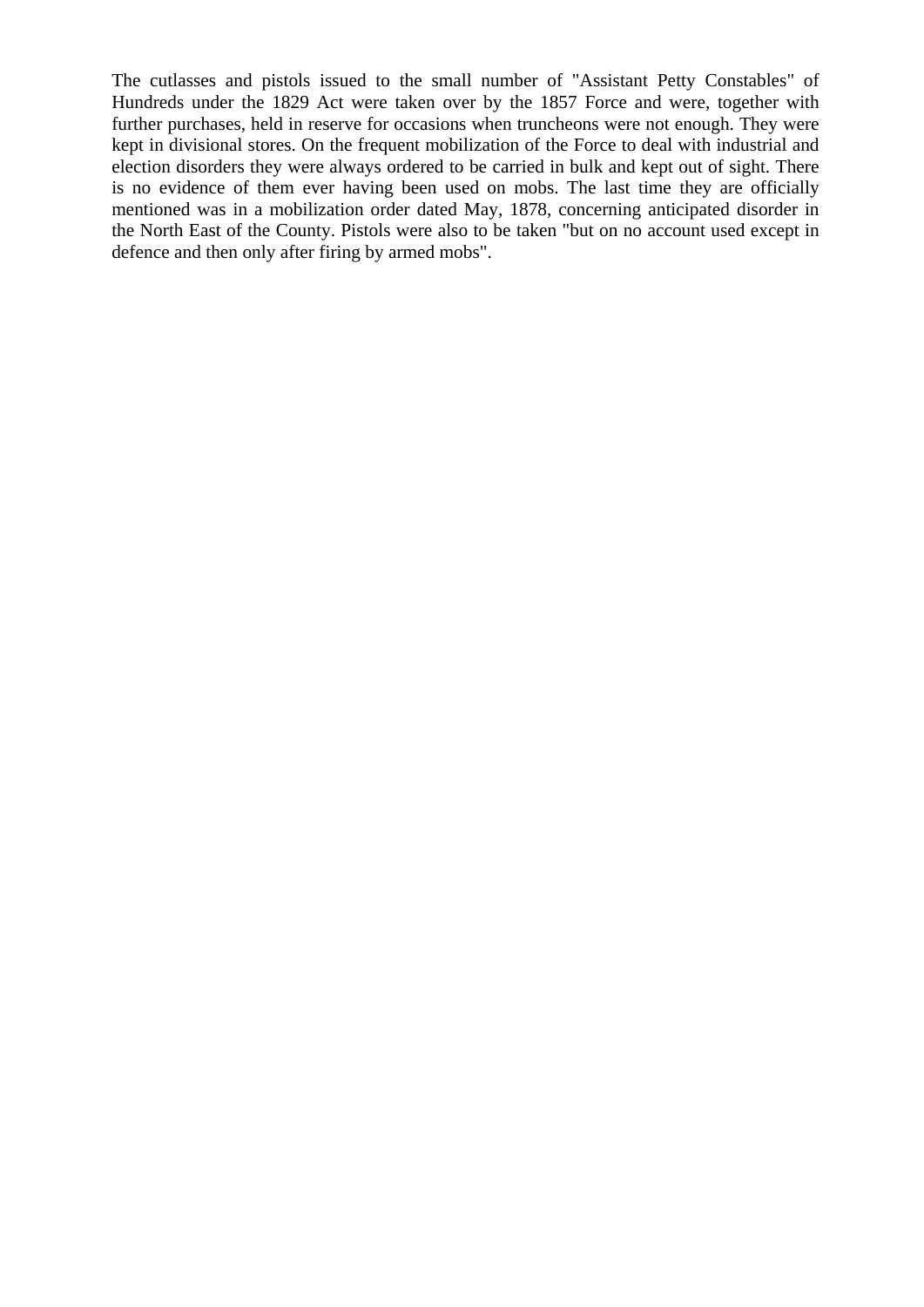The cutlasses and pistols issued to the small number of "Assistant Petty Constables" of Hundreds under the 1829 Act were taken over by the 1857 Force and were, together with further purchases, held in reserve for occasions when truncheons were not enough. They were kept in divisional stores. On the frequent mobilization of the Force to deal with industrial and election disorders they were always ordered to be carried in bulk and kept out of sight. There is no evidence of them ever having been used on mobs. The last time they are officially mentioned was in a mobilization order dated May, 1878, concerning anticipated disorder in the North East of the County. Pistols were also to be taken "but on no account used except in defence and then only after firing by armed mobs".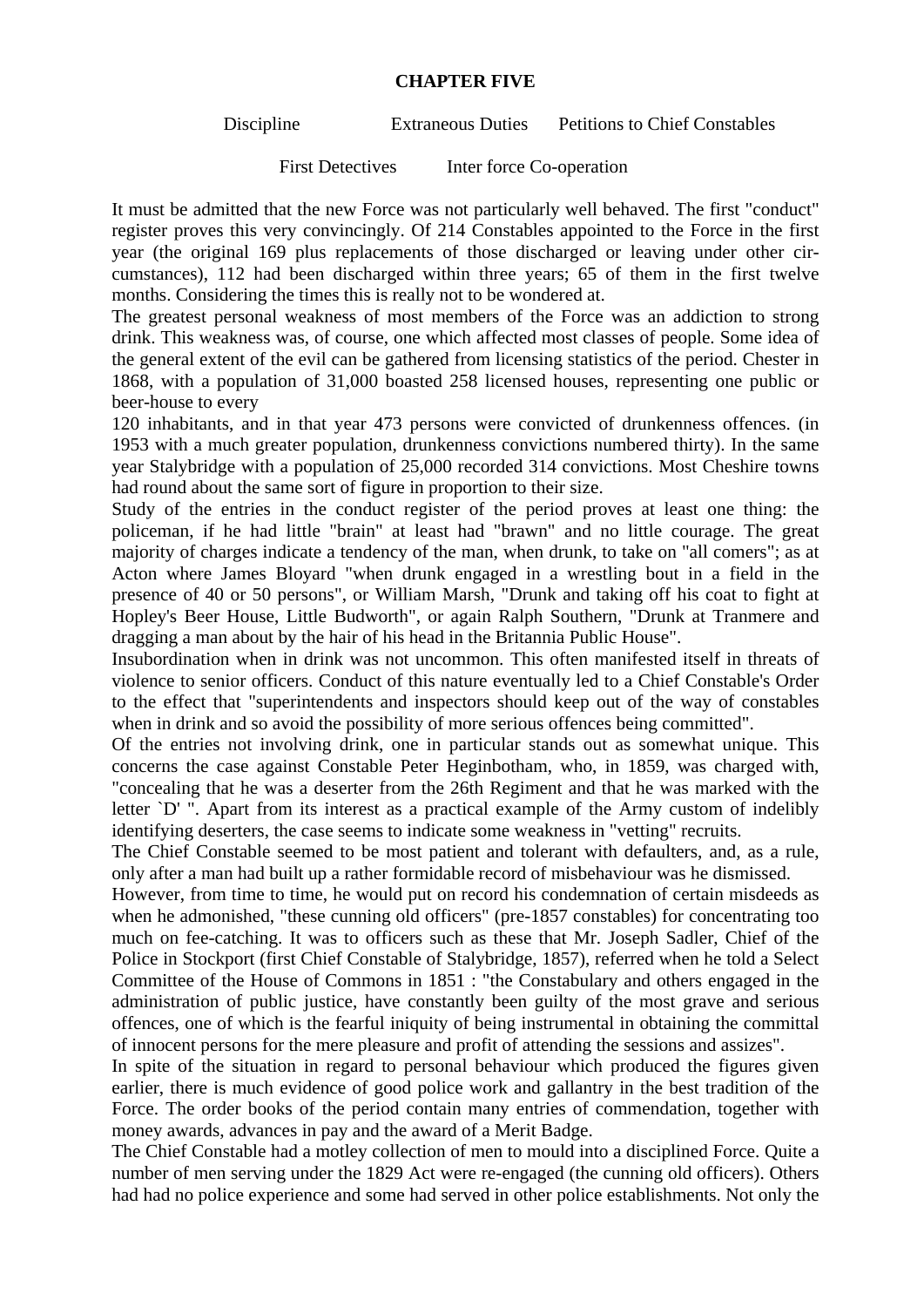# CHAPTER FIVE

Discipline Extraneous Duties Petitions to Chief Constables

First Detectives Inter force Co-operation

It must be admitted that the new Force was not particularly well behaved. The first "conduct" register proves this very convincingly. Of 214 Constables appointed to the Force in the first year (the original 169 plus replacements of those discharged or leaving under other circumstances), 112 had been discharged within three years; 65 of them in the first twelve months. Considering the times this is really not to be wondered at.

The greatest personal weakness of most members of the Force was an addiction to strong drink. This weakness was, of course, one which affected most classes of people. Some idea of the general extent of the evil can be gathered from licensing statistics of the period. Chester in 1868, with a population of 31,000 boasted 258 licensed houses, representing one public or beer-house to every 120 inhabitants, and in that year 473 persons were convicted of drunkenness offences. (in 1953 with a much greater population, drunkenness convictions numbered thirty). In the same year Stalybridge with a population of 25,000 recorded 314 convictions. Most Cheshire towns had round about the same sort of figure in proportion to their size.

Study of the entries in the conduct register of the period proves at least one thing: the policeman, if he had little "brain" at least had "brawn" and no little courage. The great majority of charges indicate a tendency of the man, when drunk, to take on "all comers"; as at Acton where James Bloyard "when drunk engaged in a wrestling bout in a field in the presence of 40 or 50 persons", or William Marsh, "Drunk and taking off his coat to fight at Hopley's Beer House, Little Budworth", or again Ralph Southern, "Drunk at Tranmere and dragging a man about by the hair of his head in the Britannia Public House".

Insubordination when in drink was not uncommon. This often manifested itself in threats of violence to senior officers. Conduct of this nature eventually led to a Chief Constable's Order to the effect that "superintendents and inspectors should keep out of the way of constables when in drink and so avoid the possibility of more serious offences being committed".

Of the entries not involving drink, one in particular stands out as somewhat unique. This concerns the case against Constable Peter Heginbotham, who, in 1859, was charged with, "concealing that he was a deserter from the 26th Regiment and that he was marked with the letter `D' ". Apart from its interest as a practical example of the Army custom of indelibly identifying deserters, the case seems to indicate some weakness in "vetting" recruits.

The Chief Constable seemed to be most patient and tolerant with defaulters, and, as a rule, only after a man had built up a rather formidable record of misbehaviour was he dismissed.

However, from time to time, he would put on record his condemnation of certain misdeeds as when he admonished, "these cunning old officers" (pre-1857 constables) for concentrating too much on fee-catching. It was to officers such as these that Mr. Joseph Sadler, Chief of the Police in Stockport (first Chief Constable of Stalybridge, 1857), referred when he told a Select Committee of the House of Commons in 1851 : "the Constabulary and others engaged in the administration of public justice, have constantly been guilty of the most grave and serious offences, one of which is the fearful iniquity of being instrumental in obtaining the committal of innocent persons for the mere pleasure and profit of attending the sessions and assizes".

In spite of the situation in regard to personal behaviour which produced the figures given earlier, there is much evidence of good police work and gallantry in the best tradition of the Force. The order books of the period contain many entries of commendation, together with money awards, advances in pay and the award of a Merit Badge.

The Chief Constable had a motley collection of men to mould into a disciplined Force. Quite a number of men serving under the 1829 Act were re-engaged (the cunning old officers). Others had had no police experience and some had served in other police establishments. Not only the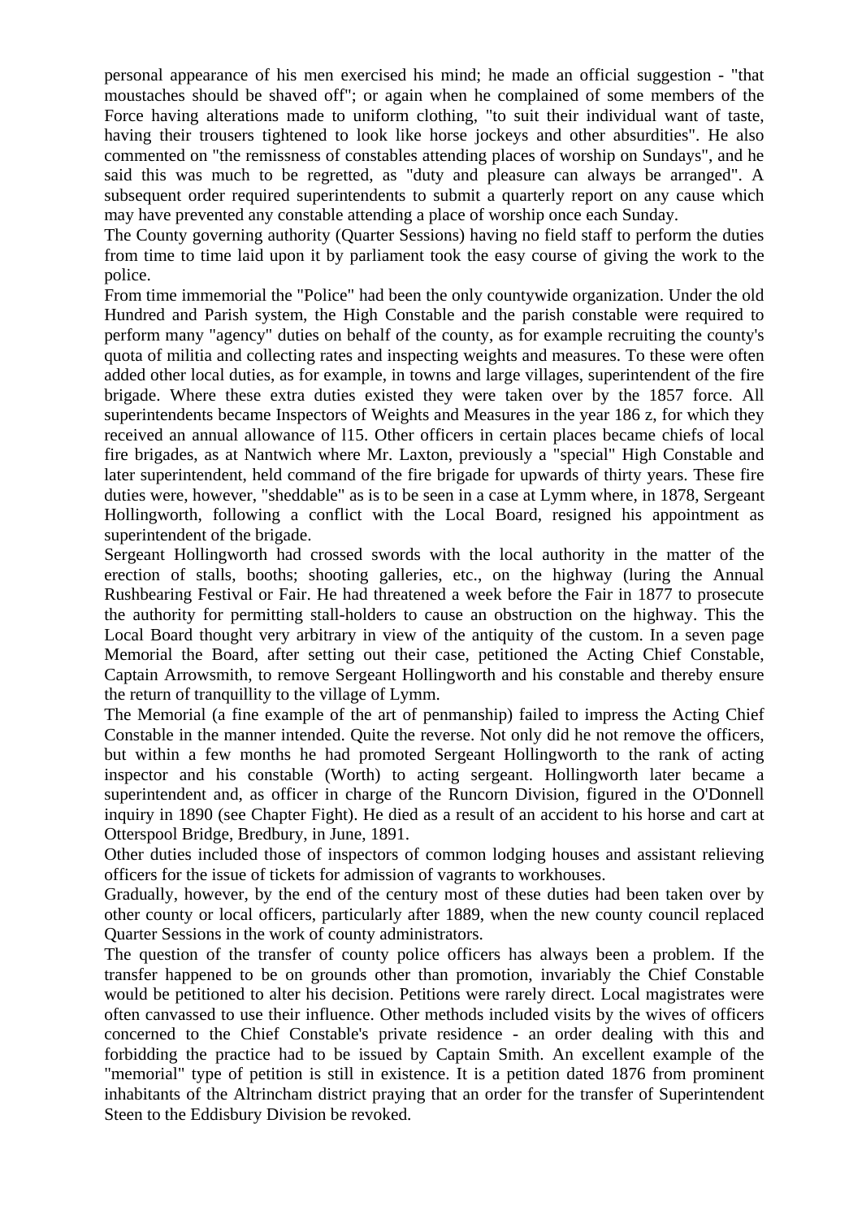personal appearance of his men exercised his mind; he made an official suggestion - "that moustaches should be shaved off"; or again when he complained of some members of the Force having alterations made to uniform clothing, "to suit their individual want of taste, having their trousers tightened to look like horse jockeys and other absurdities". He also commented on "the remissness of constables attending places of worship on Sundays", and he said this was much to be regretted, as "duty and pleasure can always be arranged". A subsequent order required superintendents to submit a quarterly report on any cause which may have prevented any constable attending a place of worship once each Sunday.

The County governing authority (Quarter Sessions) having no field staff to perform the duties from time to time laid upon it by parliament took the easy course of giving the work to the police.

From time immemorial the "Police" had been the only countywide organization. Under the old Hundred and Parish system, the High Constable and the parish constable were required to perform many "agency" duties on behalf of the county, as for example recruiting the county's quota of militia and collecting rates and inspecting weights and measures. To these were often added other local duties, as for example, in towns and large villages, superintendent of the fire brigade. Where these extra duties existed they were taken over by the 1857 force. All superintendents became Inspectors of Weights and Measures in the year 186 z, for which they received an annual allowance of l15. Other officers in certain places became chiefs of local fire brigades, as at Nantwich where Mr. Laxton, previously a "special" High Constable and later superintendent, held command of the fire brigade for upwards of thirty years. These fire duties were, however, "sheddable" as is to be seen in a case at Lymm where, in 1878, Sergeant Hollingworth, following a conflict with the Local Board, resigned his appointment as superintendent of the brigade.

Sergeant Hollingworth had crossed swords with the local authority in the matter of the erection of stalls, booths; shooting galleries, etc., on the highway (luring the Annual Rushbearing Festival or Fair. He had threatened a week before the Fair in 1877 to prosecute the authority for permitting stall-holders to cause an obstruction on the highway. This the Local Board thought very arbitrary in view of the antiquity of the custom. In a seven page Memorial the Board, after setting out their case, petitioned the Acting Chief Constable, Captain Arrowsmith, to remove Sergeant Hollingworth and his constable and thereby ensure the return of tranquillity to the village of Lymm.

The Memorial (a fine example of the art of penmanship) failed to impress the Acting Chief Constable in the manner intended. Quite the reverse. Not only did he not remove the officers, but within a few months he had promoted Sergeant Hollingworth to the rank of acting inspector and his constable (Worth) to acting sergeant. Hollingworth later became a superintendent and, as officer in charge of the Runcorn Division, figured in the O'Donnell inquiry in 1890 (see Chapter Fight). He died as a result of an accident to his horse and cart at Otterspool Bridge, Bredbury, in June, 1891.

Other duties included those of inspectors of common lodging houses and assistant relieving officers for the issue of tickets for admission of vagrants to workhouses.

Gradually, however, by the end of the century most of these duties had been taken over by other county or local officers, particularly after 1889, when the new county council replaced Quarter Sessions in the work of county administrators.

The question of the transfer of county police officers has always been a problem. If the transfer happened to be on grounds other than promotion, invariably the Chief Constable would be petitioned to alter his decision. Petitions were rarely direct. Local magistrates were often canvassed to use their influence. Other methods included visits by the wives of officers concerned to the Chief Constable's private residence - an order dealing with this and forbidding the practice had to be issued by Captain Smith. An excellent example of the "memorial" type of petition is still in existence. It is a petition dated 1876 from prominent inhabitants of the Altrincham district praying that an order for the transfer of Superintendent Steen to the Eddisbury Division be revoked.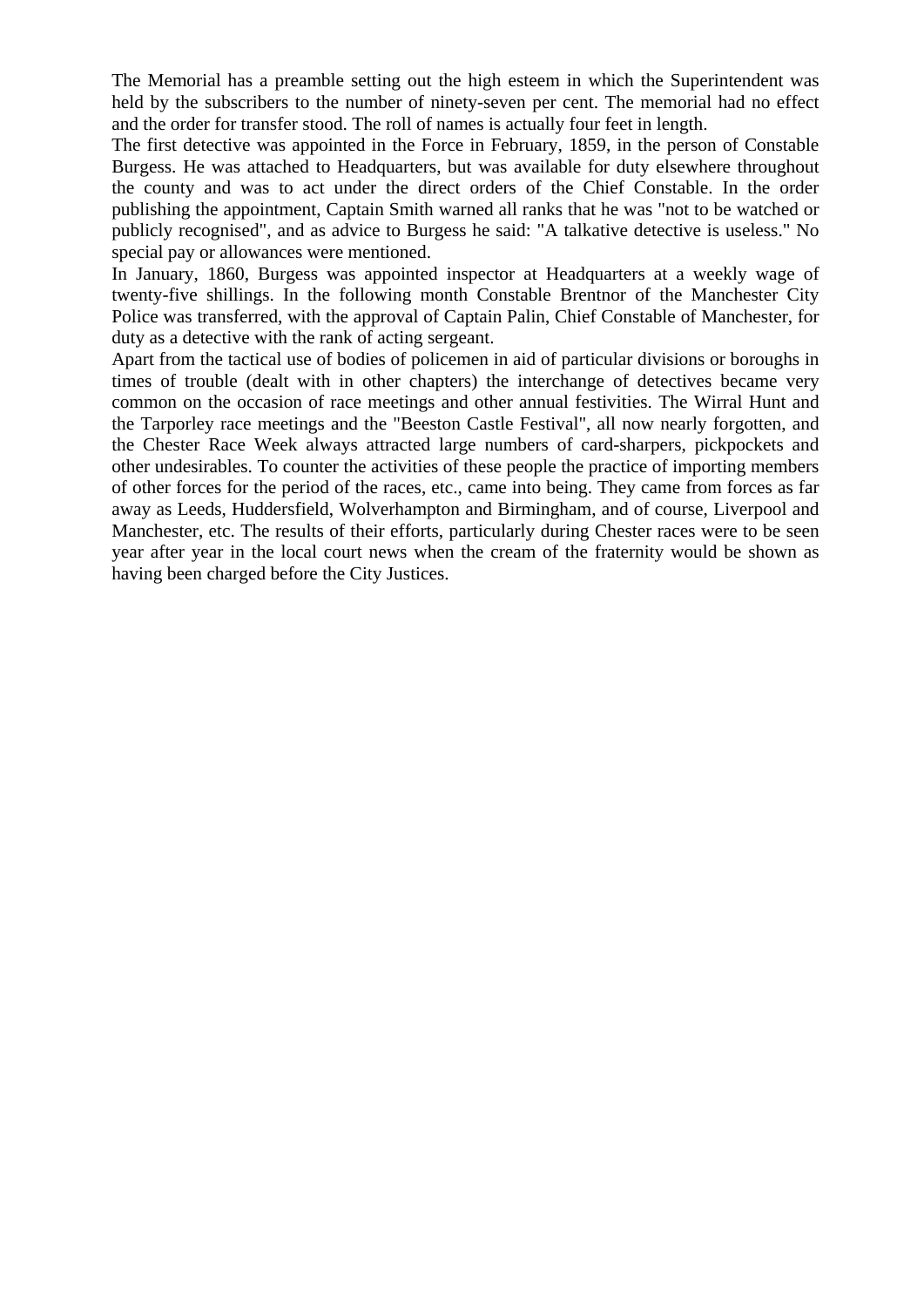The Memorial has a preamble setting out the high esteem in which the Superintendent was held by the subscribers to the number of ninety-seven per cent. The memorial had no effect and the order for transfer stood. The roll of names is actually four feet in length.

The first detective was appointed in the Force in February, 1859, in the person of Constable Burgess. He was attached to Headquarters, but was available for duty elsewhere throughout the county and was to act under the direct orders of the Chief Constable. In the order publishing the appointment, Captain Smith warned all ranks that he was "not to be watched or publicly recognised", and as advice to Burgess he said: "A talkative detective is useless." No special pay or allowances were mentioned.

In January, 1860, Burgess was appointed inspector at Headquarters at a weekly wage of twenty-five shillings. In the following month Constable Brentnor of the Manchester City Police was transferred, with the approval of Captain Palin, Chief Constable of Manchester, for duty as a detective with the rank of acting sergeant.

Apart from the tactical use of bodies of policemen in aid of particular divisions or boroughs in times of trouble (dealt with in other chapters) the interchange of detectives became very common on the occasion of race meetings and other annual festivities. The Wirral Hunt and the Tarporley race meetings and the "Beeston Castle Festival", all now nearly forgotten, and the Chester Race Week always attracted large numbers of card-sharpers, pickpockets and other undesirables. To counter the activities of these people the practice of importing members of other forces for the period of the races, etc., came into being. They came from forces as far away as Leeds, Huddersfield, Wolverhampton and Birmingham, and of course, Liverpool and Manchester, etc. The results of their efforts, particularly during Chester races were to be seen year after year in the local court news when the cream of the fraternity would be shown as having been charged before the City Justices.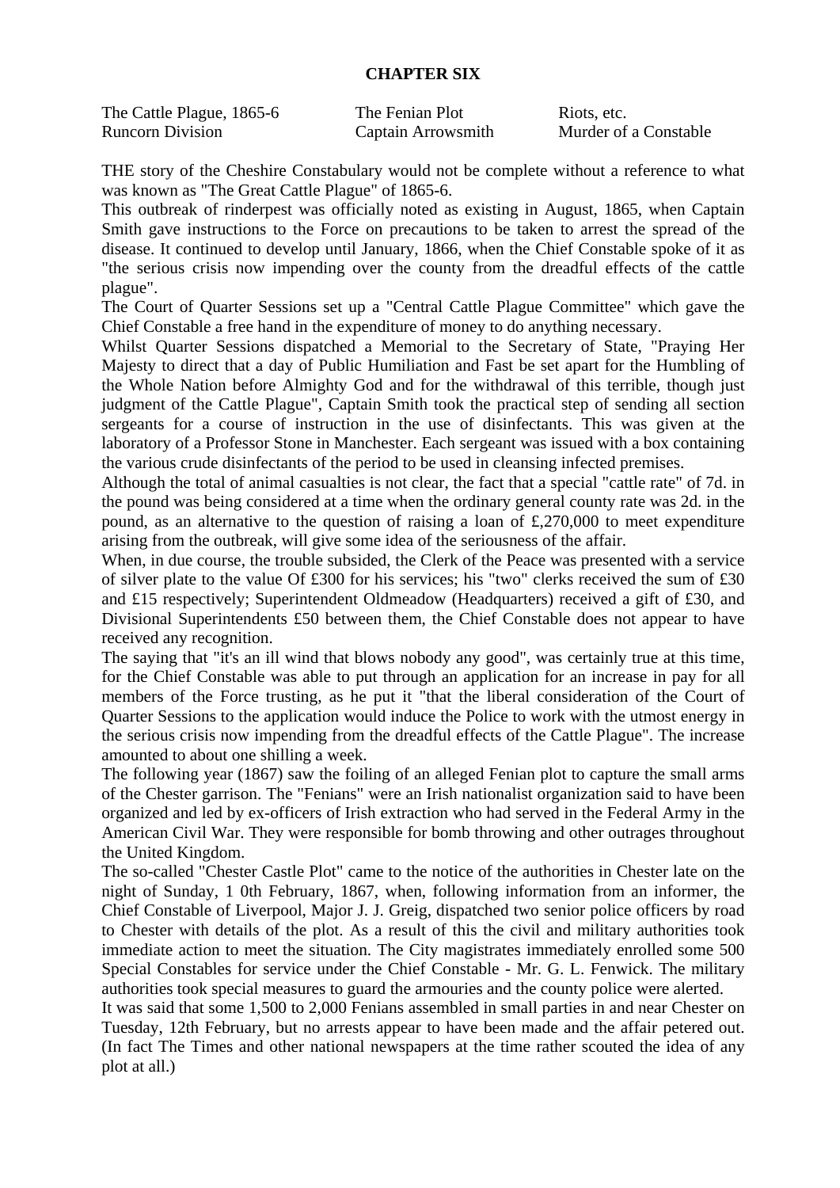# CHAPTER SIX

| The Cattle Plague, 1865-6 | The Fenian Plot | Riots, etc. |
|---|---|---|
| Runcorn Division | Captain Arrowsmith | Murder of a Constable |

THE story of the Cheshire Constabulary would not be complete without a reference to what was known as "The Great Cattle Plague" of 1865-6.

This outbreak of rinderpest was officially noted as existing in August, 1865, when Captain Smith gave instructions to the Force on precautions to be taken to arrest the spread of the disease. It continued to develop until January, 1866, when the Chief Constable spoke of it as "the serious crisis now impending over the county from the dreadful effects of the cattle plague".

The Court of Quarter Sessions set up a "Central Cattle Plague Committee" which gave the Chief Constable a free hand in the expenditure of money to do anything necessary.

Whilst Quarter Sessions dispatched a Memorial to the Secretary of State, "Praying Her Majesty to direct that a day of Public Humiliation and Fast be set apart for the Humbling of the Whole Nation before Almighty God and for the withdrawal of this terrible, though just judgment of the Cattle Plague", Captain Smith took the practical step of sending all section sergeants for a course of instruction in the use of disinfectants. This was given at the laboratory of a Professor Stone in Manchester. Each sergeant was issued with a box containing the various crude disinfectants of the period to be used in cleansing infected premises.

Although the total of animal casualties is not clear, the fact that a special "cattle rate" of 7d. in the pound was being considered at a time when the ordinary general county rate was 2d. in the pound, as an alternative to the question of raising a loan of £,270,000 to meet expenditure arising from the outbreak, will give some idea of the seriousness of the affair.

When, in due course, the trouble subsided, the Clerk of the Peace was presented with a service of silver plate to the value Of £300 for his services; his "two" clerks received the sum of £30 and £15 respectively; Superintendent Oldmeadow (Headquarters) received a gift of £30, and Divisional Superintendents £50 between them, the Chief Constable does not appear to have received any recognition.

The saying that "it's an ill wind that blows nobody any good", was certainly true at this time, for the Chief Constable was able to put through an application for an increase in pay for all members of the Force trusting, as he put it "that the liberal consideration of the Court of Quarter Sessions to the application would induce the Police to work with the utmost energy in the serious crisis now impending from the dreadful effects of the Cattle Plague". The increase amounted to about one shilling a week.

The following year (1867) saw the foiling of an alleged Fenian plot to capture the small arms of the Chester garrison. The "Fenians" were an Irish nationalist organization said to have been organized and led by ex-officers of Irish extraction who had served in the Federal Army in the American Civil War. They were responsible for bomb throwing and other outrages throughout the United Kingdom.

The so-called "Chester Castle Plot" came to the notice of the authorities in Chester late on the night of Sunday, 1 0th February, 1867, when, following information from an informer, the Chief Constable of Liverpool, Major J. J. Greig, dispatched two senior police officers by road to Chester with details of the plot. As a result of this the civil and military authorities took immediate action to meet the situation. The City magistrates immediately enrolled some 500 Special Constables for service under the Chief Constable - Mr. G. L. Fenwick. The military authorities took special measures to guard the armouries and the county police were alerted.

It was said that some 1,500 to 2,000 Fenians assembled in small parties in and near Chester on Tuesday, 12th February, but no arrests appear to have been made and the affair petered out. (In fact The Times and other national newspapers at the time rather scouted the idea of any plot at all.)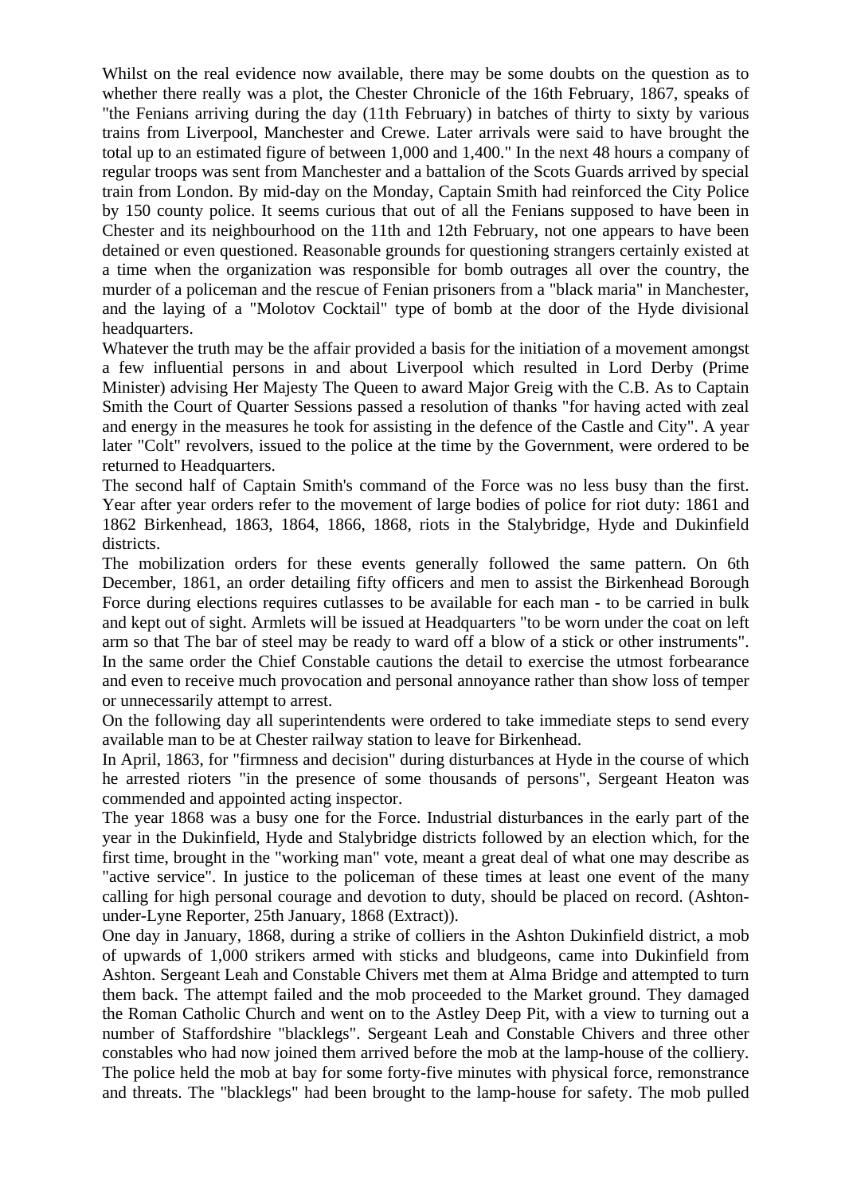Whilst on the real evidence now available, there may be some doubts on the question as to whether there really was a plot, the Chester Chronicle of the 16th February, 1867, speaks of "the Fenians arriving during the day (11th February) in batches of thirty to sixty by various trains from Liverpool, Manchester and Crewe. Later arrivals were said to have brought the total up to an estimated figure of between 1,000 and 1,400." In the next 48 hours a company of regular troops was sent from Manchester and a battalion of the Scots Guards arrived by special train from London. By mid-day on the Monday, Captain Smith had reinforced the City Police by 150 county police. It seems curious that out of all the Fenians supposed to have been in Chester and its neighbourhood on the 11th and 12th February, not one appears to have been detained or even questioned. Reasonable grounds for questioning strangers certainly existed at a time when the organization was responsible for bomb outrages all over the country, the murder of a policeman and the rescue of Fenian prisoners from a "black maria" in Manchester, and the laying of a "Molotov Cocktail" type of bomb at the door of the Hyde divisional headquarters.

Whatever the truth may be the affair provided a basis for the initiation of a movement amongst a few influential persons in and about Liverpool which resulted in Lord Derby (Prime Minister) advising Her Majesty The Queen to award Major Greig with the C.B. As to Captain Smith the Court of Quarter Sessions passed a resolution of thanks "for having acted with zeal and energy in the measures he took for assisting in the defence of the Castle and City". A year later "Colt" revolvers, issued to the police at the time by the Government, were ordered to be returned to Headquarters.

The second half of Captain Smith's command of the Force was no less busy than the first. Year after year orders refer to the movement of large bodies of police for riot duty: 1861 and 1862 Birkenhead, 1863, 1864, 1866, 1868, riots in the Stalybridge, Hyde and Dukinfield districts.

The mobilization orders for these events generally followed the same pattern. On 6th December, 1861, an order detailing fifty officers and men to assist the Birkenhead Borough Force during elections requires cutlasses to be available for each man - to be carried in bulk and kept out of sight. Armlets will be issued at Headquarters "to be worn under the coat on left arm so that The bar of steel may be ready to ward off a blow of a stick or other instruments". In the same order the Chief Constable cautions the detail to exercise the utmost forbearance and even to receive much provocation and personal annoyance rather than show loss of temper or unnecessarily attempt to arrest.

On the following day all superintendents were ordered to take immediate steps to send every available man to be at Chester railway station to leave for Birkenhead.

In April, 1863, for "firmness and decision" during disturbances at Hyde in the course of which he arrested rioters "in the presence of some thousands of persons", Sergeant Heaton was commended and appointed acting inspector.

The year 1868 was a busy one for the Force. Industrial disturbances in the early part of the year in the Dukinfield, Hyde and Stalybridge districts followed by an election which, for the first time, brought in the "working man" vote, meant a great deal of what one may describe as "active service". In justice to the policeman of these times at least one event of the many calling for high personal courage and devotion to duty, should be placed on record. (Ashton-under-Lyne Reporter, 25th January, 1868 (Extract)).

One day in January, 1868, during a strike of colliers in the Ashton Dukinfield district, a mob of upwards of 1,000 strikers armed with sticks and bludgeons, came into Dukinfield from Ashton. Sergeant Leah and Constable Chivers met them at Alma Bridge and attempted to turn them back. The attempt failed and the mob proceeded to the Market ground. They damaged the Roman Catholic Church and went on to the Astley Deep Pit, with a view to turning out a number of Staffordshire "blacklegs". Sergeant Leah and Constable Chivers and three other constables who had now joined them arrived before the mob at the lamp-house of the colliery. The police held the mob at bay for some forty-five minutes with physical force, remonstrance and threats. The "blacklegs" had been brought to the lamp-house for safety. The mob pulled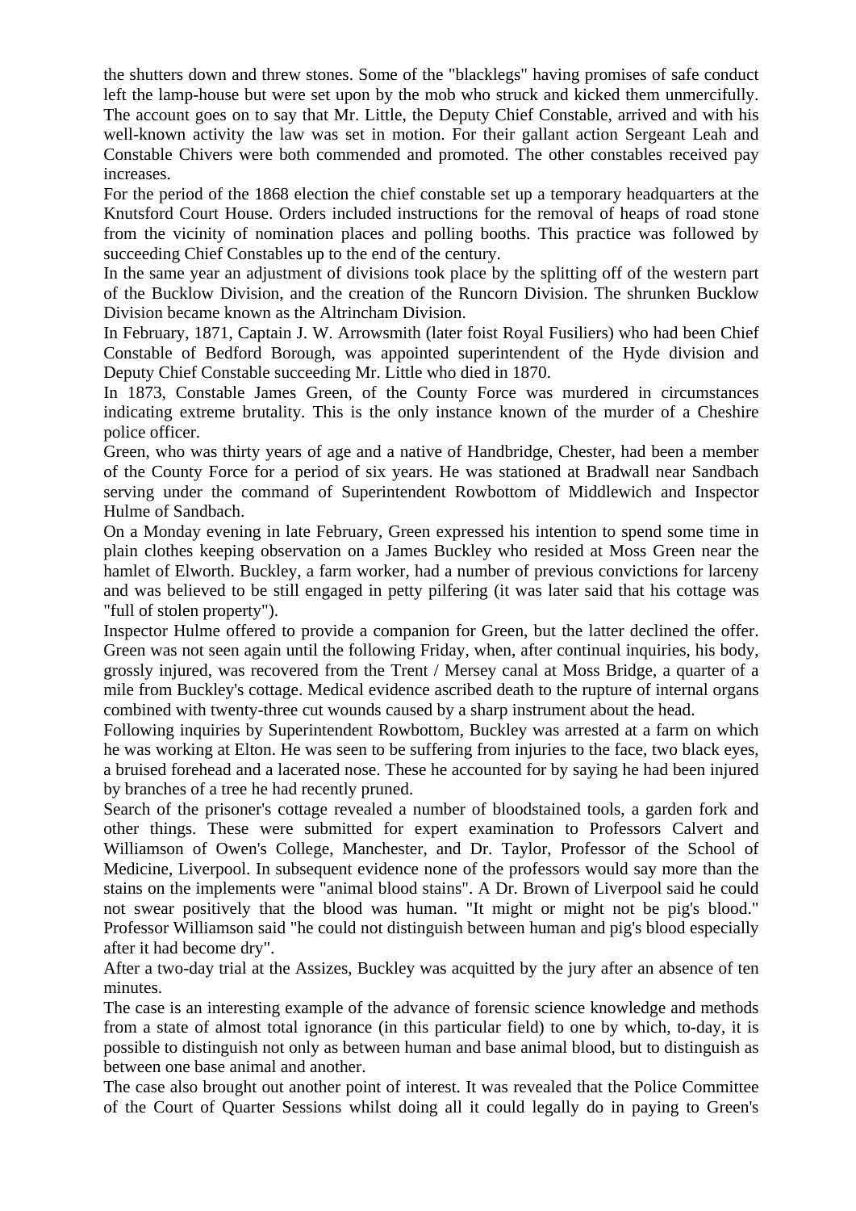the shutters down and threw stones. Some of the "blacklegs" having promises of safe conduct left the lamp-house but were set upon by the mob who struck and kicked them unmercifully. The account goes on to say that Mr. Little, the Deputy Chief Constable, arrived and with his well-known activity the law was set in motion. For their gallant action Sergeant Leah and Constable Chivers were both commended and promoted. The other constables received pay increases.

For the period of the 1868 election the chief constable set up a temporary headquarters at the Knutsford Court House. Orders included instructions for the removal of heaps of road stone from the vicinity of nomination places and polling booths. This practice was followed by succeeding Chief Constables up to the end of the century.

In the same year an adjustment of divisions took place by the splitting off of the western part of the Bucklow Division, and the creation of the Runcorn Division. The shrunken Bucklow Division became known as the Altrincham Division.

In February, 1871, Captain J. W. Arrowsmith (later foist Royal Fusiliers) who had been Chief Constable of Bedford Borough, was appointed superintendent of the Hyde division and Deputy Chief Constable succeeding Mr. Little who died in 1870.

In 1873, Constable James Green, of the County Force was murdered in circumstances indicating extreme brutality. This is the only instance known of the murder of a Cheshire police officer.

Green, who was thirty years of age and a native of Handbridge, Chester, had been a member of the County Force for a period of six years. He was stationed at Bradwall near Sandbach serving under the command of Superintendent Rowbottom of Middlewich and Inspector Hulme of Sandbach.

On a Monday evening in late February, Green expressed his intention to spend some time in plain clothes keeping observation on a James Buckley who resided at Moss Green near the hamlet of Elworth. Buckley, a farm worker, had a number of previous convictions for larceny and was believed to be still engaged in petty pilfering (it was later said that his cottage was "full of stolen property").

Inspector Hulme offered to provide a companion for Green, but the latter declined the offer. Green was not seen again until the following Friday, when, after continual inquiries, his body, grossly injured, was recovered from the Trent / Mersey canal at Moss Bridge, a quarter of a mile from Buckley's cottage. Medical evidence ascribed death to the rupture of internal organs combined with twenty-three cut wounds caused by a sharp instrument about the head.

Following inquiries by Superintendent Rowbottom, Buckley was arrested at a farm on which he was working at Elton. He was seen to be suffering from injuries to the face, two black eyes, a bruised forehead and a lacerated nose. These he accounted for by saying he had been injured by branches of a tree he had recently pruned.

Search of the prisoner's cottage revealed a number of bloodstained tools, a garden fork and other things. These were submitted for expert examination to Professors Calvert and Williamson of Owen's College, Manchester, and Dr. Taylor, Professor of the School of Medicine, Liverpool. In subsequent evidence none of the professors would say more than the stains on the implements were "animal blood stains". A Dr. Brown of Liverpool said he could not swear positively that the blood was human. "It might or might not be pig's blood." Professor Williamson said "he could not distinguish between human and pig's blood especially after it had become dry".

After a two-day trial at the Assizes, Buckley was acquitted by the jury after an absence of ten minutes.

The case is an interesting example of the advance of forensic science knowledge and methods from a state of almost total ignorance (in this particular field) to one by which, to-day, it is possible to distinguish not only as between human and base animal blood, but to distinguish as between one base animal and another.

The case also brought out another point of interest. It was revealed that the Police Committee of the Court of Quarter Sessions whilst doing all it could legally do in paying to Green's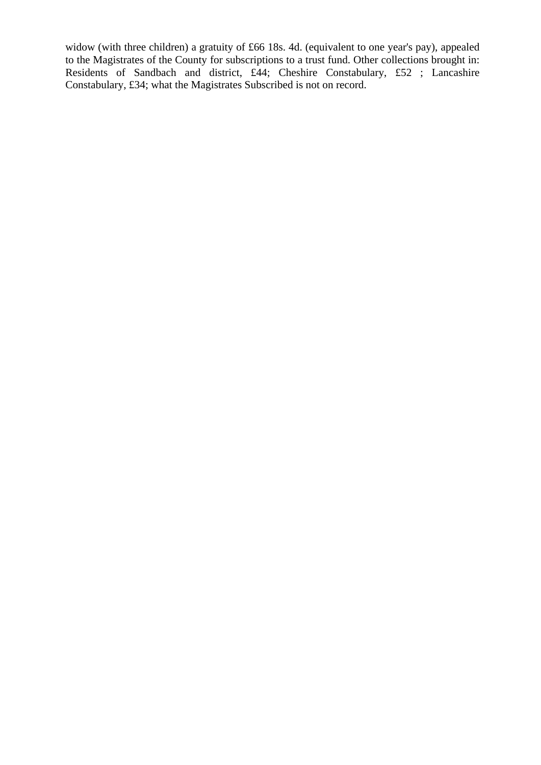widow (with three children) a gratuity of £66 18s. 4d. (equivalent to one year's pay), appealed to the Magistrates of the County for subscriptions to a trust fund. Other collections brought in: Residents of Sandbach and district, £44; Cheshire Constabulary, £52 ; Lancashire Constabulary, £34; what the Magistrates Subscribed is not on record.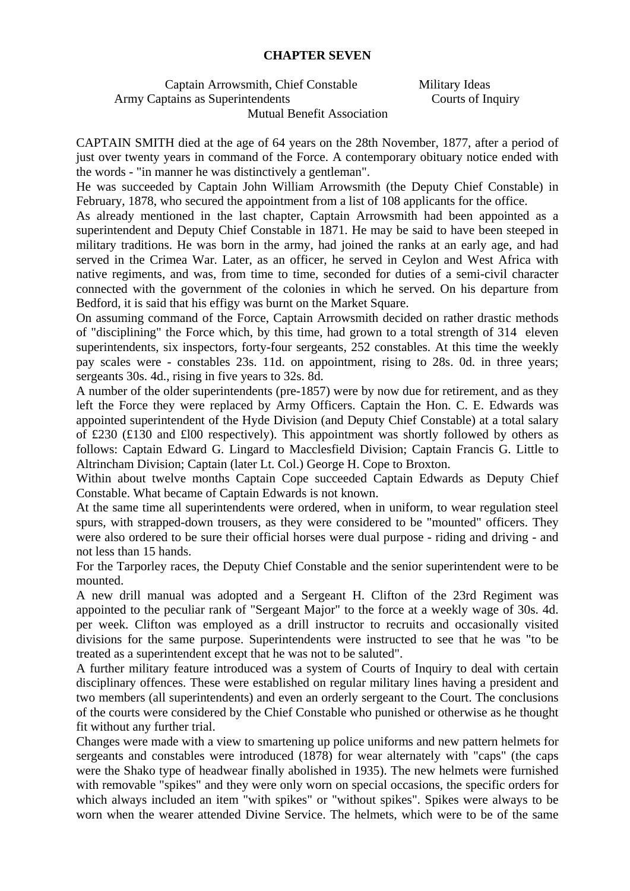# CHAPTER SEVEN

Captain Arrowsmith, Chief Constable | Military Ideas | Army Captains as Superintendents | Courts of Inquiry | Mutual Benefit Association

CAPTAIN SMITH died at the age of 64 years on the 28th November, 1877, after a period of just over twenty years in command of the Force. A contemporary obituary notice ended with the words - "in manner he was distinctively a gentleman".

He was succeeded by Captain John William Arrowsmith (the Deputy Chief Constable) in February, 1878, who secured the appointment from a list of 108 applicants for the office.

As already mentioned in the last chapter, Captain Arrowsmith had been appointed as a superintendent and Deputy Chief Constable in 1871. He may be said to have been steeped in military traditions. He was born in the army, had joined the ranks at an early age, and had served in the Crimea War. Later, as an officer, he served in Ceylon and West Africa with native regiments, and was, from time to time, seconded for duties of a semi-civil character connected with the government of the colonies in which he served. On his departure from Bedford, it is said that his effigy was burnt on the Market Square.

On assuming command of the Force, Captain Arrowsmith decided on rather drastic methods of "disciplining" the Force which, by this time, had grown to a total strength of 314 eleven superintendents, six inspectors, forty-four sergeants, 252 constables. At this time the weekly pay scales were - constables 23s. 11d. on appointment, rising to 28s. 0d. in three years; sergeants 30s. 4d., rising in five years to 32s. 8d.

A number of the older superintendents (pre-1857) were by now due for retirement, and as they left the Force they were replaced by Army Officers. Captain the Hon. C. E. Edwards was appointed superintendent of the Hyde Division (and Deputy Chief Constable) at a total salary of £230 (£130 and £l00 respectively). This appointment was shortly followed by others as follows: Captain Edward G. Lingard to Macclesfield Division; Captain Francis G. Little to Altrincham Division; Captain (later Lt. Col.) George H. Cope to Broxton.

Within about twelve months Captain Cope succeeded Captain Edwards as Deputy Chief Constable. What became of Captain Edwards is not known.

At the same time all superintendents were ordered, when in uniform, to wear regulation steel spurs, with strapped-down trousers, as they were considered to be "mounted" officers. They were also ordered to be sure their official horses were dual purpose - riding and driving - and not less than 15 hands.

For the Tarporley races, the Deputy Chief Constable and the senior superintendent were to be mounted.

A new drill manual was adopted and a Sergeant H. Clifton of the 23rd Regiment was appointed to the peculiar rank of "Sergeant Major" to the force at a weekly wage of 30s. 4d. per week. Clifton was employed as a drill instructor to recruits and occasionally visited divisions for the same purpose. Superintendents were instructed to see that he was "to be treated as a superintendent except that he was not to be saluted".

A further military feature introduced was a system of Courts of Inquiry to deal with certain disciplinary offences. These were established on regular military lines having a president and two members (all superintendents) and even an orderly sergeant to the Court. The conclusions of the courts were considered by the Chief Constable who punished or otherwise as he thought fit without any further trial.

Changes were made with a view to smartening up police uniforms and new pattern helmets for sergeants and constables were introduced (1878) for wear alternately with "caps" (the caps were the Shako type of headwear finally abolished in 1935). The new helmets were furnished with removable "spikes" and they were only worn on special occasions, the specific orders for which always included an item "with spikes" or "without spikes". Spikes were always to be worn when the wearer attended Divine Service. The helmets, which were to be of the same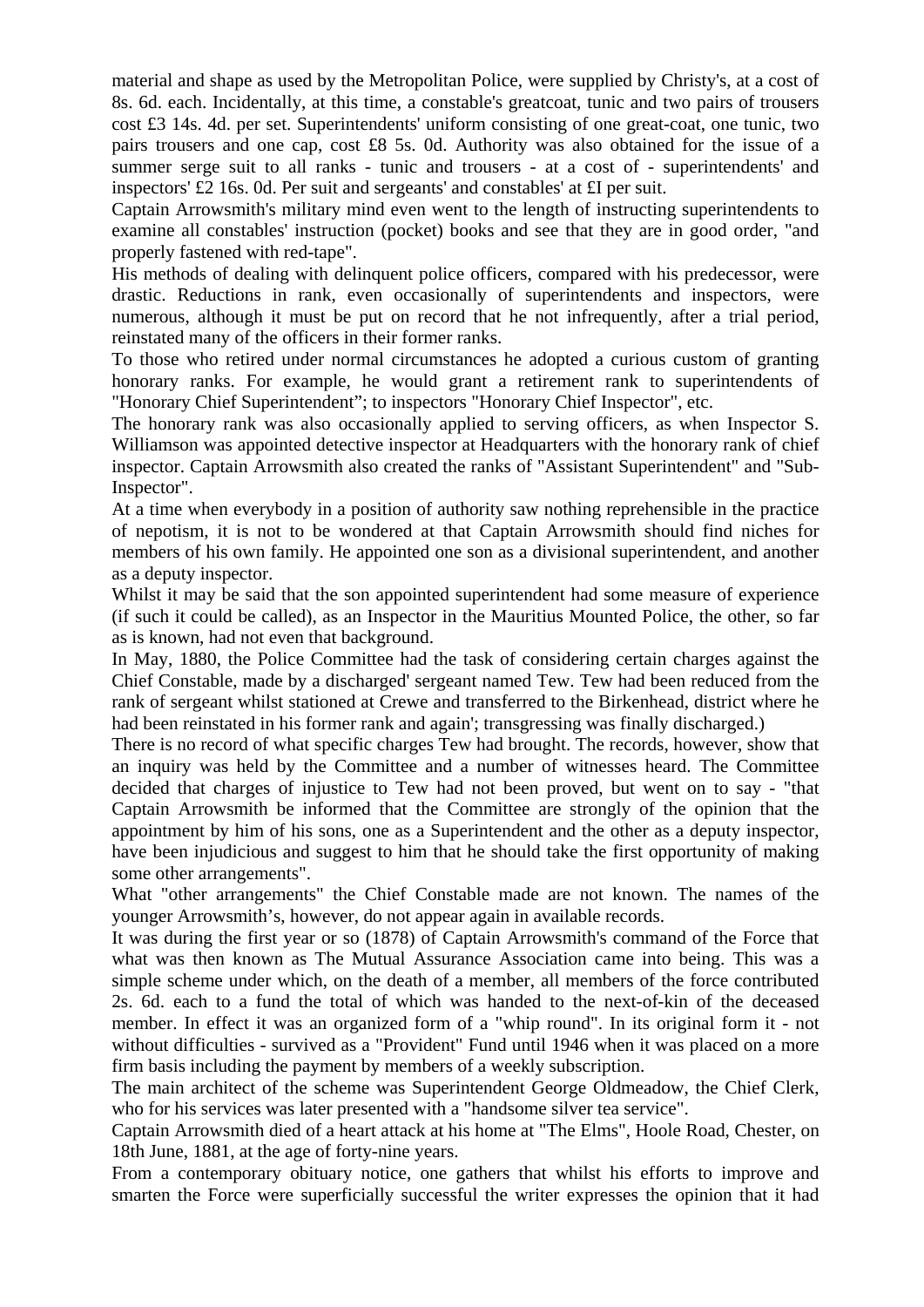material and shape as used by the Metropolitan Police, were supplied by Christy's, at a cost of 8s. 6d. each. Incidentally, at this time, a constable's greatcoat, tunic and two pairs of trousers cost £3 14s. 4d. per set. Superintendents' uniform consisting of one great-coat, one tunic, two pairs trousers and one cap, cost £8 5s. 0d. Authority was also obtained for the issue of a summer serge suit to all ranks - tunic and trousers - at a cost of - superintendents' and inspectors' £2 16s. 0d. Per suit and sergeants' and constables' at £I per suit.

Captain Arrowsmith's military mind even went to the length of instructing superintendents to examine all constables' instruction (pocket) books and see that they are in good order, "and properly fastened with red-tape".

His methods of dealing with delinquent police officers, compared with his predecessor, were drastic. Reductions in rank, even occasionally of superintendents and inspectors, were numerous, although it must be put on record that he not infrequently, after a trial period, reinstated many of the officers in their former ranks.

To those who retired under normal circumstances he adopted a curious custom of granting honorary ranks. For example, he would grant a retirement rank to superintendents of "Honorary Chief Superintendent”; to inspectors "Honorary Chief Inspector", etc.

The honorary rank was also occasionally applied to serving officers, as when Inspector S. Williamson was appointed detective inspector at Headquarters with the honorary rank of chief inspector. Captain Arrowsmith also created the ranks of "Assistant Superintendent" and "Sub-Inspector".

At a time when everybody in a position of authority saw nothing reprehensible in the practice of nepotism, it is not to be wondered at that Captain Arrowsmith should find niches for members of his own family. He appointed one son as a divisional superintendent, and another as a deputy inspector.

Whilst it may be said that the son appointed superintendent had some measure of experience (if such it could be called), as an Inspector in the Mauritius Mounted Police, the other, so far as is known, had not even that background.

In May, 1880, the Police Committee had the task of considering certain charges against the Chief Constable, made by a discharged' sergeant named Tew. Tew had been reduced from the rank of sergeant whilst stationed at Crewe and transferred to the Birkenhead, district where he had been reinstated in his former rank and again'; transgressing was finally discharged.)

There is no record of what specific charges Tew had brought. The records, however, show that an inquiry was held by the Committee and a number of witnesses heard. The Committee decided that charges of injustice to Tew had not been proved, but went on to say - "that Captain Arrowsmith be informed that the Committee are strongly of the opinion that the appointment by him of his sons, one as a Superintendent and the other as a deputy inspector, have been injudicious and suggest to him that he should take the first opportunity of making some other arrangements".

What "other arrangements" the Chief Constable made are not known. The names of the younger Arrowsmith’s, however, do not appear again in available records.

It was during the first year or so (1878) of Captain Arrowsmith's command of the Force that what was then known as The Mutual Assurance Association came into being. This was a simple scheme under which, on the death of a member, all members of the force contributed 2s. 6d. each to a fund the total of which was handed to the next-of-kin of the deceased member. In effect it was an organized form of a "whip round". In its original form it - not without difficulties - survived as a "Provident" Fund until 1946 when it was placed on a more firm basis including the payment by members of a weekly subscription.

The main architect of the scheme was Superintendent George Oldmeadow, the Chief Clerk, who for his services was later presented with a "handsome silver tea service".

Captain Arrowsmith died of a heart attack at his home at "The Elms", Hoole Road, Chester, on 18th June, 1881, at the age of forty-nine years.

From a contemporary obituary notice, one gathers that whilst his efforts to improve and smarten the Force were superficially successful the writer expresses the opinion that it had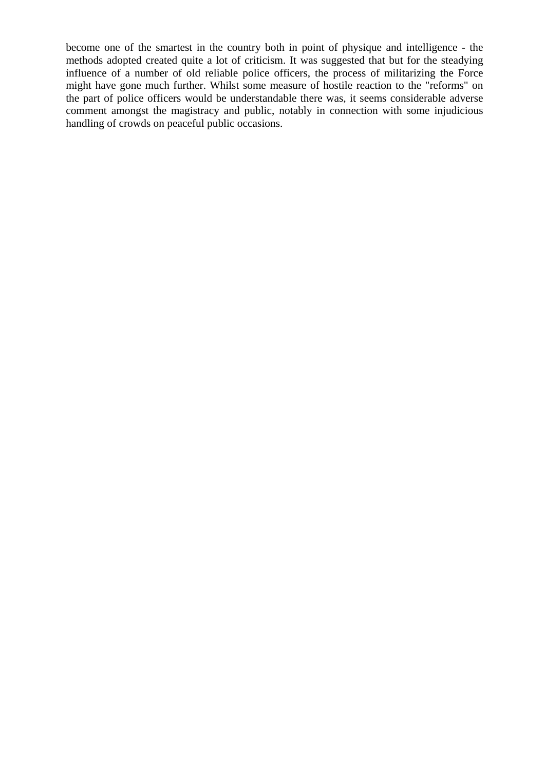become one of the smartest in the country both in point of physique and intelligence - the methods adopted created quite a lot of criticism. It was suggested that but for the steadying influence of a number of old reliable police officers, the process of militarizing the Force might have gone much further. Whilst some measure of hostile reaction to the "reforms" on the part of police officers would be understandable there was, it seems considerable adverse comment amongst the magistracy and public, notably in connection with some injudicious handling of crowds on peaceful public occasions.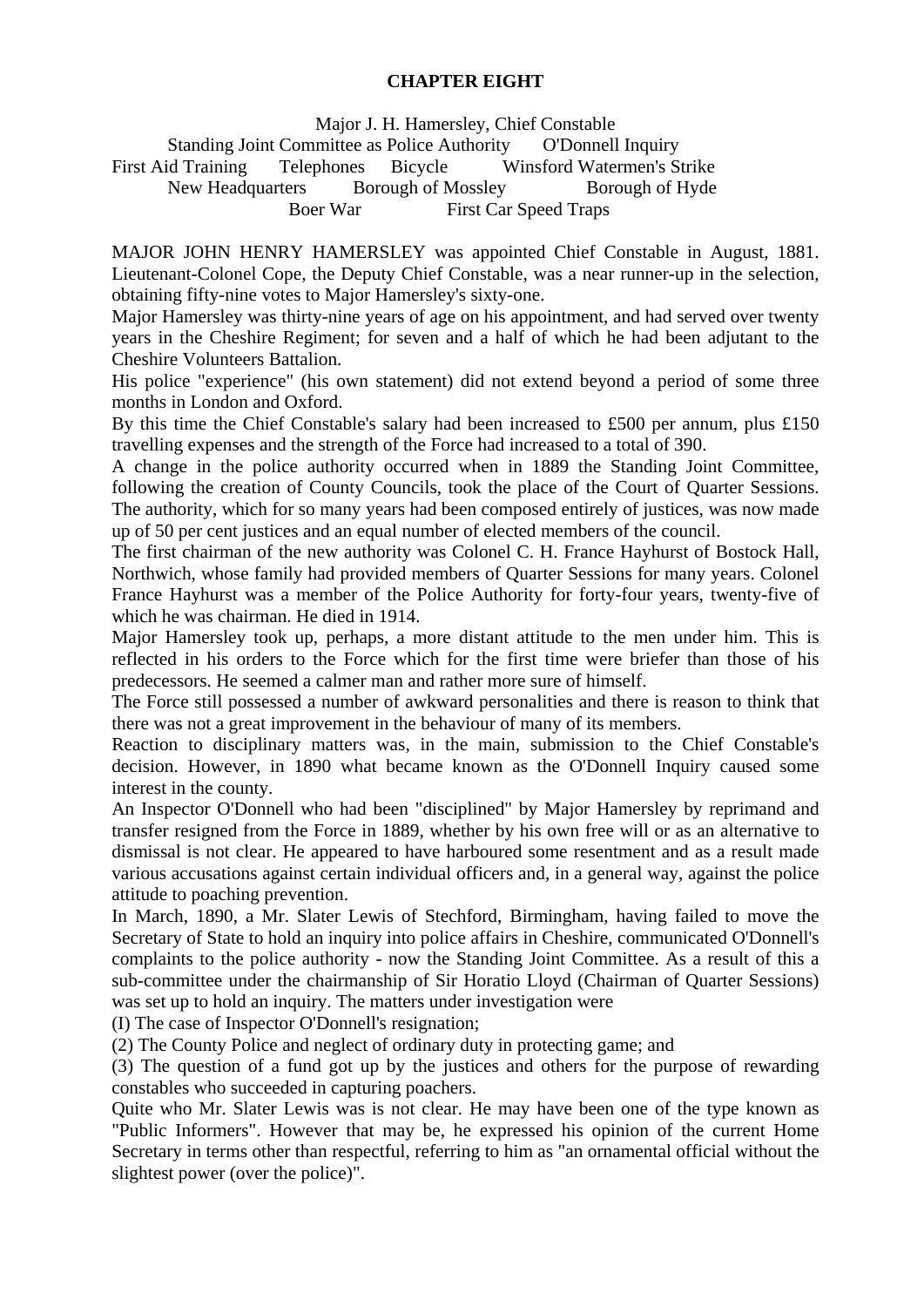# CHAPTER EIGHT

Major J. H. Hamersley, Chief Constable
Standing Joint Committee as Police Authority  O'Donnell Inquiry
First Aid Training  Telephones  Bicycle  Winsford Watermen's Strike
New Headquarters  Borough of Mossley  Borough of Hyde
Boer War  First Car Speed Traps

MAJOR JOHN HENRY HAMERSLEY was appointed Chief Constable in August, 1881. Lieutenant-Colonel Cope, the Deputy Chief Constable, was a near runner-up in the selection, obtaining fifty-nine votes to Major Hamersley's sixty-one.

Major Hamersley was thirty-nine years of age on his appointment, and had served over twenty years in the Cheshire Regiment; for seven and a half of which he had been adjutant to the Cheshire Volunteers Battalion.

His police "experience" (his own statement) did not extend beyond a period of some three months in London and Oxford.

By this time the Chief Constable's salary had been increased to £500 per annum, plus £150 travelling expenses and the strength of the Force had increased to a total of 390.

A change in the police authority occurred when in 1889 the Standing Joint Committee, following the creation of County Councils, took the place of the Court of Quarter Sessions. The authority, which for so many years had been composed entirely of justices, was now made up of 50 per cent justices and an equal number of elected members of the council.

The first chairman of the new authority was Colonel C. H. France Hayhurst of Bostock Hall, Northwich, whose family had provided members of Quarter Sessions for many years. Colonel France Hayhurst was a member of the Police Authority for forty-four years, twenty-five of which he was chairman. He died in 1914.

Major Hamersley took up, perhaps, a more distant attitude to the men under him. This is reflected in his orders to the Force which for the first time were briefer than those of his predecessors. He seemed a calmer man and rather more sure of himself.

The Force still possessed a number of awkward personalities and there is reason to think that there was not a great improvement in the behaviour of many of its members.

Reaction to disciplinary matters was, in the main, submission to the Chief Constable's decision. However, in 1890 what became known as the O'Donnell Inquiry caused some interest in the county.

An Inspector O'Donnell who had been "disciplined" by Major Hamersley by reprimand and transfer resigned from the Force in 1889, whether by his own free will or as an alternative to dismissal is not clear. He appeared to have harboured some resentment and as a result made various accusations against certain individual officers and, in a general way, against the police attitude to poaching prevention.

In March, 1890, a Mr. Slater Lewis of Stechford, Birmingham, having failed to move the Secretary of State to hold an inquiry into police affairs in Cheshire, communicated O'Donnell's complaints to the police authority - now the Standing Joint Committee. As a result of this a sub-committee under the chairmanship of Sir Horatio Lloyd (Chairman of Quarter Sessions) was set up to hold an inquiry. The matters under investigation were

(I) The case of Inspector O'Donnell's resignation;

(2) The County Police and neglect of ordinary duty in protecting game; and

(3) The question of a fund got up by the justices and others for the purpose of rewarding constables who succeeded in capturing poachers.

Quite who Mr. Slater Lewis was is not clear. He may have been one of the type known as "Public Informers". However that may be, he expressed his opinion of the current Home Secretary in terms other than respectful, referring to him as "an ornamental official without the slightest power (over the police)".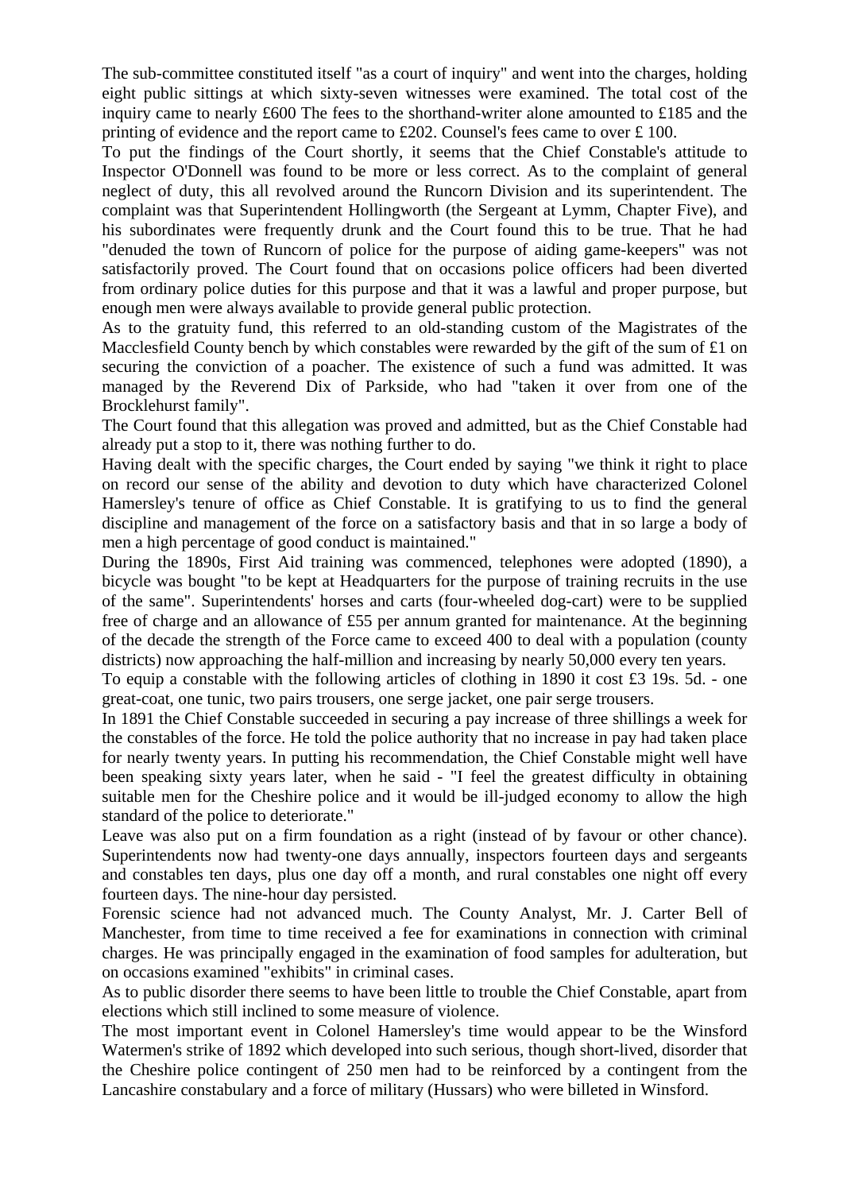The sub-committee constituted itself "as a court of inquiry" and went into the charges, holding eight public sittings at which sixty-seven witnesses were examined. The total cost of the inquiry came to nearly £600 The fees to the shorthand-writer alone amounted to £185 and the printing of evidence and the report came to £202. Counsel's fees came to over £ 100.

To put the findings of the Court shortly, it seems that the Chief Constable's attitude to Inspector O'Donnell was found to be more or less correct. As to the complaint of general neglect of duty, this all revolved around the Runcorn Division and its superintendent. The complaint was that Superintendent Hollingworth (the Sergeant at Lymm, Chapter Five), and his subordinates were frequently drunk and the Court found this to be true. That he had "denuded the town of Runcorn of police for the purpose of aiding game-keepers" was not satisfactorily proved. The Court found that on occasions police officers had been diverted from ordinary police duties for this purpose and that it was a lawful and proper purpose, but enough men were always available to provide general public protection.

As to the gratuity fund, this referred to an old-standing custom of the Magistrates of the Macclesfield County bench by which constables were rewarded by the gift of the sum of £1 on securing the conviction of a poacher. The existence of such a fund was admitted. It was managed by the Reverend Dix of Parkside, who had "taken it over from one of the Brocklehurst family".

The Court found that this allegation was proved and admitted, but as the Chief Constable had already put a stop to it, there was nothing further to do.

Having dealt with the specific charges, the Court ended by saying "we think it right to place on record our sense of the ability and devotion to duty which have characterized Colonel Hamersley's tenure of office as Chief Constable. It is gratifying to us to find the general discipline and management of the force on a satisfactory basis and that in so large a body of men a high percentage of good conduct is maintained."

During the 1890s, First Aid training was commenced, telephones were adopted (1890), a bicycle was bought "to be kept at Headquarters for the purpose of training recruits in the use of the same". Superintendents' horses and carts (four-wheeled dog-cart) were to be supplied free of charge and an allowance of £55 per annum granted for maintenance. At the beginning of the decade the strength of the Force came to exceed 400 to deal with a population (county districts) now approaching the half-million and increasing by nearly 50,000 every ten years.

To equip a constable with the following articles of clothing in 1890 it cost £3 19s. 5d. - one great-coat, one tunic, two pairs trousers, one serge jacket, one pair serge trousers.

In 1891 the Chief Constable succeeded in securing a pay increase of three shillings a week for the constables of the force. He told the police authority that no increase in pay had taken place for nearly twenty years. In putting his recommendation, the Chief Constable might well have been speaking sixty years later, when he said - "I feel the greatest difficulty in obtaining suitable men for the Cheshire police and it would be ill-judged economy to allow the high standard of the police to deteriorate."

Leave was also put on a firm foundation as a right (instead of by favour or other chance). Superintendents now had twenty-one days annually, inspectors fourteen days and sergeants and constables ten days, plus one day off a month, and rural constables one night off every fourteen days. The nine-hour day persisted.

Forensic science had not advanced much. The County Analyst, Mr. J. Carter Bell of Manchester, from time to time received a fee for examinations in connection with criminal charges. He was principally engaged in the examination of food samples for adulteration, but on occasions examined "exhibits" in criminal cases.

As to public disorder there seems to have been little to trouble the Chief Constable, apart from elections which still inclined to some measure of violence.

The most important event in Colonel Hamersley's time would appear to be the Winsford Watermen's strike of 1892 which developed into such serious, though short-lived, disorder that the Cheshire police contingent of 250 men had to be reinforced by a contingent from the Lancashire constabulary and a force of military (Hussars) who were billeted in Winsford.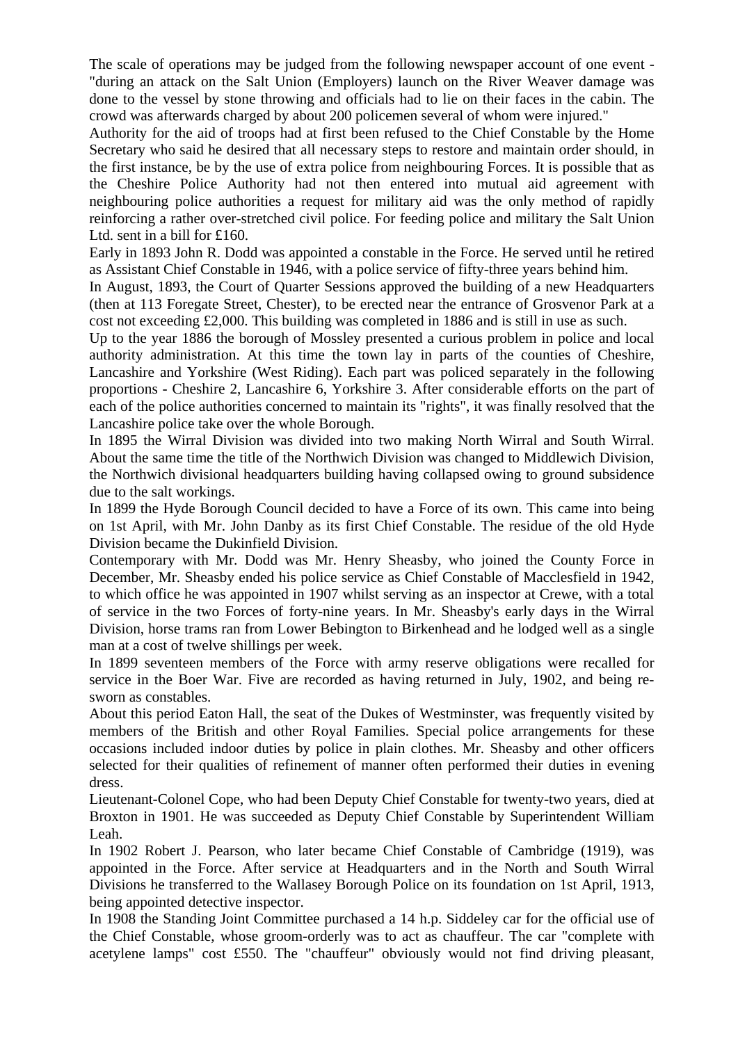The scale of operations may be judged from the following newspaper account of one event - "during an attack on the Salt Union (Employers) launch on the River Weaver damage was done to the vessel by stone throwing and officials had to lie on their faces in the cabin. The crowd was afterwards charged by about 200 policemen several of whom were injured."

Authority for the aid of troops had at first been refused to the Chief Constable by the Home Secretary who said he desired that all necessary steps to restore and maintain order should, in the first instance, be by the use of extra police from neighbouring Forces. It is possible that as the Cheshire Police Authority had not then entered into mutual aid agreement with neighbouring police authorities a request for military aid was the only method of rapidly reinforcing a rather over-stretched civil police. For feeding police and military the Salt Union Ltd. sent in a bill for £160.

Early in 1893 John R. Dodd was appointed a constable in the Force. He served until he retired as Assistant Chief Constable in 1946, with a police service of fifty-three years behind him.

In August, 1893, the Court of Quarter Sessions approved the building of a new Headquarters (then at 113 Foregate Street, Chester), to be erected near the entrance of Grosvenor Park at a cost not exceeding £2,000. This building was completed in 1886 and is still in use as such.

Up to the year 1886 the borough of Mossley presented a curious problem in police and local authority administration. At this time the town lay in parts of the counties of Cheshire, Lancashire and Yorkshire (West Riding). Each part was policed separately in the following proportions - Cheshire 2, Lancashire 6, Yorkshire 3. After considerable efforts on the part of each of the police authorities concerned to maintain its "rights", it was finally resolved that the Lancashire police take over the whole Borough.

In 1895 the Wirral Division was divided into two making North Wirral and South Wirral. About the same time the title of the Northwich Division was changed to Middlewich Division, the Northwich divisional headquarters building having collapsed owing to ground subsidence due to the salt workings.

In 1899 the Hyde Borough Council decided to have a Force of its own. This came into being on 1st April, with Mr. John Danby as its first Chief Constable. The residue of the old Hyde Division became the Dukinfield Division.

Contemporary with Mr. Dodd was Mr. Henry Sheasby, who joined the County Force in December, Mr. Sheasby ended his police service as Chief Constable of Macclesfield in 1942, to which office he was appointed in 1907 whilst serving as an inspector at Crewe, with a total of service in the two Forces of forty-nine years. In Mr. Sheasby's early days in the Wirral Division, horse trams ran from Lower Bebington to Birkenhead and he lodged well as a single man at a cost of twelve shillings per week.

In 1899 seventeen members of the Force with army reserve obligations were recalled for service in the Boer War. Five are recorded as having returned in July, 1902, and being re-sworn as constables.

About this period Eaton Hall, the seat of the Dukes of Westminster, was frequently visited by members of the British and other Royal Families. Special police arrangements for these occasions included indoor duties by police in plain clothes. Mr. Sheasby and other officers selected for their qualities of refinement of manner often performed their duties in evening dress.

Lieutenant-Colonel Cope, who had been Deputy Chief Constable for twenty-two years, died at Broxton in 1901. He was succeeded as Deputy Chief Constable by Superintendent William Leah.

In 1902 Robert J. Pearson, who later became Chief Constable of Cambridge (1919), was appointed in the Force. After service at Headquarters and in the North and South Wirral Divisions he transferred to the Wallasey Borough Police on its foundation on 1st April, 1913, being appointed detective inspector.

In 1908 the Standing Joint Committee purchased a 14 h.p. Siddeley car for the official use of the Chief Constable, whose groom-orderly was to act as chauffeur. The car "complete with acetylene lamps" cost £550. The "chauffeur" obviously would not find driving pleasant,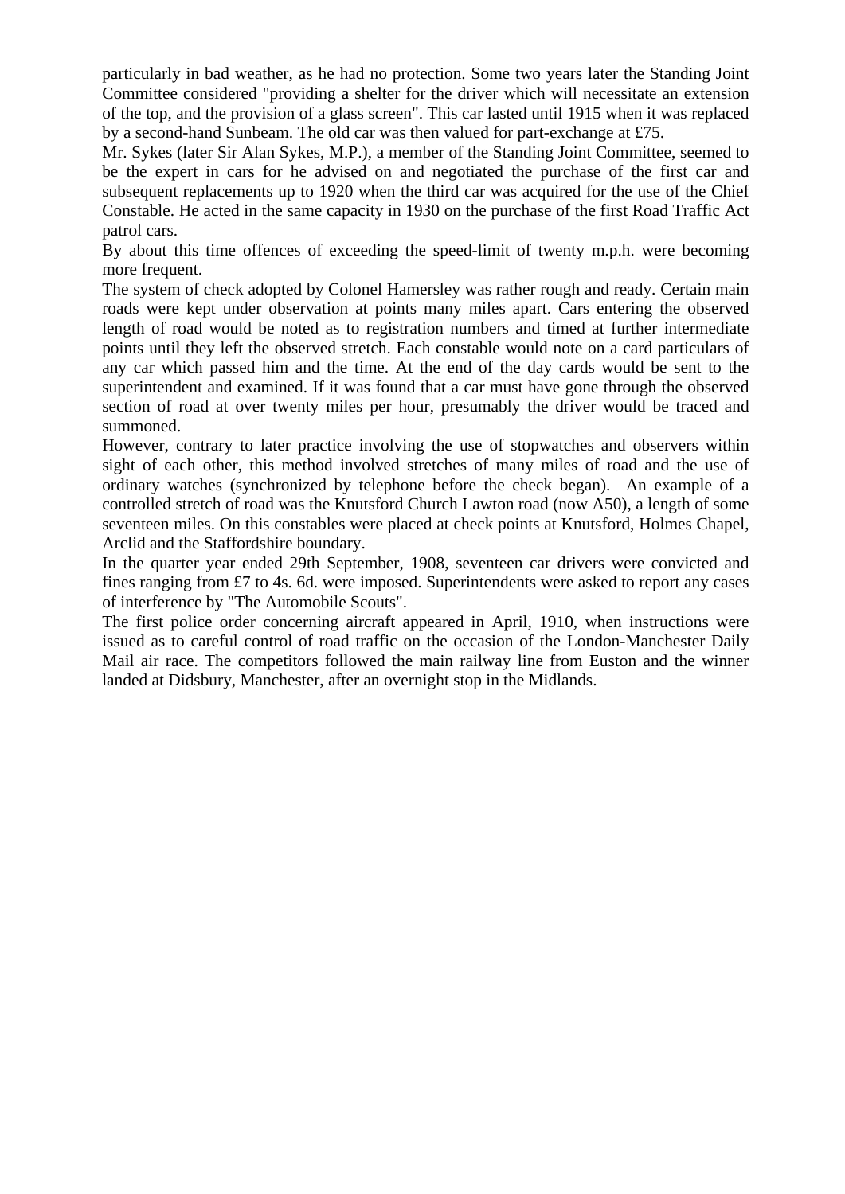particularly in bad weather, as he had no protection. Some two years later the Standing Joint Committee considered "providing a shelter for the driver which will necessitate an extension of the top, and the provision of a glass screen". This car lasted until 1915 when it was replaced by a second-hand Sunbeam. The old car was then valued for part-exchange at £75.

Mr. Sykes (later Sir Alan Sykes, M.P.), a member of the Standing Joint Committee, seemed to be the expert in cars for he advised on and negotiated the purchase of the first car and subsequent replacements up to 1920 when the third car was acquired for the use of the Chief Constable. He acted in the same capacity in 1930 on the purchase of the first Road Traffic Act patrol cars.

By about this time offences of exceeding the speed-limit of twenty m.p.h. were becoming more frequent.

The system of check adopted by Colonel Hamersley was rather rough and ready. Certain main roads were kept under observation at points many miles apart. Cars entering the observed length of road would be noted as to registration numbers and timed at further intermediate points until they left the observed stretch. Each constable would note on a card particulars of any car which passed him and the time. At the end of the day cards would be sent to the superintendent and examined. If it was found that a car must have gone through the observed section of road at over twenty miles per hour, presumably the driver would be traced and summoned.

However, contrary to later practice involving the use of stopwatches and observers within sight of each other, this method involved stretches of many miles of road and the use of ordinary watches (synchronized by telephone before the check began). An example of a controlled stretch of road was the Knutsford Church Lawton road (now A50), a length of some seventeen miles. On this constables were placed at check points at Knutsford, Holmes Chapel, Arclid and the Staffordshire boundary.

In the quarter year ended 29th September, 1908, seventeen car drivers were convicted and fines ranging from £7 to 4s. 6d. were imposed. Superintendents were asked to report any cases of interference by "The Automobile Scouts".

The first police order concerning aircraft appeared in April, 1910, when instructions were issued as to careful control of road traffic on the occasion of the London-Manchester Daily Mail air race. The competitors followed the main railway line from Euston and the winner landed at Didsbury, Manchester, after an overnight stop in the Midlands.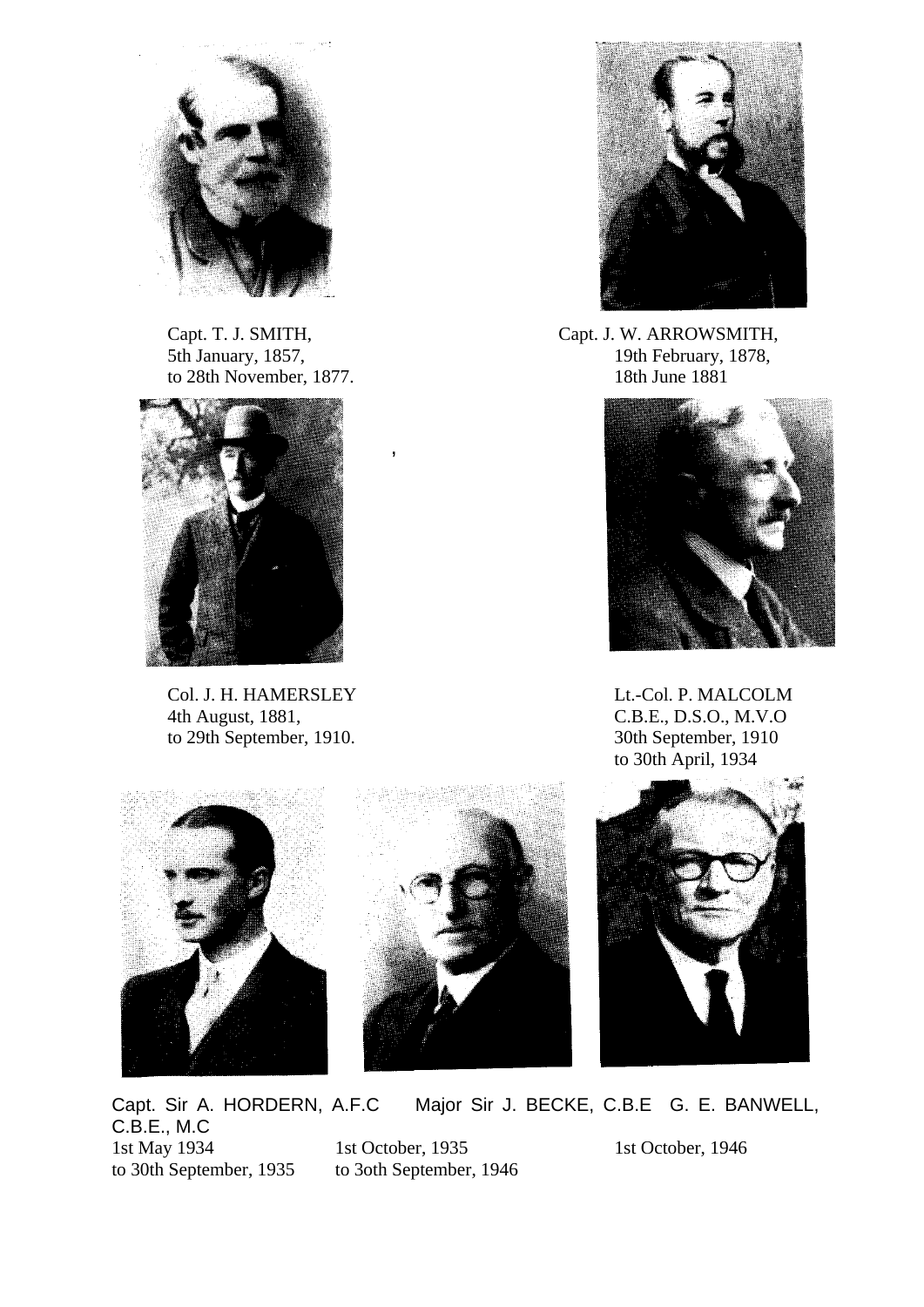Capt. T. J. SMITH,
5th January, 1857,
to 28th November, 1877.

Capt. J. W. ARROWSMITH,
19th February, 1878,
18th June 1881

Col. J. H. HAMERSLEY
4th August, 1881,
to 29th September, 1910.

Lt.-Col. P. MALCOLM
C.B.E., D.S.O., M.V.O
30th September, 1910
to 30th April, 1934

Capt. Sir A. HORDERN, A.F.C
1st May 1934
to 30th September, 1935

Major Sir J. BECKE, C.B.E
1st October, 1935
to 3oth September, 1946

G. E. BANWELL, C.B.E., M.C
1st October, 1946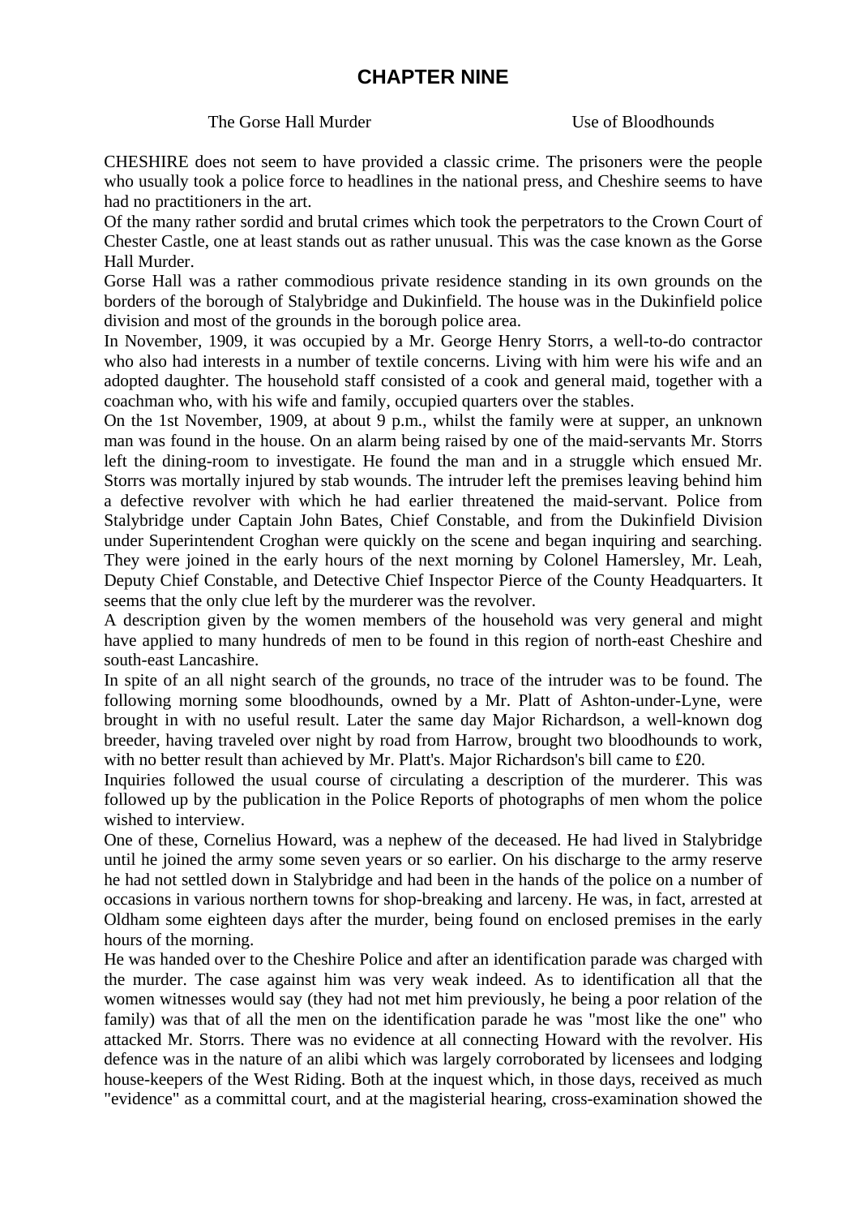# CHAPTER NINE

The Gorse Hall Murder Use of Bloodhounds

CHESHIRE does not seem to have provided a classic crime. The prisoners were the people who usually took a police force to headlines in the national press, and Cheshire seems to have had no practitioners in the art.

Of the many rather sordid and brutal crimes which took the perpetrators to the Crown Court of Chester Castle, one at least stands out as rather unusual. This was the case known as the Gorse Hall Murder.

Gorse Hall was a rather commodious private residence standing in its own grounds on the borders of the borough of Stalybridge and Dukinfield. The house was in the Dukinfield police division and most of the grounds in the borough police area.

In November, 1909, it was occupied by a Mr. George Henry Storrs, a well-to-do contractor who also had interests in a number of textile concerns. Living with him were his wife and an adopted daughter. The household staff consisted of a cook and general maid, together with a coachman who, with his wife and family, occupied quarters over the stables.

On the 1st November, 1909, at about 9 p.m., whilst the family were at supper, an unknown man was found in the house. On an alarm being raised by one of the maid-servants Mr. Storrs left the dining-room to investigate. He found the man and in a struggle which ensued Mr. Storrs was mortally injured by stab wounds. The intruder left the premises leaving behind him a defective revolver with which he had earlier threatened the maid-servant. Police from Stalybridge under Captain John Bates, Chief Constable, and from the Dukinfield Division under Superintendent Croghan were quickly on the scene and began inquiring and searching. They were joined in the early hours of the next morning by Colonel Hamersley, Mr. Leah, Deputy Chief Constable, and Detective Chief Inspector Pierce of the County Headquarters. It seems that the only clue left by the murderer was the revolver.

A description given by the women members of the household was very general and might have applied to many hundreds of men to be found in this region of north-east Cheshire and south-east Lancashire.

In spite of an all night search of the grounds, no trace of the intruder was to be found. The following morning some bloodhounds, owned by a Mr. Platt of Ashton-under-Lyne, were brought in with no useful result. Later the same day Major Richardson, a well-known dog breeder, having traveled over night by road from Harrow, brought two bloodhounds to work, with no better result than achieved by Mr. Platt's. Major Richardson's bill came to £20.

Inquiries followed the usual course of circulating a description of the murderer. This was followed up by the publication in the Police Reports of photographs of men whom the police wished to interview.

One of these, Cornelius Howard, was a nephew of the deceased. He had lived in Stalybridge until he joined the army some seven years or so earlier. On his discharge to the army reserve he had not settled down in Stalybridge and had been in the hands of the police on a number of occasions in various northern towns for shop-breaking and larceny. He was, in fact, arrested at Oldham some eighteen days after the murder, being found on enclosed premises in the early hours of the morning.

He was handed over to the Cheshire Police and after an identification parade was charged with the murder. The case against him was very weak indeed. As to identification all that the women witnesses would say (they had not met him previously, he being a poor relation of the family) was that of all the men on the identification parade he was "most like the one" who attacked Mr. Storrs. There was no evidence at all connecting Howard with the revolver. His defence was in the nature of an alibi which was largely corroborated by licensees and lodging house-keepers of the West Riding. Both at the inquest which, in those days, received as much "evidence" as a committal court, and at the magisterial hearing, cross-examination showed the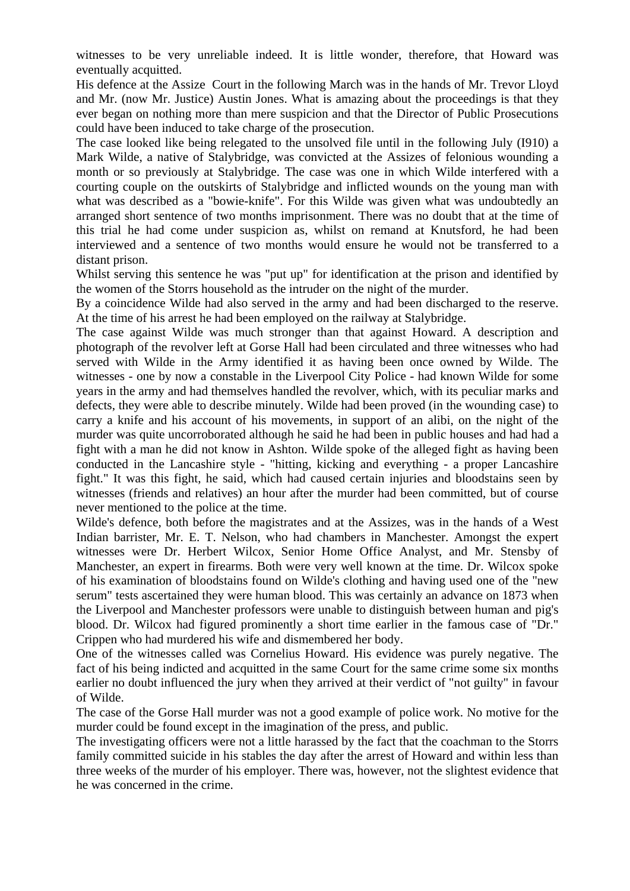witnesses to be very unreliable indeed. It is little wonder, therefore, that Howard was eventually acquitted.

His defence at the Assize Court in the following March was in the hands of Mr. Trevor Lloyd and Mr. (now Mr. Justice) Austin Jones. What is amazing about the proceedings is that they ever began on nothing more than mere suspicion and that the Director of Public Prosecutions could have been induced to take charge of the prosecution.

The case looked like being relegated to the unsolved file until in the following July (I910) a Mark Wilde, a native of Stalybridge, was convicted at the Assizes of felonious wounding a month or so previously at Stalybridge. The case was one in which Wilde interfered with a courting couple on the outskirts of Stalybridge and inflicted wounds on the young man with what was described as a "bowie-knife". For this Wilde was given what was undoubtedly an arranged short sentence of two months imprisonment. There was no doubt that at the time of this trial he had come under suspicion as, whilst on remand at Knutsford, he had been interviewed and a sentence of two months would ensure he would not be transferred to a distant prison.

Whilst serving this sentence he was "put up" for identification at the prison and identified by the women of the Storrs household as the intruder on the night of the murder.

By a coincidence Wilde had also served in the army and had been discharged to the reserve. At the time of his arrest he had been employed on the railway at Stalybridge.

The case against Wilde was much stronger than that against Howard. A description and photograph of the revolver left at Gorse Hall had been circulated and three witnesses who had served with Wilde in the Army identified it as having been once owned by Wilde. The witnesses - one by now a constable in the Liverpool City Police - had known Wilde for some years in the army and had themselves handled the revolver, which, with its peculiar marks and defects, they were able to describe minutely. Wilde had been proved (in the wounding case) to carry a knife and his account of his movements, in support of an alibi, on the night of the murder was quite uncorroborated although he said he had been in public houses and had had a fight with a man he did not know in Ashton. Wilde spoke of the alleged fight as having been conducted in the Lancashire style - "hitting, kicking and everything - a proper Lancashire fight." It was this fight, he said, which had caused certain injuries and bloodstains seen by witnesses (friends and relatives) an hour after the murder had been committed, but of course never mentioned to the police at the time.

Wilde's defence, both before the magistrates and at the Assizes, was in the hands of a West Indian barrister, Mr. E. T. Nelson, who had chambers in Manchester. Amongst the expert witnesses were Dr. Herbert Wilcox, Senior Home Office Analyst, and Mr. Stensby of Manchester, an expert in firearms. Both were very well known at the time. Dr. Wilcox spoke of his examination of bloodstains found on Wilde's clothing and having used one of the "new serum" tests ascertained they were human blood. This was certainly an advance on 1873 when the Liverpool and Manchester professors were unable to distinguish between human and pig's blood. Dr. Wilcox had figured prominently a short time earlier in the famous case of "Dr." Crippen who had murdered his wife and dismembered her body.

One of the witnesses called was Cornelius Howard. His evidence was purely negative. The fact of his being indicted and acquitted in the same Court for the same crime some six months earlier no doubt influenced the jury when they arrived at their verdict of "not guilty" in favour of Wilde.

The case of the Gorse Hall murder was not a good example of police work. No motive for the murder could be found except in the imagination of the press, and public.

The investigating officers were not a little harassed by the fact that the coachman to the Storrs family committed suicide in his stables the day after the arrest of Howard and within less than three weeks of the murder of his employer. There was, however, not the slightest evidence that he was concerned in the crime.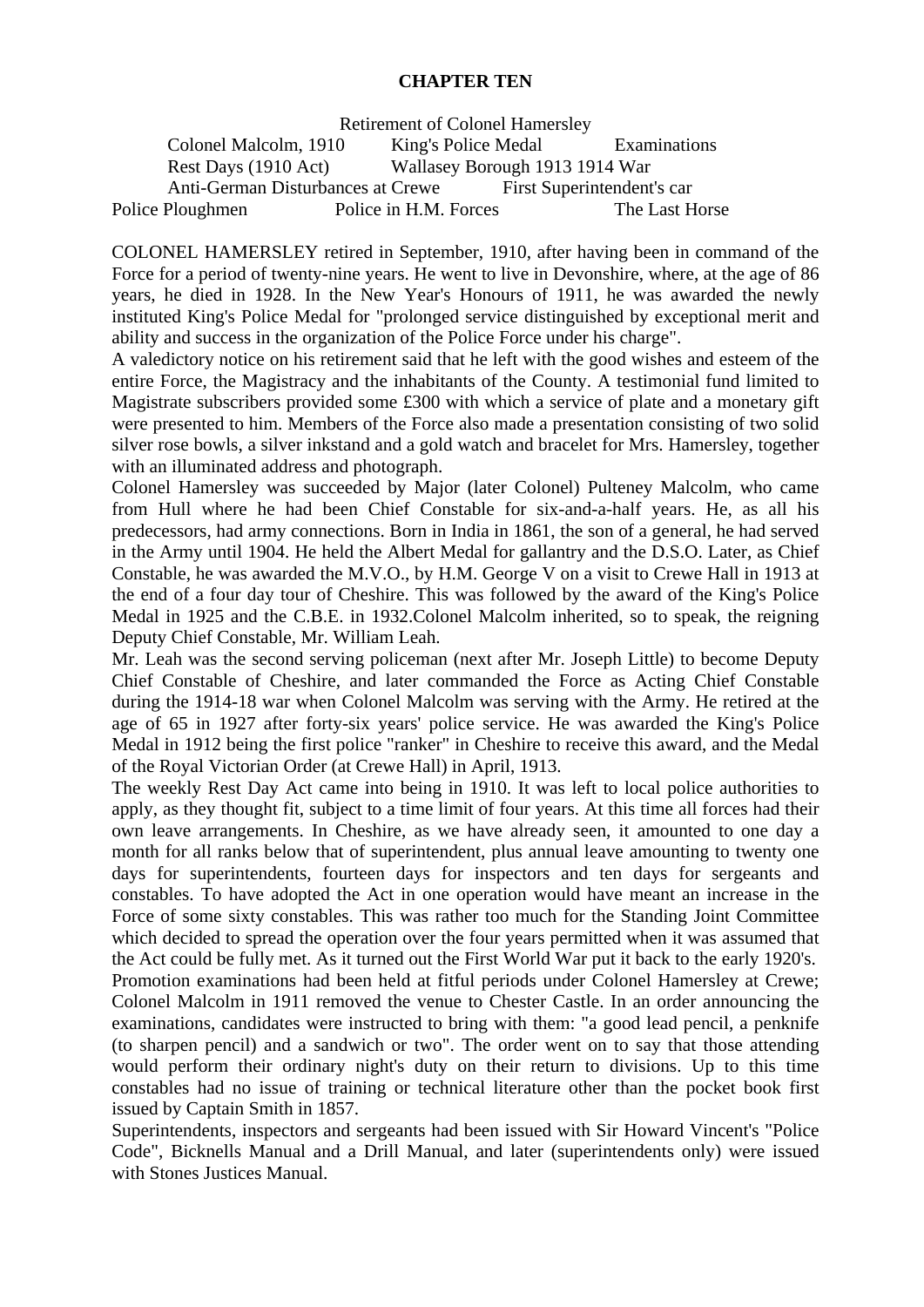# CHAPTER TEN

Retirement of Colonel Hamersley
Colonel Malcolm, 1910 King's Police Medal Examinations
Rest Days (1910 Act) Wallasey Borough 1913 1914 War
Anti-German Disturbances at Crewe First Superintendent's car
Police Ploughmen Police in H.M. Forces The Last Horse

COLONEL HAMERSLEY retired in September, 1910, after having been in command of the Force for a period of twenty-nine years. He went to live in Devonshire, where, at the age of 86 years, he died in 1928. In the New Year's Honours of 1911, he was awarded the newly instituted King's Police Medal for "prolonged service distinguished by exceptional merit and ability and success in the organization of the Police Force under his charge".

A valedictory notice on his retirement said that he left with the good wishes and esteem of the entire Force, the Magistracy and the inhabitants of the County. A testimonial fund limited to Magistrate subscribers provided some £300 with which a service of plate and a monetary gift were presented to him. Members of the Force also made a presentation consisting of two solid silver rose bowls, a silver inkstand and a gold watch and bracelet for Mrs. Hamersley, together with an illuminated address and photograph.

Colonel Hamersley was succeeded by Major (later Colonel) Pulteney Malcolm, who came from Hull where he had been Chief Constable for six-and-a-half years. He, as all his predecessors, had army connections. Born in India in 1861, the son of a general, he had served in the Army until 1904. He held the Albert Medal for gallantry and the D.S.O. Later, as Chief Constable, he was awarded the M.V.O., by H.M. George V on a visit to Crewe Hall in 1913 at the end of a four day tour of Cheshire. This was followed by the award of the King's Police Medal in 1925 and the C.B.E. in 1932.Colonel Malcolm inherited, so to speak, the reigning Deputy Chief Constable, Mr. William Leah.

Mr. Leah was the second serving policeman (next after Mr. Joseph Little) to become Deputy Chief Constable of Cheshire, and later commanded the Force as Acting Chief Constable during the 1914-18 war when Colonel Malcolm was serving with the Army. He retired at the age of 65 in 1927 after forty-six years' police service. He was awarded the King's Police Medal in 1912 being the first police "ranker" in Cheshire to receive this award, and the Medal of the Royal Victorian Order (at Crewe Hall) in April, 1913.

The weekly Rest Day Act came into being in 1910. It was left to local police authorities to apply, as they thought fit, subject to a time limit of four years. At this time all forces had their own leave arrangements. In Cheshire, as we have already seen, it amounted to one day a month for all ranks below that of superintendent, plus annual leave amounting to twenty one days for superintendents, fourteen days for inspectors and ten days for sergeants and constables. To have adopted the Act in one operation would have meant an increase in the Force of some sixty constables. This was rather too much for the Standing Joint Committee which decided to spread the operation over the four years permitted when it was assumed that the Act could be fully met. As it turned out the First World War put it back to the early 1920's.

Promotion examinations had been held at fitful periods under Colonel Hamersley at Crewe; Colonel Malcolm in 1911 removed the venue to Chester Castle. In an order announcing the examinations, candidates were instructed to bring with them: "a good lead pencil, a penknife (to sharpen pencil) and a sandwich or two". The order went on to say that those attending would perform their ordinary night's duty on their return to divisions. Up to this time constables had no issue of training or technical literature other than the pocket book first issued by Captain Smith in 1857.

Superintendents, inspectors and sergeants had been issued with Sir Howard Vincent's "Police Code", Bicknells Manual and a Drill Manual, and later (superintendents only) were issued with Stones Justices Manual.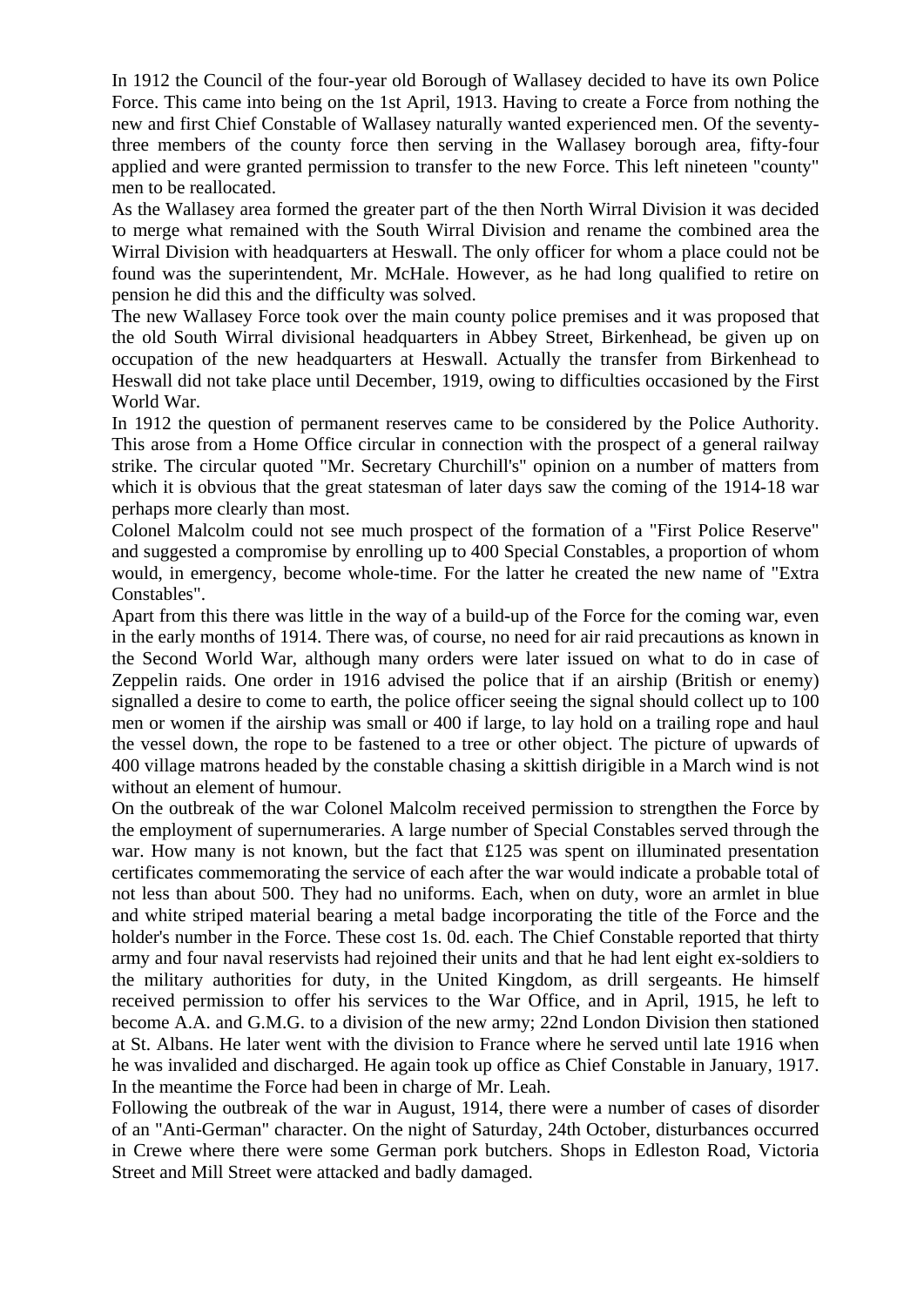In 1912 the Council of the four-year old Borough of Wallasey decided to have its own Police Force. This came into being on the 1st April, 1913. Having to create a Force from nothing the new and first Chief Constable of Wallasey naturally wanted experienced men. Of the seventy-three members of the county force then serving in the Wallasey borough area, fifty-four applied and were granted permission to transfer to the new Force. This left nineteen "county" men to be reallocated.

As the Wallasey area formed the greater part of the then North Wirral Division it was decided to merge what remained with the South Wirral Division and rename the combined area the Wirral Division with headquarters at Heswall. The only officer for whom a place could not be found was the superintendent, Mr. McHale. However, as he had long qualified to retire on pension he did this and the difficulty was solved.

The new Wallasey Force took over the main county police premises and it was proposed that the old South Wirral divisional headquarters in Abbey Street, Birkenhead, be given up on occupation of the new headquarters at Heswall. Actually the transfer from Birkenhead to Heswall did not take place until December, 1919, owing to difficulties occasioned by the First World War.

In 1912 the question of permanent reserves came to be considered by the Police Authority. This arose from a Home Office circular in connection with the prospect of a general railway strike. The circular quoted "Mr. Secretary Churchill's" opinion on a number of matters from which it is obvious that the great statesman of later days saw the coming of the 1914-18 war perhaps more clearly than most.

Colonel Malcolm could not see much prospect of the formation of a "First Police Reserve" and suggested a compromise by enrolling up to 400 Special Constables, a proportion of whom would, in emergency, become whole-time. For the latter he created the new name of "Extra Constables".

Apart from this there was little in the way of a build-up of the Force for the coming war, even in the early months of 1914. There was, of course, no need for air raid precautions as known in the Second World War, although many orders were later issued on what to do in case of Zeppelin raids. One order in 1916 advised the police that if an airship (British or enemy) signalled a desire to come to earth, the police officer seeing the signal should collect up to 100 men or women if the airship was small or 400 if large, to lay hold on a trailing rope and haul the vessel down, the rope to be fastened to a tree or other object. The picture of upwards of 400 village matrons headed by the constable chasing a skittish dirigible in a March wind is not without an element of humour.

On the outbreak of the war Colonel Malcolm received permission to strengthen the Force by the employment of supernumeraries. A large number of Special Constables served through the war. How many is not known, but the fact that £125 was spent on illuminated presentation certificates commemorating the service of each after the war would indicate a probable total of not less than about 500. They had no uniforms. Each, when on duty, wore an armlet in blue and white striped material bearing a metal badge incorporating the title of the Force and the holder's number in the Force. These cost 1s. 0d. each. The Chief Constable reported that thirty army and four naval reservists had rejoined their units and that he had lent eight ex-soldiers to the military authorities for duty, in the United Kingdom, as drill sergeants. He himself received permission to offer his services to the War Office, and in April, 1915, he left to become A.A. and G.M.G. to a division of the new army; 22nd London Division then stationed at St. Albans. He later went with the division to France where he served until late 1916 when he was invalided and discharged. He again took up office as Chief Constable in January, 1917. In the meantime the Force had been in charge of Mr. Leah.

Following the outbreak of the war in August, 1914, there were a number of cases of disorder of an "Anti-German" character. On the night of Saturday, 24th October, disturbances occurred in Crewe where there were some German pork butchers. Shops in Edleston Road, Victoria Street and Mill Street were attacked and badly damaged.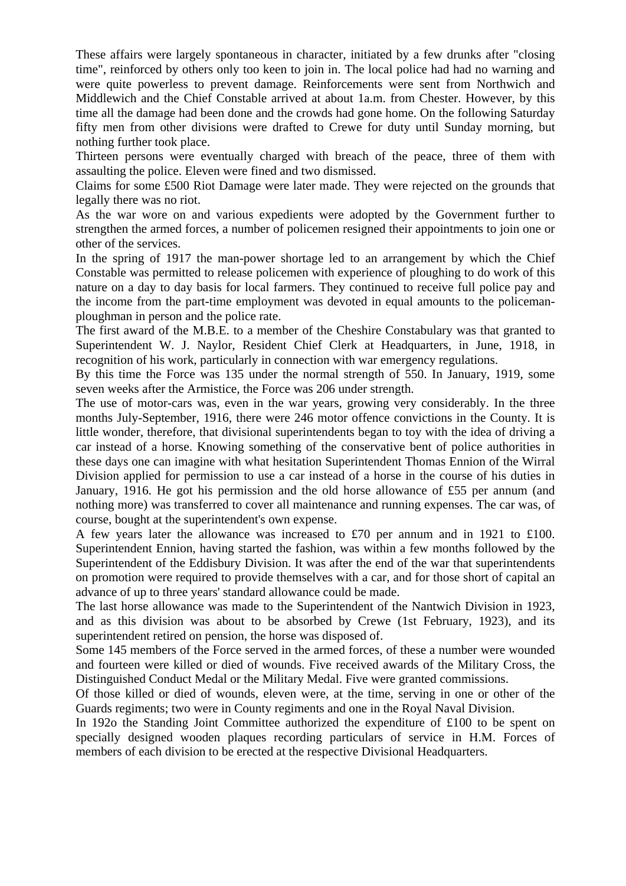These affairs were largely spontaneous in character, initiated by a few drunks after "closing time", reinforced by others only too keen to join in. The local police had had no warning and were quite powerless to prevent damage. Reinforcements were sent from Northwich and Middlewich and the Chief Constable arrived at about 1a.m. from Chester. However, by this time all the damage had been done and the crowds had gone home. On the following Saturday fifty men from other divisions were drafted to Crewe for duty until Sunday morning, but nothing further took place.

Thirteen persons were eventually charged with breach of the peace, three of them with assaulting the police. Eleven were fined and two dismissed.

Claims for some £500 Riot Damage were later made. They were rejected on the grounds that legally there was no riot.

As the war wore on and various expedients were adopted by the Government further to strengthen the armed forces, a number of policemen resigned their appointments to join one or other of the services.

In the spring of 1917 the man-power shortage led to an arrangement by which the Chief Constable was permitted to release policemen with experience of ploughing to do work of this nature on a day to day basis for local farmers. They continued to receive full police pay and the income from the part-time employment was devoted in equal amounts to the policeman-ploughman in person and the police rate.

The first award of the M.B.E. to a member of the Cheshire Constabulary was that granted to Superintendent W. J. Naylor, Resident Chief Clerk at Headquarters, in June, 1918, in recognition of his work, particularly in connection with war emergency regulations.

By this time the Force was 135 under the normal strength of 550. In January, 1919, some seven weeks after the Armistice, the Force was 206 under strength.

The use of motor-cars was, even in the war years, growing very considerably. In the three months July-September, 1916, there were 246 motor offence convictions in the County. It is little wonder, therefore, that divisional superintendents began to toy with the idea of driving a car instead of a horse. Knowing something of the conservative bent of police authorities in these days one can imagine with what hesitation Superintendent Thomas Ennion of the Wirral Division applied for permission to use a car instead of a horse in the course of his duties in January, 1916. He got his permission and the old horse allowance of £55 per annum (and nothing more) was transferred to cover all maintenance and running expenses. The car was, of course, bought at the superintendent's own expense.

A few years later the allowance was increased to £70 per annum and in 1921 to £100. Superintendent Ennion, having started the fashion, was within a few months followed by the Superintendent of the Eddisbury Division. It was after the end of the war that superintendents on promotion were required to provide themselves with a car, and for those short of capital an advance of up to three years' standard allowance could be made.

The last horse allowance was made to the Superintendent of the Nantwich Division in 1923, and as this division was about to be absorbed by Crewe (1st February, 1923), and its superintendent retired on pension, the horse was disposed of.

Some 145 members of the Force served in the armed forces, of these a number were wounded and fourteen were killed or died of wounds. Five received awards of the Military Cross, the Distinguished Conduct Medal or the Military Medal. Five were granted commissions.

Of those killed or died of wounds, eleven were, at the time, serving in one or other of the Guards regiments; two were in County regiments and one in the Royal Naval Division.

In 192o the Standing Joint Committee authorized the expenditure of £100 to be spent on specially designed wooden plaques recording particulars of service in H.M. Forces of members of each division to be erected at the respective Divisional Headquarters.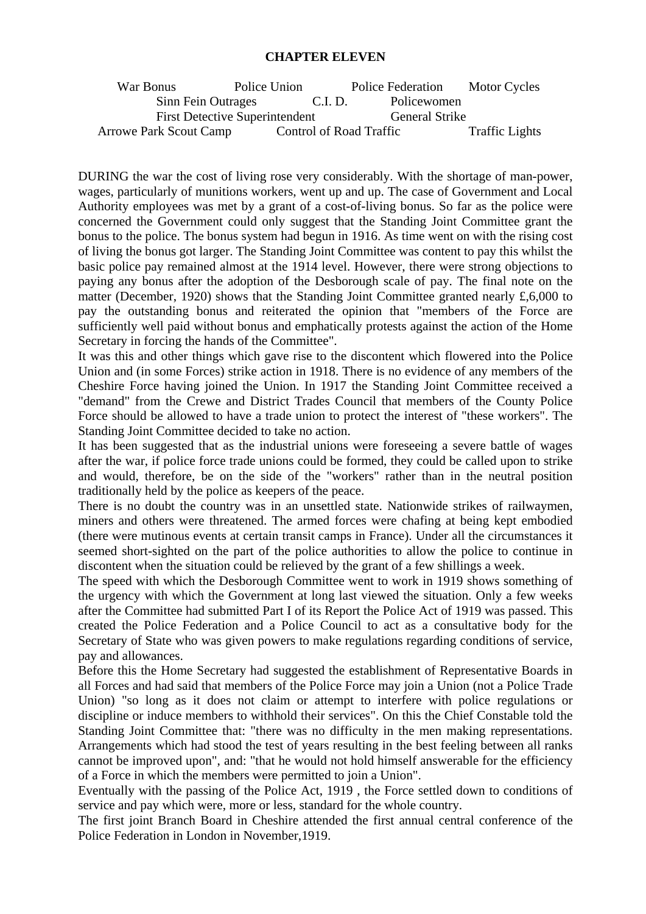## CHAPTER ELEVEN

War Bonus Police Union Police Federation Motor Cycles
Sinn Fein Outrages C.I. D. Policewomen
First Detective Superintendent General Strike
Arrowe Park Scout Camp Control of Road Traffic Traffic Lights

DURING the war the cost of living rose very considerably. With the shortage of man-power, wages, particularly of munitions workers, went up and up. The case of Government and Local Authority employees was met by a grant of a cost-of-living bonus. So far as the police were concerned the Government could only suggest that the Standing Joint Committee grant the bonus to the police. The bonus system had begun in 1916. As time went on with the rising cost of living the bonus got larger. The Standing Joint Committee was content to pay this whilst the basic police pay remained almost at the 1914 level. However, there were strong objections to paying any bonus after the adoption of the Desborough scale of pay. The final note on the matter (December, 1920) shows that the Standing Joint Committee granted nearly £,6,000 to pay the outstanding bonus and reiterated the opinion that "members of the Force are sufficiently well paid without bonus and emphatically protests against the action of the Home Secretary in forcing the hands of the Committee".

It was this and other things which gave rise to the discontent which flowered into the Police Union and (in some Forces) strike action in 1918. There is no evidence of any members of the Cheshire Force having joined the Union. In 1917 the Standing Joint Committee received a "demand" from the Crewe and District Trades Council that members of the County Police Force should be allowed to have a trade union to protect the interest of "these workers". The Standing Joint Committee decided to take no action.

It has been suggested that as the industrial unions were foreseeing a severe battle of wages after the war, if police force trade unions could be formed, they could be called upon to strike and would, therefore, be on the side of the "workers" rather than in the neutral position traditionally held by the police as keepers of the peace.

There is no doubt the country was in an unsettled state. Nationwide strikes of railwaymen, miners and others were threatened. The armed forces were chafing at being kept embodied (there were mutinous events at certain transit camps in France). Under all the circumstances it seemed short-sighted on the part of the police authorities to allow the police to continue in discontent when the situation could be relieved by the grant of a few shillings a week.

The speed with which the Desborough Committee went to work in 1919 shows something of the urgency with which the Government at long last viewed the situation. Only a few weeks after the Committee had submitted Part I of its Report the Police Act of 1919 was passed. This created the Police Federation and a Police Council to act as a consultative body for the Secretary of State who was given powers to make regulations regarding conditions of service, pay and allowances.

Before this the Home Secretary had suggested the establishment of Representative Boards in all Forces and had said that members of the Police Force may join a Union (not a Police Trade Union) "so long as it does not claim or attempt to interfere with police regulations or discipline or induce members to withhold their services". On this the Chief Constable told the Standing Joint Committee that: "there was no difficulty in the men making representations. Arrangements which had stood the test of years resulting in the best feeling between all ranks cannot be improved upon", and: "that he would not hold himself answerable for the efficiency of a Force in which the members were permitted to join a Union".

Eventually with the passing of the Police Act, 1919 , the Force settled down to conditions of service and pay which were, more or less, standard for the whole country.

The first joint Branch Board in Cheshire attended the first annual central conference of the Police Federation in London in November,1919.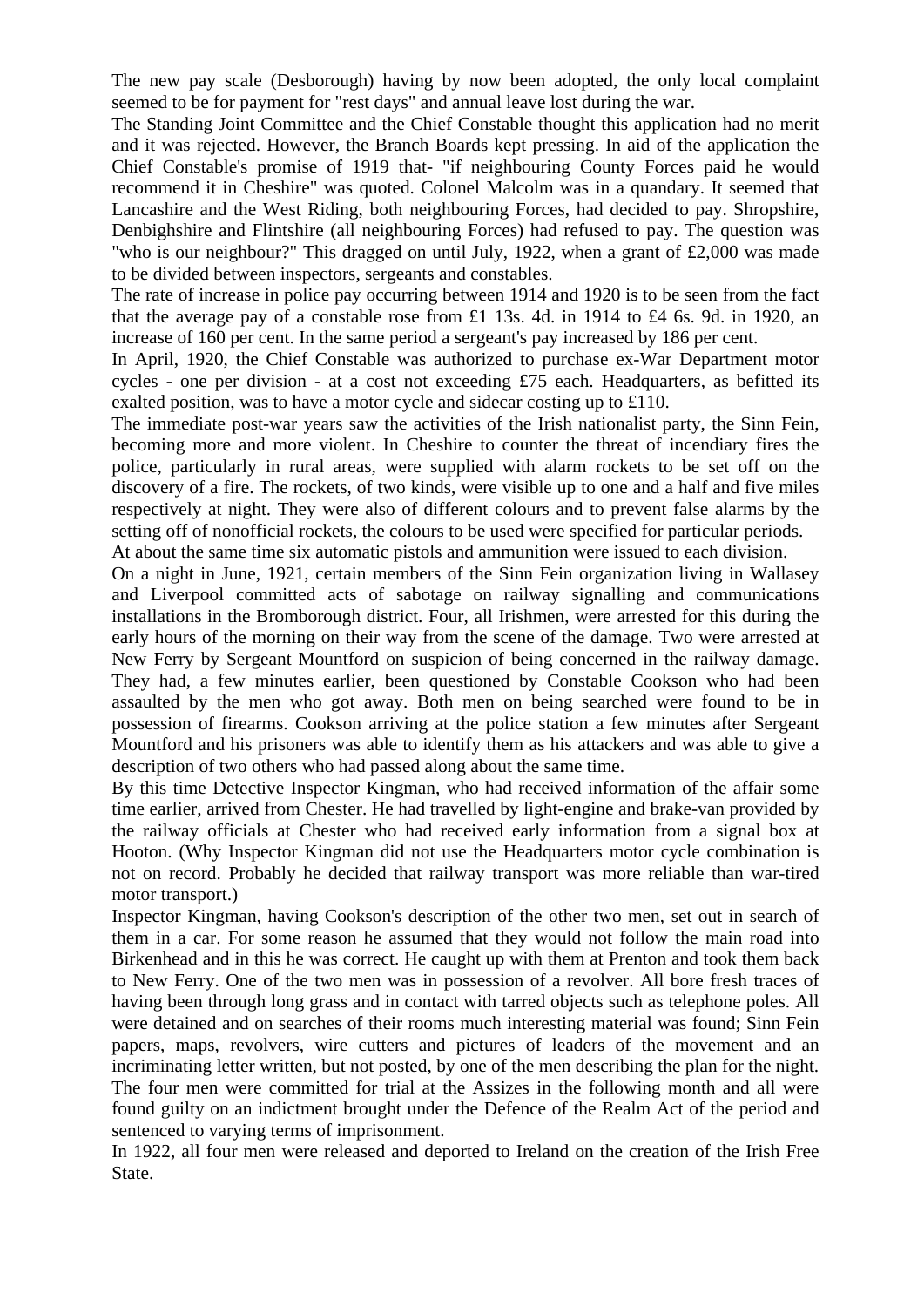The new pay scale (Desborough) having by now been adopted, the only local complaint seemed to be for payment for "rest days" and annual leave lost during the war.

The Standing Joint Committee and the Chief Constable thought this application had no merit and it was rejected. However, the Branch Boards kept pressing. In aid of the application the Chief Constable's promise of 1919 that- "if neighbouring County Forces paid he would recommend it in Cheshire" was quoted. Colonel Malcolm was in a quandary. It seemed that Lancashire and the West Riding, both neighbouring Forces, had decided to pay. Shropshire, Denbighshire and Flintshire (all neighbouring Forces) had refused to pay. The question was "who is our neighbour?" This dragged on until July, 1922, when a grant of £2,000 was made to be divided between inspectors, sergeants and constables.

The rate of increase in police pay occurring between 1914 and 1920 is to be seen from the fact that the average pay of a constable rose from £1 13s. 4d. in 1914 to £4 6s. 9d. in 1920, an increase of 160 per cent. In the same period a sergeant's pay increased by 186 per cent.

In April, 1920, the Chief Constable was authorized to purchase ex-War Department motor cycles - one per division - at a cost not exceeding £75 each. Headquarters, as befitted its exalted position, was to have a motor cycle and sidecar costing up to £110.

The immediate post-war years saw the activities of the Irish nationalist party, the Sinn Fein, becoming more and more violent. In Cheshire to counter the threat of incendiary fires the police, particularly in rural areas, were supplied with alarm rockets to be set off on the discovery of a fire. The rockets, of two kinds, were visible up to one and a half and five miles respectively at night. They were also of different colours and to prevent false alarms by the setting off of nonofficial rockets, the colours to be used were specified for particular periods.

At about the same time six automatic pistols and ammunition were issued to each division.

On a night in June, 1921, certain members of the Sinn Fein organization living in Wallasey and Liverpool committed acts of sabotage on railway signalling and communications installations in the Bromborough district. Four, all Irishmen, were arrested for this during the early hours of the morning on their way from the scene of the damage. Two were arrested at New Ferry by Sergeant Mountford on suspicion of being concerned in the railway damage. They had, a few minutes earlier, been questioned by Constable Cookson who had been assaulted by the men who got away. Both men on being searched were found to be in possession of firearms. Cookson arriving at the police station a few minutes after Sergeant Mountford and his prisoners was able to identify them as his attackers and was able to give a description of two others who had passed along about the same time.

By this time Detective Inspector Kingman, who had received information of the affair some time earlier, arrived from Chester. He had travelled by light-engine and brake-van provided by the railway officials at Chester who had received early information from a signal box at Hooton. (Why Inspector Kingman did not use the Headquarters motor cycle combination is not on record. Probably he decided that railway transport was more reliable than war-tired motor transport.)

Inspector Kingman, having Cookson's description of the other two men, set out in search of them in a car. For some reason he assumed that they would not follow the main road into Birkenhead and in this he was correct. He caught up with them at Prenton and took them back to New Ferry. One of the two men was in possession of a revolver. All bore fresh traces of having been through long grass and in contact with tarred objects such as telephone poles. All were detained and on searches of their rooms much interesting material was found; Sinn Fein papers, maps, revolvers, wire cutters and pictures of leaders of the movement and an incriminating letter written, but not posted, by one of the men describing the plan for the night. The four men were committed for trial at the Assizes in the following month and all were found guilty on an indictment brought under the Defence of the Realm Act of the period and sentenced to varying terms of imprisonment.

In 1922, all four men were released and deported to Ireland on the creation of the Irish Free State.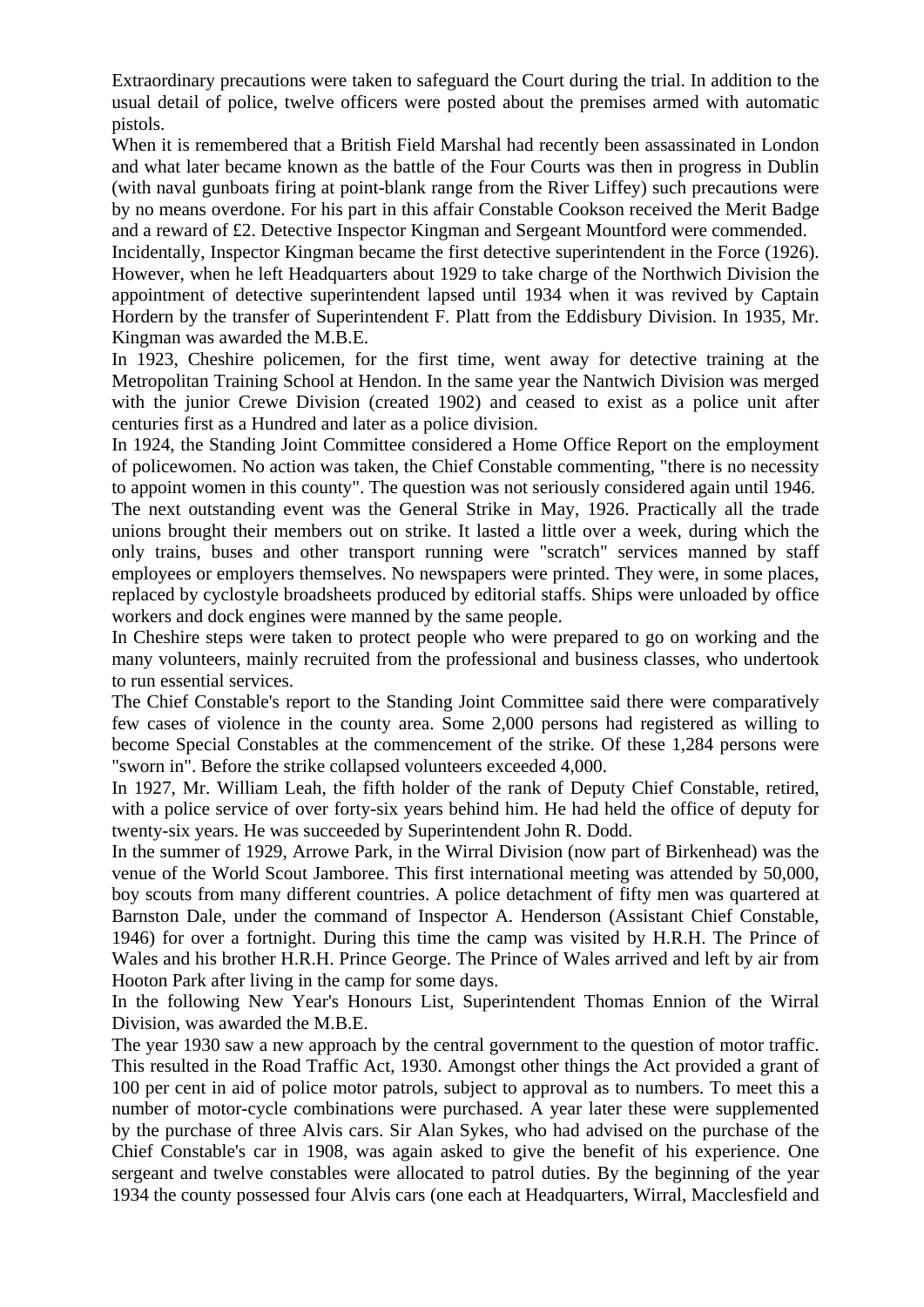Extraordinary precautions were taken to safeguard the Court during the trial. In addition to the usual detail of police, twelve officers were posted about the premises armed with automatic pistols.

When it is remembered that a British Field Marshal had recently been assassinated in London and what later became known as the battle of the Four Courts was then in progress in Dublin (with naval gunboats firing at point-blank range from the River Liffey) such precautions were by no means overdone. For his part in this affair Constable Cookson received the Merit Badge and a reward of £2. Detective Inspector Kingman and Sergeant Mountford were commended.

Incidentally, Inspector Kingman became the first detective superintendent in the Force (1926). However, when he left Headquarters about 1929 to take charge of the Northwich Division the appointment of detective superintendent lapsed until 1934 when it was revived by Captain Hordern by the transfer of Superintendent F. Platt from the Eddisbury Division. In 1935, Mr. Kingman was awarded the M.B.E.

In 1923, Cheshire policemen, for the first time, went away for detective training at the Metropolitan Training School at Hendon. In the same year the Nantwich Division was merged with the junior Crewe Division (created 1902) and ceased to exist as a police unit after centuries first as a Hundred and later as a police division.

In 1924, the Standing Joint Committee considered a Home Office Report on the employment of policewomen. No action was taken, the Chief Constable commenting, "there is no necessity to appoint women in this county". The question was not seriously considered again until 1946.

The next outstanding event was the General Strike in May, 1926. Practically all the trade unions brought their members out on strike. It lasted a little over a week, during which the only trains, buses and other transport running were "scratch" services manned by staff employees or employers themselves. No newspapers were printed. They were, in some places, replaced by cyclostyle broadsheets produced by editorial staffs. Ships were unloaded by office workers and dock engines were manned by the same people.

In Cheshire steps were taken to protect people who were prepared to go on working and the many volunteers, mainly recruited from the professional and business classes, who undertook to run essential services.

The Chief Constable's report to the Standing Joint Committee said there were comparatively few cases of violence in the county area. Some 2,000 persons had registered as willing to become Special Constables at the commencement of the strike. Of these 1,284 persons were "sworn in". Before the strike collapsed volunteers exceeded 4,000.

In 1927, Mr. William Leah, the fifth holder of the rank of Deputy Chief Constable, retired, with a police service of over forty-six years behind him. He had held the office of deputy for twenty-six years. He was succeeded by Superintendent John R. Dodd.

In the summer of 1929, Arrowe Park, in the Wirral Division (now part of Birkenhead) was the venue of the World Scout Jamboree. This first international meeting was attended by 50,000, boy scouts from many different countries. A police detachment of fifty men was quartered at Barnston Dale, under the command of Inspector A. Henderson (Assistant Chief Constable, 1946) for over a fortnight. During this time the camp was visited by H.R.H. The Prince of Wales and his brother H.R.H. Prince George. The Prince of Wales arrived and left by air from Hooton Park after living in the camp for some days.

In the following New Year's Honours List, Superintendent Thomas Ennion of the Wirral Division, was awarded the M.B.E.

The year 1930 saw a new approach by the central government to the question of motor traffic. This resulted in the Road Traffic Act, 1930. Amongst other things the Act provided a grant of 100 per cent in aid of police motor patrols, subject to approval as to numbers. To meet this a number of motor-cycle combinations were purchased. A year later these were supplemented by the purchase of three Alvis cars. Sir Alan Sykes, who had advised on the purchase of the Chief Constable's car in 1908, was again asked to give the benefit of his experience. One sergeant and twelve constables were allocated to patrol duties. By the beginning of the year 1934 the county possessed four Alvis cars (one each at Headquarters, Wirral, Macclesfield and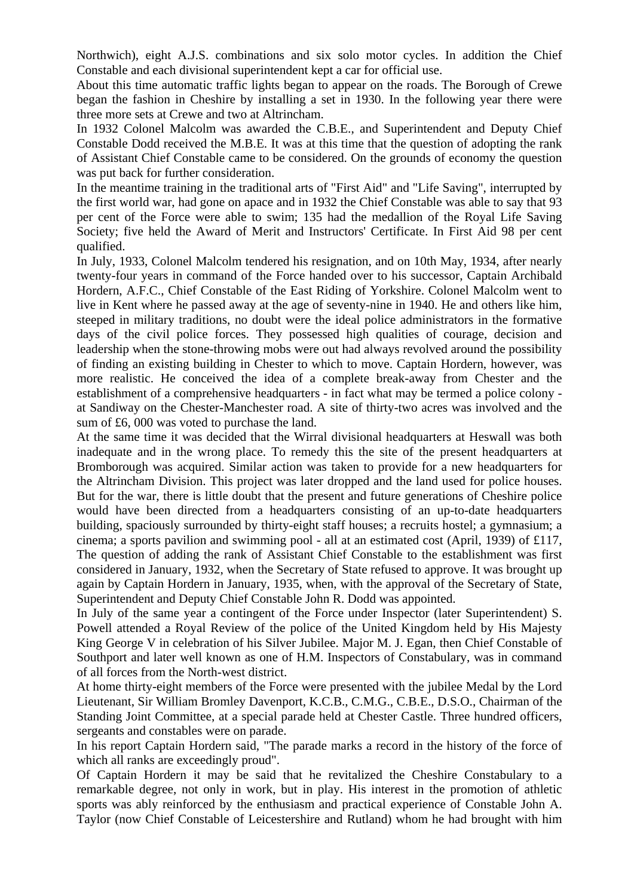Northwich), eight A.J.S. combinations and six solo motor cycles. In addition the Chief Constable and each divisional superintendent kept a car for official use.

About this time automatic traffic lights began to appear on the roads. The Borough of Crewe began the fashion in Cheshire by installing a set in 1930. In the following year there were three more sets at Crewe and two at Altrincham.

In 1932 Colonel Malcolm was awarded the C.B.E., and Superintendent and Deputy Chief Constable Dodd received the M.B.E. It was at this time that the question of adopting the rank of Assistant Chief Constable came to be considered. On the grounds of economy the question was put back for further consideration.

In the meantime training in the traditional arts of "First Aid" and "Life Saving", interrupted by the first world war, had gone on apace and in 1932 the Chief Constable was able to say that 93 per cent of the Force were able to swim; 135 had the medallion of the Royal Life Saving Society; five held the Award of Merit and Instructors' Certificate. In First Aid 98 per cent qualified.

In July, 1933, Colonel Malcolm tendered his resignation, and on 10th May, 1934, after nearly twenty-four years in command of the Force handed over to his successor, Captain Archibald Hordern, A.F.C., Chief Constable of the East Riding of Yorkshire. Colonel Malcolm went to live in Kent where he passed away at the age of seventy-nine in 1940. He and others like him, steeped in military traditions, no doubt were the ideal police administrators in the formative days of the civil police forces. They possessed high qualities of courage, decision and leadership when the stone-throwing mobs were out had always revolved around the possibility of finding an existing building in Chester to which to move. Captain Hordern, however, was more realistic. He conceived the idea of a complete break-away from Chester and the establishment of a comprehensive headquarters - in fact what may be termed a police colony - at Sandiway on the Chester-Manchester road. A site of thirty-two acres was involved and the sum of £6, 000 was voted to purchase the land.

At the same time it was decided that the Wirral divisional headquarters at Heswall was both inadequate and in the wrong place. To remedy this the site of the present headquarters at Bromborough was acquired. Similar action was taken to provide for a new headquarters for the Altrincham Division. This project was later dropped and the land used for police houses. But for the war, there is little doubt that the present and future generations of Cheshire police would have been directed from a headquarters consisting of an up-to-date headquarters building, spaciously surrounded by thirty-eight staff houses; a recruits hostel; a gymnasium; a cinema; a sports pavilion and swimming pool - all at an estimated cost (April, 1939) of £117,

The question of adding the rank of Assistant Chief Constable to the establishment was first considered in January, 1932, when the Secretary of State refused to approve. It was brought up again by Captain Hordern in January, 1935, when, with the approval of the Secretary of State, Superintendent and Deputy Chief Constable John R. Dodd was appointed.

In July of the same year a contingent of the Force under Inspector (later Superintendent) S. Powell attended a Royal Review of the police of the United Kingdom held by His Majesty King George V in celebration of his Silver Jubilee. Major M. J. Egan, then Chief Constable of Southport and later well known as one of H.M. Inspectors of Constabulary, was in command of all forces from the North-west district.

At home thirty-eight members of the Force were presented with the jubilee Medal by the Lord Lieutenant, Sir William Bromley Davenport, K.C.B., C.M.G., C.B.E., D.S.O., Chairman of the Standing Joint Committee, at a special parade held at Chester Castle. Three hundred officers, sergeants and constables were on parade.

In his report Captain Hordern said, "The parade marks a record in the history of the force of which all ranks are exceedingly proud".

Of Captain Hordern it may be said that he revitalized the Cheshire Constabulary to a remarkable degree, not only in work, but in play. His interest in the promotion of athletic sports was ably reinforced by the enthusiasm and practical experience of Constable John A. Taylor (now Chief Constable of Leicestershire and Rutland) whom he had brought with him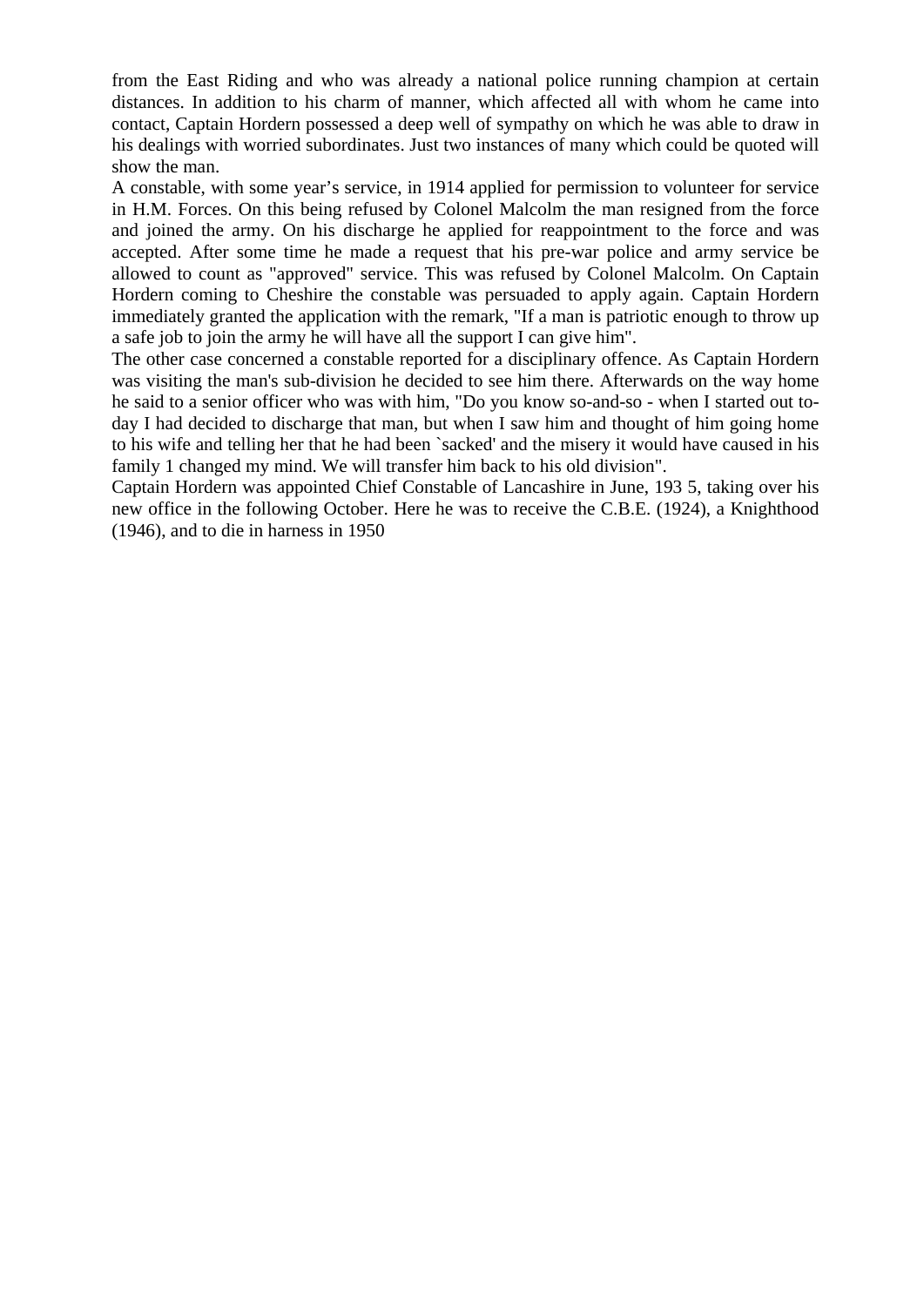from the East Riding and who was already a national police running champion at certain distances. In addition to his charm of manner, which affected all with whom he came into contact, Captain Hordern possessed a deep well of sympathy on which he was able to draw in his dealings with worried subordinates. Just two instances of many which could be quoted will show the man.

A constable, with some year's service, in 1914 applied for permission to volunteer for service in H.M. Forces. On this being refused by Colonel Malcolm the man resigned from the force and joined the army. On his discharge he applied for reappointment to the force and was accepted. After some time he made a request that his pre-war police and army service be allowed to count as "approved" service. This was refused by Colonel Malcolm. On Captain Hordern coming to Cheshire the constable was persuaded to apply again. Captain Hordern immediately granted the application with the remark, "If a man is patriotic enough to throw up a safe job to join the army he will have all the support I can give him".

The other case concerned a constable reported for a disciplinary offence. As Captain Hordern was visiting the man's sub-division he decided to see him there. Afterwards on the way home he said to a senior officer who was with him, "Do you know so-and-so - when I started out to-day I had decided to discharge that man, but when I saw him and thought of him going home to his wife and telling her that he had been `sacked' and the misery it would have caused in his family 1 changed my mind. We will transfer him back to his old division".

Captain Hordern was appointed Chief Constable of Lancashire in June, 193 5, taking over his new office in the following October. Here he was to receive the C.B.E. (1924), a Knighthood (1946), and to die in harness in 1950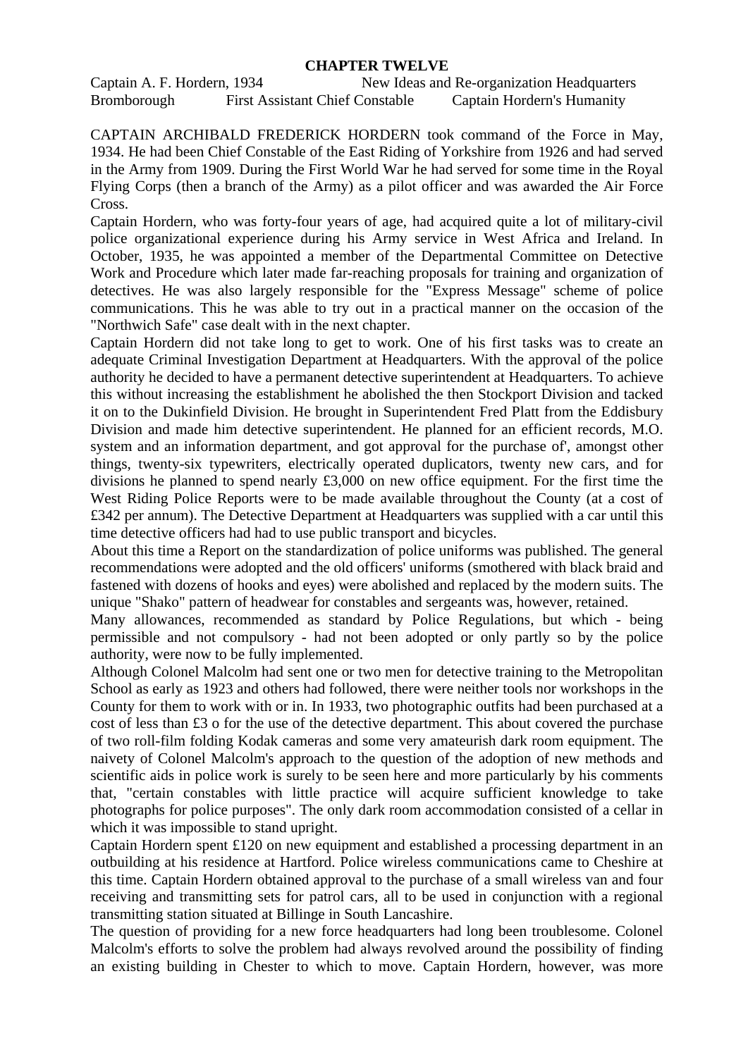# CHAPTER TWELVE

Captain A. F. Hordern, 1934 New Ideas and Re-organization Headquarters Bromborough First Assistant Chief Constable Captain Hordern's Humanity

CAPTAIN ARCHIBALD FREDERICK HORDERN took command of the Force in May, 1934. He had been Chief Constable of the East Riding of Yorkshire from 1926 and had served in the Army from 1909. During the First World War he had served for some time in the Royal Flying Corps (then a branch of the Army) as a pilot officer and was awarded the Air Force Cross.

Captain Hordern, who was forty-four years of age, had acquired quite a lot of military-civil police organizational experience during his Army service in West Africa and Ireland. In October, 1935, he was appointed a member of the Departmental Committee on Detective Work and Procedure which later made far-reaching proposals for training and organization of detectives. He was also largely responsible for the "Express Message" scheme of police communications. This he was able to try out in a practical manner on the occasion of the "Northwich Safe" case dealt with in the next chapter.

Captain Hordern did not take long to get to work. One of his first tasks was to create an adequate Criminal Investigation Department at Headquarters. With the approval of the police authority he decided to have a permanent detective superintendent at Headquarters. To achieve this without increasing the establishment he abolished the then Stockport Division and tacked it on to the Dukinfield Division. He brought in Superintendent Fred Platt from the Eddisbury Division and made him detective superintendent. He planned for an efficient records, M.O. system and an information department, and got approval for the purchase of', amongst other things, twenty-six typewriters, electrically operated duplicators, twenty new cars, and for divisions he planned to spend nearly £3,000 on new office equipment. For the first time the West Riding Police Reports were to be made available throughout the County (at a cost of £342 per annum). The Detective Department at Headquarters was supplied with a car until this time detective officers had had to use public transport and bicycles.

About this time a Report on the standardization of police uniforms was published. The general recommendations were adopted and the old officers' uniforms (smothered with black braid and fastened with dozens of hooks and eyes) were abolished and replaced by the modern suits. The unique "Shako" pattern of headwear for constables and sergeants was, however, retained.

Many allowances, recommended as standard by Police Regulations, but which - being permissible and not compulsory - had not been adopted or only partly so by the police authority, were now to be fully implemented.

Although Colonel Malcolm had sent one or two men for detective training to the Metropolitan School as early as 1923 and others had followed, there were neither tools nor workshops in the County for them to work with or in. In 1933, two photographic outfits had been purchased at a cost of less than £3 o for the use of the detective department. This about covered the purchase of two roll-film folding Kodak cameras and some very amateurish dark room equipment. The naivety of Colonel Malcolm's approach to the question of the adoption of new methods and scientific aids in police work is surely to be seen here and more particularly by his comments that, "certain constables with little practice will acquire sufficient knowledge to take photographs for police purposes". The only dark room accommodation consisted of a cellar in which it was impossible to stand upright.

Captain Hordern spent £120 on new equipment and established a processing department in an outbuilding at his residence at Hartford. Police wireless communications came to Cheshire at this time. Captain Hordern obtained approval to the purchase of a small wireless van and four receiving and transmitting sets for patrol cars, all to be used in conjunction with a regional transmitting station situated at Billinge in South Lancashire.

The question of providing for a new force headquarters had long been troublesome. Colonel Malcolm's efforts to solve the problem had always revolved around the possibility of finding an existing building in Chester to which to move. Captain Hordern, however, was more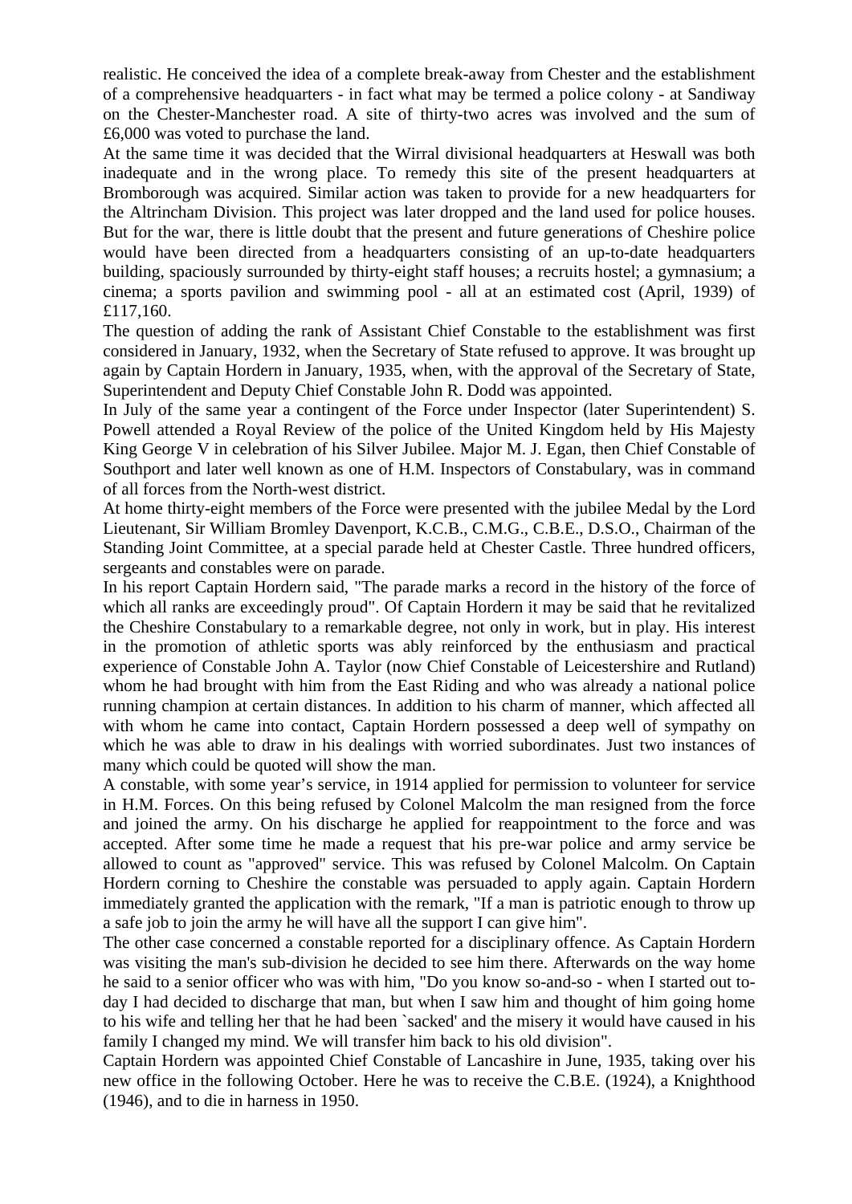realistic. He conceived the idea of a complete break-away from Chester and the establishment of a comprehensive headquarters - in fact what may be termed a police colony - at Sandiway on the Chester-Manchester road. A site of thirty-two acres was involved and the sum of £6,000 was voted to purchase the land.

At the same time it was decided that the Wirral divisional headquarters at Heswall was both inadequate and in the wrong place. To remedy this site of the present headquarters at Bromborough was acquired. Similar action was taken to provide for a new headquarters for the Altrincham Division. This project was later dropped and the land used for police houses. But for the war, there is little doubt that the present and future generations of Cheshire police would have been directed from a headquarters consisting of an up-to-date headquarters building, spaciously surrounded by thirty-eight staff houses; a recruits hostel; a gymnasium; a cinema; a sports pavilion and swimming pool - all at an estimated cost (April, 1939) of £117,160.

The question of adding the rank of Assistant Chief Constable to the establishment was first considered in January, 1932, when the Secretary of State refused to approve. It was brought up again by Captain Hordern in January, 1935, when, with the approval of the Secretary of State, Superintendent and Deputy Chief Constable John R. Dodd was appointed.

In July of the same year a contingent of the Force under Inspector (later Superintendent) S. Powell attended a Royal Review of the police of the United Kingdom held by His Majesty King George V in celebration of his Silver Jubilee. Major M. J. Egan, then Chief Constable of Southport and later well known as one of H.M. Inspectors of Constabulary, was in command of all forces from the North-west district.

At home thirty-eight members of the Force were presented with the jubilee Medal by the Lord Lieutenant, Sir William Bromley Davenport, K.C.B., C.M.G., C.B.E., D.S.O., Chairman of the Standing Joint Committee, at a special parade held at Chester Castle. Three hundred officers, sergeants and constables were on parade.

In his report Captain Hordern said, "The parade marks a record in the history of the force of which all ranks are exceedingly proud". Of Captain Hordern it may be said that he revitalized the Cheshire Constabulary to a remarkable degree, not only in work, but in play. His interest in the promotion of athletic sports was ably reinforced by the enthusiasm and practical experience of Constable John A. Taylor (now Chief Constable of Leicestershire and Rutland) whom he had brought with him from the East Riding and who was already a national police running champion at certain distances. In addition to his charm of manner, which affected all with whom he came into contact, Captain Hordern possessed a deep well of sympathy on which he was able to draw in his dealings with worried subordinates. Just two instances of many which could be quoted will show the man.

A constable, with some year's service, in 1914 applied for permission to volunteer for service in H.M. Forces. On this being refused by Colonel Malcolm the man resigned from the force and joined the army. On his discharge he applied for reappointment to the force and was accepted. After some time he made a request that his pre-war police and army service be allowed to count as "approved" service. This was refused by Colonel Malcolm. On Captain Hordern corning to Cheshire the constable was persuaded to apply again. Captain Hordern immediately granted the application with the remark, "If a man is patriotic enough to throw up a safe job to join the army he will have all the support I can give him".

The other case concerned a constable reported for a disciplinary offence. As Captain Hordern was visiting the man's sub-division he decided to see him there. Afterwards on the way home he said to a senior officer who was with him, "Do you know so-and-so - when I started out to-day I had decided to discharge that man, but when I saw him and thought of him going home to his wife and telling her that he had been `sacked' and the misery it would have caused in his family I changed my mind. We will transfer him back to his old division".

Captain Hordern was appointed Chief Constable of Lancashire in June, 1935, taking over his new office in the following October. Here he was to receive the C.B.E. (1924), a Knighthood (1946), and to die in harness in 1950.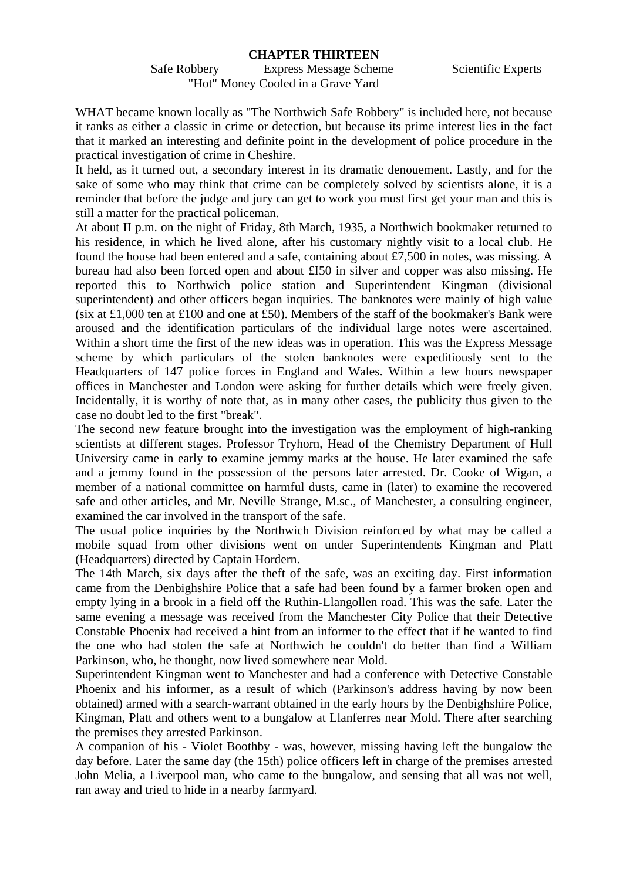# CHAPTER THIRTEEN

Safe Robbery Express Message Scheme Scientific Experts
"Hot" Money Cooled in a Grave Yard

WHAT became known locally as "The Northwich Safe Robbery" is included here, not because it ranks as either a classic in crime or detection, but because its prime interest lies in the fact that it marked an interesting and definite point in the development of police procedure in the practical investigation of crime in Cheshire.

It held, as it turned out, a secondary interest in its dramatic denouement. Lastly, and for the sake of some who may think that crime can be completely solved by scientists alone, it is a reminder that before the judge and jury can get to work you must first get your man and this is still a matter for the practical policeman.

At about II p.m. on the night of Friday, 8th March, 1935, a Northwich bookmaker returned to his residence, in which he lived alone, after his customary nightly visit to a local club. He found the house had been entered and a safe, containing about £7,500 in notes, was missing. A bureau had also been forced open and about £I50 in silver and copper was also missing. He reported this to Northwich police station and Superintendent Kingman (divisional superintendent) and other officers began inquiries. The banknotes were mainly of high value (six at £1,000 ten at £100 and one at £50). Members of the staff of the bookmaker's Bank were aroused and the identification particulars of the individual large notes were ascertained. Within a short time the first of the new ideas was in operation. This was the Express Message scheme by which particulars of the stolen banknotes were expeditiously sent to the Headquarters of 147 police forces in England and Wales. Within a few hours newspaper offices in Manchester and London were asking for further details which were freely given. Incidentally, it is worthy of note that, as in many other cases, the publicity thus given to the case no doubt led to the first "break".

The second new feature brought into the investigation was the employment of high-ranking scientists at different stages. Professor Tryhorn, Head of the Chemistry Department of Hull University came in early to examine jemmy marks at the house. He later examined the safe and a jemmy found in the possession of the persons later arrested. Dr. Cooke of Wigan, a member of a national committee on harmful dusts, came in (later) to examine the recovered safe and other articles, and Mr. Neville Strange, M.sc., of Manchester, a consulting engineer, examined the car involved in the transport of the safe.

The usual police inquiries by the Northwich Division reinforced by what may be called a mobile squad from other divisions went on under Superintendents Kingman and Platt (Headquarters) directed by Captain Hordern.

The 14th March, six days after the theft of the safe, was an exciting day. First information came from the Denbighshire Police that a safe had been found by a farmer broken open and empty lying in a brook in a field off the Ruthin-Llangollen road. This was the safe. Later the same evening a message was received from the Manchester City Police that their Detective Constable Phoenix had received a hint from an informer to the effect that if he wanted to find the one who had stolen the safe at Northwich he couldn't do better than find a William Parkinson, who, he thought, now lived somewhere near Mold.

Superintendent Kingman went to Manchester and had a conference with Detective Constable Phoenix and his informer, as a result of which (Parkinson's address having by now been obtained) armed with a search-warrant obtained in the early hours by the Denbighshire Police, Kingman, Platt and others went to a bungalow at Llanferres near Mold. There after searching the premises they arrested Parkinson.

A companion of his - Violet Boothby - was, however, missing having left the bungalow the day before. Later the same day (the 15th) police officers left in charge of the premises arrested John Melia, a Liverpool man, who came to the bungalow, and sensing that all was not well, ran away and tried to hide in a nearby farmyard.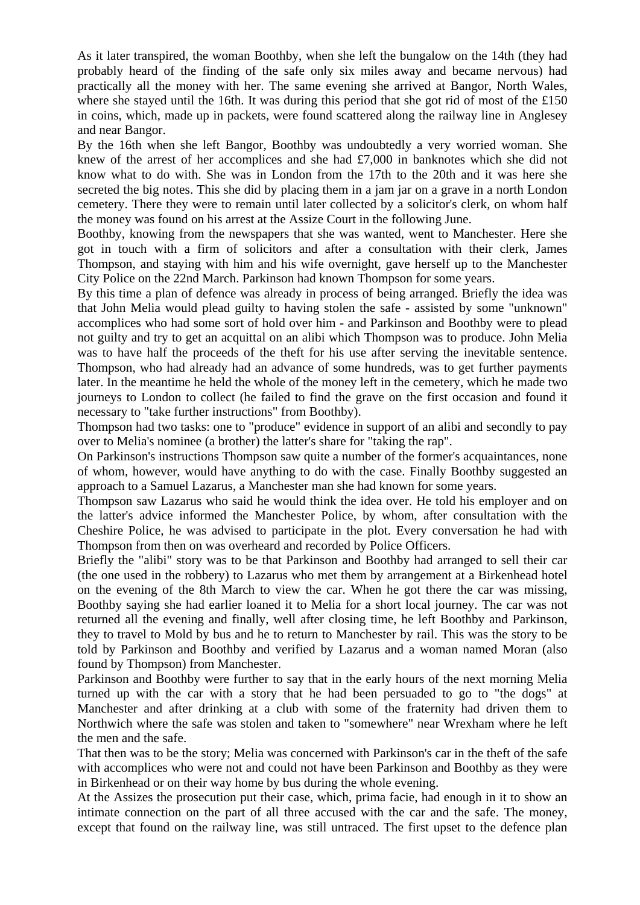As it later transpired, the woman Boothby, when she left the bungalow on the 14th (they had probably heard of the finding of the safe only six miles away and became nervous) had practically all the money with her. The same evening she arrived at Bangor, North Wales, where she stayed until the 16th. It was during this period that she got rid of most of the £150 in coins, which, made up in packets, were found scattered along the railway line in Anglesey and near Bangor.

By the 16th when she left Bangor, Boothby was undoubtedly a very worried woman. She knew of the arrest of her accomplices and she had £7,000 in banknotes which she did not know what to do with. She was in London from the 17th to the 20th and it was here she secreted the big notes. This she did by placing them in a jam jar on a grave in a north London cemetery. There they were to remain until later collected by a solicitor's clerk, on whom half the money was found on his arrest at the Assize Court in the following June.

Boothby, knowing from the newspapers that she was wanted, went to Manchester. Here she got in touch with a firm of solicitors and after a consultation with their clerk, James Thompson, and staying with him and his wife overnight, gave herself up to the Manchester City Police on the 22nd March. Parkinson had known Thompson for some years.

By this time a plan of defence was already in process of being arranged. Briefly the idea was that John Melia would plead guilty to having stolen the safe - assisted by some "unknown" accomplices who had some sort of hold over him - and Parkinson and Boothby were to plead not guilty and try to get an acquittal on an alibi which Thompson was to produce. John Melia was to have half the proceeds of the theft for his use after serving the inevitable sentence. Thompson, who had already had an advance of some hundreds, was to get further payments later. In the meantime he held the whole of the money left in the cemetery, which he made two journeys to London to collect (he failed to find the grave on the first occasion and found it necessary to "take further instructions" from Boothby).

Thompson had two tasks: one to "produce" evidence in support of an alibi and secondly to pay over to Melia's nominee (a brother) the latter's share for "taking the rap".

On Parkinson's instructions Thompson saw quite a number of the former's acquaintances, none of whom, however, would have anything to do with the case. Finally Boothby suggested an approach to a Samuel Lazarus, a Manchester man she had known for some years.

Thompson saw Lazarus who said he would think the idea over. He told his employer and on the latter's advice informed the Manchester Police, by whom, after consultation with the Cheshire Police, he was advised to participate in the plot. Every conversation he had with Thompson from then on was overheard and recorded by Police Officers.

Briefly the "alibi" story was to be that Parkinson and Boothby had arranged to sell their car (the one used in the robbery) to Lazarus who met them by arrangement at a Birkenhead hotel on the evening of the 8th March to view the car. When he got there the car was missing, Boothby saying she had earlier loaned it to Melia for a short local journey. The car was not returned all the evening and finally, well after closing time, he left Boothby and Parkinson, they to travel to Mold by bus and he to return to Manchester by rail. This was the story to be told by Parkinson and Boothby and verified by Lazarus and a woman named Moran (also found by Thompson) from Manchester.

Parkinson and Boothby were further to say that in the early hours of the next morning Melia turned up with the car with a story that he had been persuaded to go to "the dogs" at Manchester and after drinking at a club with some of the fraternity had driven them to Northwich where the safe was stolen and taken to "somewhere" near Wrexham where he left the men and the safe.

That then was to be the story; Melia was concerned with Parkinson's car in the theft of the safe with accomplices who were not and could not have been Parkinson and Boothby as they were in Birkenhead or on their way home by bus during the whole evening.

At the Assizes the prosecution put their case, which, prima facie, had enough in it to show an intimate connection on the part of all three accused with the car and the safe. The money, except that found on the railway line, was still untraced. The first upset to the defence plan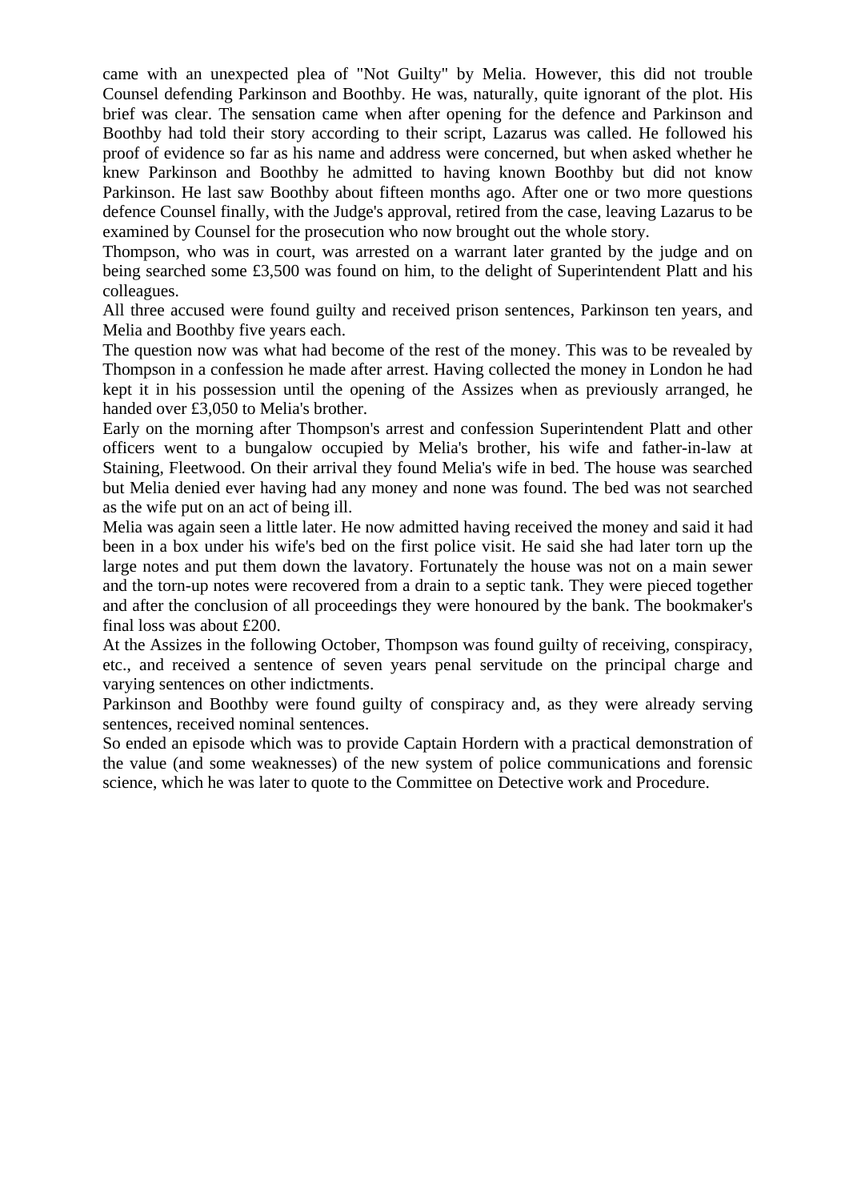came with an unexpected plea of "Not Guilty" by Melia. However, this did not trouble Counsel defending Parkinson and Boothby. He was, naturally, quite ignorant of the plot. His brief was clear. The sensation came when after opening for the defence and Parkinson and Boothby had told their story according to their script, Lazarus was called. He followed his proof of evidence so far as his name and address were concerned, but when asked whether he knew Parkinson and Boothby he admitted to having known Boothby but did not know Parkinson. He last saw Boothby about fifteen months ago. After one or two more questions defence Counsel finally, with the Judge's approval, retired from the case, leaving Lazarus to be examined by Counsel for the prosecution who now brought out the whole story.

Thompson, who was in court, was arrested on a warrant later granted by the judge and on being searched some £3,500 was found on him, to the delight of Superintendent Platt and his colleagues.

All three accused were found guilty and received prison sentences, Parkinson ten years, and Melia and Boothby five years each.

The question now was what had become of the rest of the money. This was to be revealed by Thompson in a confession he made after arrest. Having collected the money in London he had kept it in his possession until the opening of the Assizes when as previously arranged, he handed over £3,050 to Melia's brother.

Early on the morning after Thompson's arrest and confession Superintendent Platt and other officers went to a bungalow occupied by Melia's brother, his wife and father-in-law at Staining, Fleetwood. On their arrival they found Melia's wife in bed. The house was searched but Melia denied ever having had any money and none was found. The bed was not searched as the wife put on an act of being ill.

Melia was again seen a little later. He now admitted having received the money and said it had been in a box under his wife's bed on the first police visit. He said she had later torn up the large notes and put them down the lavatory. Fortunately the house was not on a main sewer and the torn-up notes were recovered from a drain to a septic tank. They were pieced together and after the conclusion of all proceedings they were honoured by the bank. The bookmaker's final loss was about £200.

At the Assizes in the following October, Thompson was found guilty of receiving, conspiracy, etc., and received a sentence of seven years penal servitude on the principal charge and varying sentences on other indictments.

Parkinson and Boothby were found guilty of conspiracy and, as they were already serving sentences, received nominal sentences.

So ended an episode which was to provide Captain Hordern with a practical demonstration of the value (and some weaknesses) of the new system of police communications and forensic science, which he was later to quote to the Committee on Detective work and Procedure.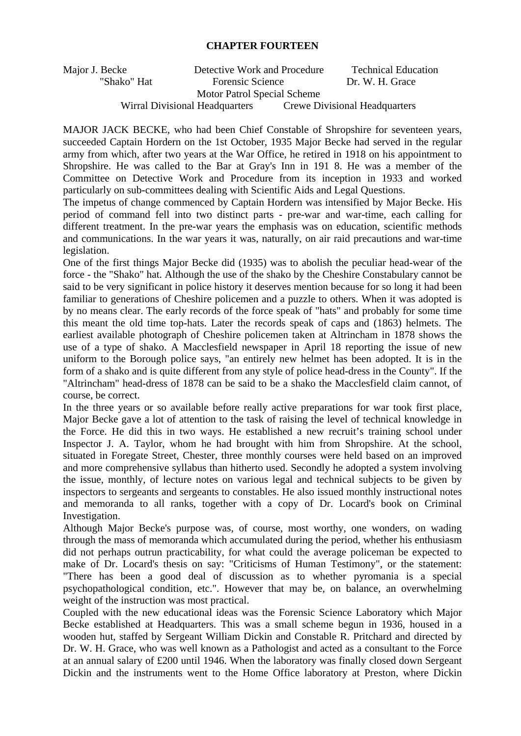# CHAPTER FOURTEEN

Major J. Becke — Detective Work and Procedure — Technical Education — "Shako" Hat — Forensic Science — Dr. W. H. Grace — Motor Patrol Special Scheme — Wirral Divisional Headquarters — Crewe Divisional Headquarters

MAJOR JACK BECKE, who had been Chief Constable of Shropshire for seventeen years, succeeded Captain Hordern on the 1st October, 1935 Major Becke had served in the regular army from which, after two years at the War Office, he retired in 1918 on his appointment to Shropshire. He was called to the Bar at Gray's Inn in 191 8. He was a member of the Committee on Detective Work and Procedure from its inception in 1933 and worked particularly on sub-committees dealing with Scientific Aids and Legal Questions.

The impetus of change commenced by Captain Hordern was intensified by Major Becke. His period of command fell into two distinct parts - pre-war and war-time, each calling for different treatment. In the pre-war years the emphasis was on education, scientific methods and communications. In the war years it was, naturally, on air raid precautions and war-time legislation.

One of the first things Major Becke did (1935) was to abolish the peculiar head-wear of the force - the "Shako" hat. Although the use of the shako by the Cheshire Constabulary cannot be said to be very significant in police history it deserves mention because for so long it had been familiar to generations of Cheshire policemen and a puzzle to others. When it was adopted is by no means clear. The early records of the force speak of "hats" and probably for some time this meant the old time top-hats. Later the records speak of caps and (1863) helmets. The earliest available photograph of Cheshire policemen taken at Altrincham in 1878 shows the use of a type of shako. A Macclesfield newspaper in April 18 reporting the issue of new uniform to the Borough police says, "an entirely new helmet has been adopted. It is in the form of a shako and is quite different from any style of police head-dress in the County". If the "Altrincham" head-dress of 1878 can be said to be a shako the Macclesfield claim cannot, of course, be correct.

In the three years or so available before really active preparations for war took first place, Major Becke gave a lot of attention to the task of raising the level of technical knowledge in the Force. He did this in two ways. He established a new recruit's training school under Inspector J. A. Taylor, whom he had brought with him from Shropshire. At the school, situated in Foregate Street, Chester, three monthly courses were held based on an improved and more comprehensive syllabus than hitherto used. Secondly he adopted a system involving the issue, monthly, of lecture notes on various legal and technical subjects to be given by inspectors to sergeants and sergeants to constables. He also issued monthly instructional notes and memoranda to all ranks, together with a copy of Dr. Locard's book on Criminal Investigation.

Although Major Becke's purpose was, of course, most worthy, one wonders, on wading through the mass of memoranda which accumulated during the period, whether his enthusiasm did not perhaps outrun practicability, for what could the average policeman be expected to make of Dr. Locard's thesis on say: "Criticisms of Human Testimony", or the statement: "There has been a good deal of discussion as to whether pyromania is a special psychopathological condition, etc.". However that may be, on balance, an overwhelming weight of the instruction was most practical.

Coupled with the new educational ideas was the Forensic Science Laboratory which Major Becke established at Headquarters. This was a small scheme begun in 1936, housed in a wooden hut, staffed by Sergeant William Dickin and Constable R. Pritchard and directed by Dr. W. H. Grace, who was well known as a Pathologist and acted as a consultant to the Force at an annual salary of £200 until 1946. When the laboratory was finally closed down Sergeant Dickin and the instruments went to the Home Office laboratory at Preston, where Dickin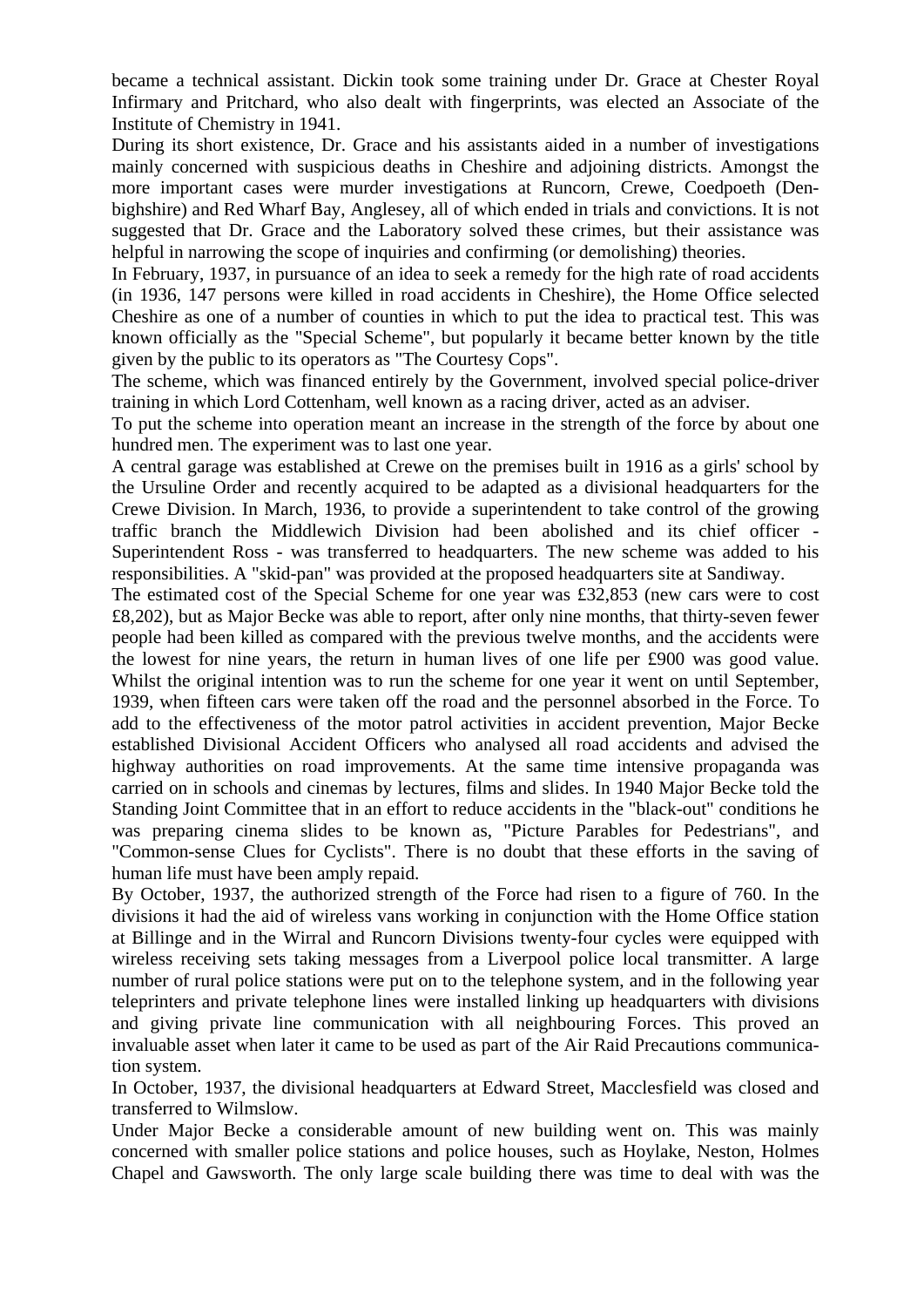became a technical assistant. Dickin took some training under Dr. Grace at Chester Royal Infirmary and Pritchard, who also dealt with fingerprints, was elected an Associate of the Institute of Chemistry in 1941.

During its short existence, Dr. Grace and his assistants aided in a number of investigations mainly concerned with suspicious deaths in Cheshire and adjoining districts. Amongst the more important cases were murder investigations at Runcorn, Crewe, Coedpoeth (Denbighshire) and Red Wharf Bay, Anglesey, all of which ended in trials and convictions. It is not suggested that Dr. Grace and the Laboratory solved these crimes, but their assistance was helpful in narrowing the scope of inquiries and confirming (or demolishing) theories.

In February, 1937, in pursuance of an idea to seek a remedy for the high rate of road accidents (in 1936, 147 persons were killed in road accidents in Cheshire), the Home Office selected Cheshire as one of a number of counties in which to put the idea to practical test. This was known officially as the "Special Scheme", but popularly it became better known by the title given by the public to its operators as "The Courtesy Cops".

The scheme, which was financed entirely by the Government, involved special police-driver training in which Lord Cottenham, well known as a racing driver, acted as an adviser.

To put the scheme into operation meant an increase in the strength of the force by about one hundred men. The experiment was to last one year.

A central garage was established at Crewe on the premises built in 1916 as a girls' school by the Ursuline Order and recently acquired to be adapted as a divisional headquarters for the Crewe Division. In March, 1936, to provide a superintendent to take control of the growing traffic branch the Middlewich Division had been abolished and its chief officer - Superintendent Ross - was transferred to headquarters. The new scheme was added to his responsibilities. A "skid-pan" was provided at the proposed headquarters site at Sandiway.

The estimated cost of the Special Scheme for one year was £32,853 (new cars were to cost £8,202), but as Major Becke was able to report, after only nine months, that thirty-seven fewer people had been killed as compared with the previous twelve months, and the accidents were the lowest for nine years, the return in human lives of one life per £900 was good value. Whilst the original intention was to run the scheme for one year it went on until September, 1939, when fifteen cars were taken off the road and the personnel absorbed in the Force. To add to the effectiveness of the motor patrol activities in accident prevention, Major Becke established Divisional Accident Officers who analysed all road accidents and advised the highway authorities on road improvements. At the same time intensive propaganda was carried on in schools and cinemas by lectures, films and slides. In 1940 Major Becke told the Standing Joint Committee that in an effort to reduce accidents in the "black-out" conditions he was preparing cinema slides to be known as, "Picture Parables for Pedestrians", and "Common-sense Clues for Cyclists". There is no doubt that these efforts in the saving of human life must have been amply repaid.

By October, 1937, the authorized strength of the Force had risen to a figure of 760. In the divisions it had the aid of wireless vans working in conjunction with the Home Office station at Billinge and in the Wirral and Runcorn Divisions twenty-four cycles were equipped with wireless receiving sets taking messages from a Liverpool police local transmitter. A large number of rural police stations were put on to the telephone system, and in the following year teleprinters and private telephone lines were installed linking up headquarters with divisions and giving private line communication with all neighbouring Forces. This proved an invaluable asset when later it came to be used as part of the Air Raid Precautions communication system.

In October, 1937, the divisional headquarters at Edward Street, Macclesfield was closed and transferred to Wilmslow.

Under Major Becke a considerable amount of new building went on. This was mainly concerned with smaller police stations and police houses, such as Hoylake, Neston, Holmes Chapel and Gawsworth. The only large scale building there was time to deal with was the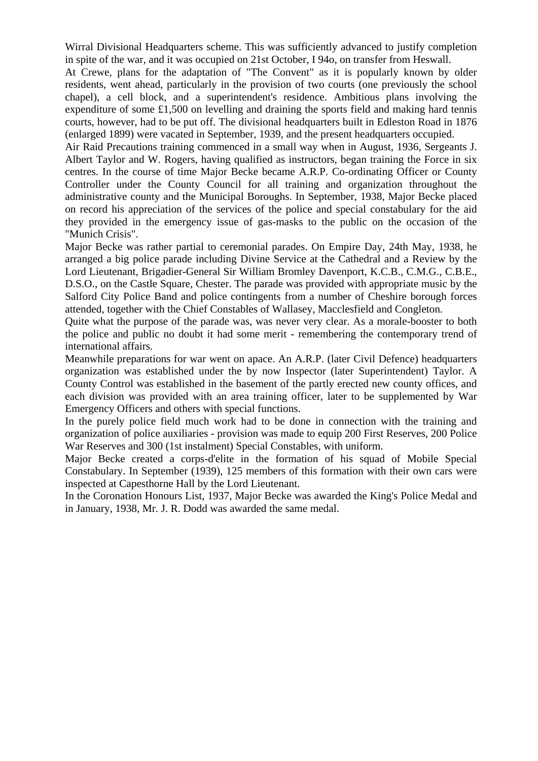Wirral Divisional Headquarters scheme. This was sufficiently advanced to justify completion in spite of the war, and it was occupied on 21st October, I 94o, on transfer from Heswall.

At Crewe, plans for the adaptation of "The Convent" as it is popularly known by older residents, went ahead, particularly in the provision of two courts (one previously the school chapel), a cell block, and a superintendent's residence. Ambitious plans involving the expenditure of some £1,500 on levelling and draining the sports field and making hard tennis courts, however, had to be put off. The divisional headquarters built in Edleston Road in 1876 (enlarged 1899) were vacated in September, 1939, and the present headquarters occupied.

Air Raid Precautions training commenced in a small way when in August, 1936, Sergeants J. Albert Taylor and W. Rogers, having qualified as instructors, began training the Force in six centres. In the course of time Major Becke became A.R.P. Co-ordinating Officer or County Controller under the County Council for all training and organization throughout the administrative county and the Municipal Boroughs. In September, 1938, Major Becke placed on record his appreciation of the services of the police and special constabulary for the aid they provided in the emergency issue of gas-masks to the public on the occasion of the "Munich Crisis".

Major Becke was rather partial to ceremonial parades. On Empire Day, 24th May, 1938, he arranged a big police parade including Divine Service at the Cathedral and a Review by the Lord Lieutenant, Brigadier-General Sir William Bromley Davenport, K.C.B., C.M.G., C.B.E., D.S.O., on the Castle Square, Chester. The parade was provided with appropriate music by the Salford City Police Band and police contingents from a number of Cheshire borough forces attended, together with the Chief Constables of Wallasey, Macclesfield and Congleton.

Quite what the purpose of the parade was, was never very clear. As a morale-booster to both the police and public no doubt it had some merit - remembering the contemporary trend of international affairs.

Meanwhile preparations for war went on apace. An A.R.P. (later Civil Defence) headquarters organization was established under the by now Inspector (later Superintendent) Taylor. A County Control was established in the basement of the partly erected new county offices, and each division was provided with an area training officer, later to be supplemented by War Emergency Officers and others with special functions.

In the purely police field much work had to be done in connection with the training and organization of police auxiliaries - provision was made to equip 200 First Reserves, 200 Police War Reserves and 300 (1st instalment) Special Constables, with uniform.

Major Becke created a corps-d'elite in the formation of his squad of Mobile Special Constabulary. In September (1939), 125 members of this formation with their own cars were inspected at Capesthorne Hall by the Lord Lieutenant.

In the Coronation Honours List, 1937, Major Becke was awarded the King's Police Medal and in January, 1938, Mr. J. R. Dodd was awarded the same medal.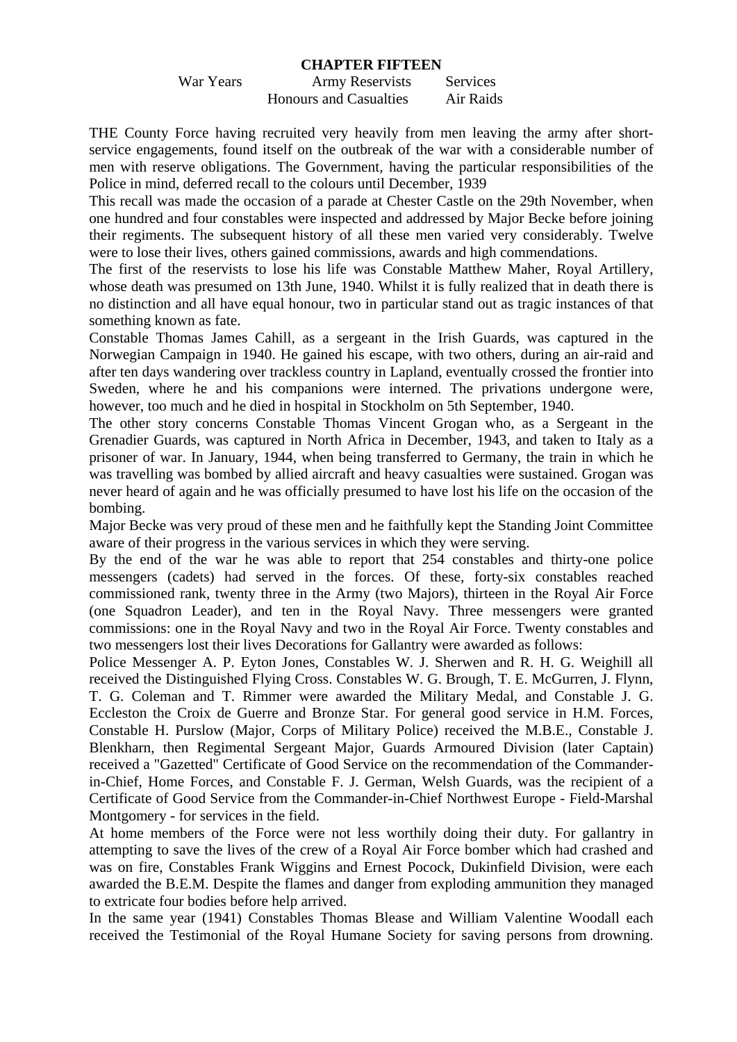# CHAPTER FIFTEEN

War Years Army Reservists Services
Honours and Casualties Air Raids

THE County Force having recruited very heavily from men leaving the army after short-service engagements, found itself on the outbreak of the war with a considerable number of men with reserve obligations. The Government, having the particular responsibilities of the Police in mind, deferred recall to the colours until December, 1939

This recall was made the occasion of a parade at Chester Castle on the 29th November, when one hundred and four constables were inspected and addressed by Major Becke before joining their regiments. The subsequent history of all these men varied very considerably. Twelve were to lose their lives, others gained commissions, awards and high commendations.

The first of the reservists to lose his life was Constable Matthew Maher, Royal Artillery, whose death was presumed on 13th June, 1940. Whilst it is fully realized that in death there is no distinction and all have equal honour, two in particular stand out as tragic instances of that something known as fate.

Constable Thomas James Cahill, as a sergeant in the Irish Guards, was captured in the Norwegian Campaign in 1940. He gained his escape, with two others, during an air-raid and after ten days wandering over trackless country in Lapland, eventually crossed the frontier into Sweden, where he and his companions were interned. The privations undergone were, however, too much and he died in hospital in Stockholm on 5th September, 1940.

The other story concerns Constable Thomas Vincent Grogan who, as a Sergeant in the Grenadier Guards, was captured in North Africa in December, 1943, and taken to Italy as a prisoner of war. In January, 1944, when being transferred to Germany, the train in which he was travelling was bombed by allied aircraft and heavy casualties were sustained. Grogan was never heard of again and he was officially presumed to have lost his life on the occasion of the bombing.

Major Becke was very proud of these men and he faithfully kept the Standing Joint Committee aware of their progress in the various services in which they were serving.

By the end of the war he was able to report that 254 constables and thirty-one police messengers (cadets) had served in the forces. Of these, forty-six constables reached commissioned rank, twenty three in the Army (two Majors), thirteen in the Royal Air Force (one Squadron Leader), and ten in the Royal Navy. Three messengers were granted commissions: one in the Royal Navy and two in the Royal Air Force. Twenty constables and two messengers lost their lives Decorations for Gallantry were awarded as follows:

Police Messenger A. P. Eyton Jones, Constables W. J. Sherwen and R. H. G. Weighill all received the Distinguished Flying Cross. Constables W. G. Brough, T. E. McGurren, J. Flynn, T. G. Coleman and T. Rimmer were awarded the Military Medal, and Constable J. G. Eccleston the Croix de Guerre and Bronze Star. For general good service in H.M. Forces, Constable H. Purslow (Major, Corps of Military Police) received the M.B.E., Constable J. Blenkharn, then Regimental Sergeant Major, Guards Armoured Division (later Captain) received a "Gazetted" Certificate of Good Service on the recommendation of the Commander-in-Chief, Home Forces, and Constable F. J. German, Welsh Guards, was the recipient of a Certificate of Good Service from the Commander-in-Chief Northwest Europe - Field-Marshal Montgomery - for services in the field.

At home members of the Force were not less worthily doing their duty. For gallantry in attempting to save the lives of the crew of a Royal Air Force bomber which had crashed and was on fire, Constables Frank Wiggins and Ernest Pocock, Dukinfield Division, were each awarded the B.E.M. Despite the flames and danger from exploding ammunition they managed to extricate four bodies before help arrived.

In the same year (1941) Constables Thomas Blease and William Valentine Woodall each received the Testimonial of the Royal Humane Society for saving persons from drowning.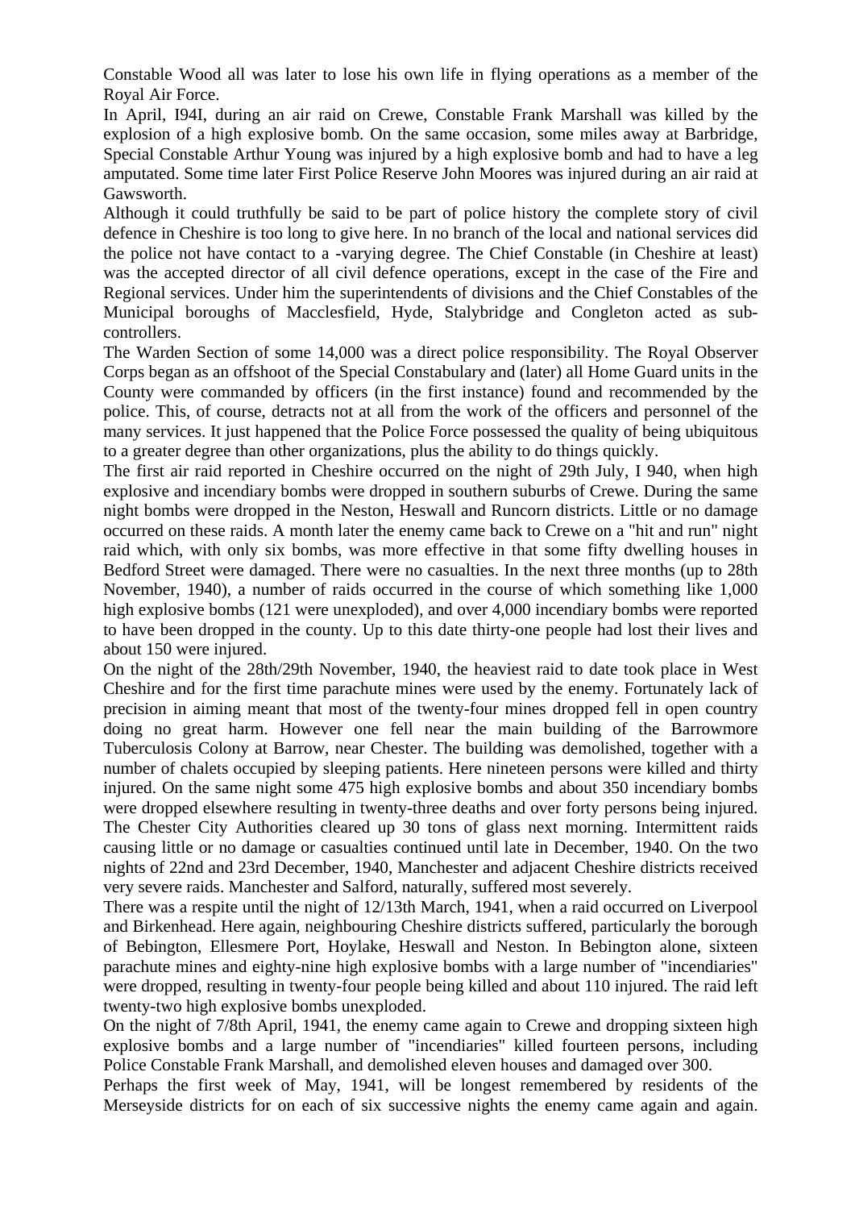Constable Wood all was later to lose his own life in flying operations as a member of the Royal Air Force.

In April, I94I, during an air raid on Crewe, Constable Frank Marshall was killed by the explosion of a high explosive bomb. On the same occasion, some miles away at Barbridge, Special Constable Arthur Young was injured by a high explosive bomb and had to have a leg amputated. Some time later First Police Reserve John Moores was injured during an air raid at Gawsworth.

Although it could truthfully be said to be part of police history the complete story of civil defence in Cheshire is too long to give here. In no branch of the local and national services did the police not have contact to a -varying degree. The Chief Constable (in Cheshire at least) was the accepted director of all civil defence operations, except in the case of the Fire and Regional services. Under him the superintendents of divisions and the Chief Constables of the Municipal boroughs of Macclesfield, Hyde, Stalybridge and Congleton acted as sub-controllers.

The Warden Section of some 14,000 was a direct police responsibility. The Royal Observer Corps began as an offshoot of the Special Constabulary and (later) all Home Guard units in the County were commanded by officers (in the first instance) found and recommended by the police. This, of course, detracts not at all from the work of the officers and personnel of the many services. It just happened that the Police Force possessed the quality of being ubiquitous to a greater degree than other organizations, plus the ability to do things quickly.

The first air raid reported in Cheshire occurred on the night of 29th July, I 940, when high explosive and incendiary bombs were dropped in southern suburbs of Crewe. During the same night bombs were dropped in the Neston, Heswall and Runcorn districts. Little or no damage occurred on these raids. A month later the enemy came back to Crewe on a "hit and run" night raid which, with only six bombs, was more effective in that some fifty dwelling houses in Bedford Street were damaged. There were no casualties. In the next three months (up to 28th November, 1940), a number of raids occurred in the course of which something like 1,000 high explosive bombs (121 were unexploded), and over 4,000 incendiary bombs were reported to have been dropped in the county. Up to this date thirty-one people had lost their lives and about 150 were injured.

On the night of the 28th/29th November, 1940, the heaviest raid to date took place in West Cheshire and for the first time parachute mines were used by the enemy. Fortunately lack of precision in aiming meant that most of the twenty-four mines dropped fell in open country doing no great harm. However one fell near the main building of the Barrowmore Tuberculosis Colony at Barrow, near Chester. The building was demolished, together with a number of chalets occupied by sleeping patients. Here nineteen persons were killed and thirty injured. On the same night some 475 high explosive bombs and about 350 incendiary bombs were dropped elsewhere resulting in twenty-three deaths and over forty persons being injured. The Chester City Authorities cleared up 30 tons of glass next morning. Intermittent raids causing little or no damage or casualties continued until late in December, 1940. On the two nights of 22nd and 23rd December, 1940, Manchester and adjacent Cheshire districts received very severe raids. Manchester and Salford, naturally, suffered most severely.

There was a respite until the night of 12/13th March, 1941, when a raid occurred on Liverpool and Birkenhead. Here again, neighbouring Cheshire districts suffered, particularly the borough of Bebington, Ellesmere Port, Hoylake, Heswall and Neston. In Bebington alone, sixteen parachute mines and eighty-nine high explosive bombs with a large number of "incendiaries" were dropped, resulting in twenty-four people being killed and about 110 injured. The raid left twenty-two high explosive bombs unexploded.

On the night of 7/8th April, 1941, the enemy came again to Crewe and dropping sixteen high explosive bombs and a large number of "incendiaries" killed fourteen persons, including Police Constable Frank Marshall, and demolished eleven houses and damaged over 300.

Perhaps the first week of May, 1941, will be longest remembered by residents of the Merseyside districts for on each of six successive nights the enemy came again and again.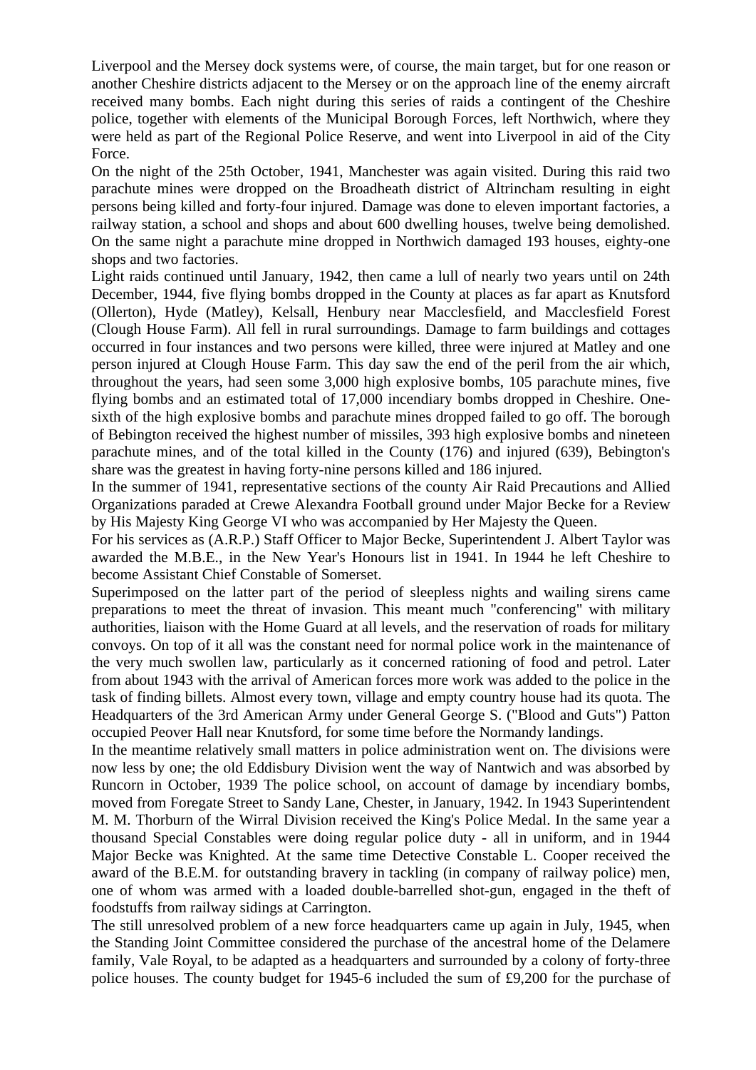Liverpool and the Mersey dock systems were, of course, the main target, but for one reason or another Cheshire districts adjacent to the Mersey or on the approach line of the enemy aircraft received many bombs. Each night during this series of raids a contingent of the Cheshire police, together with elements of the Municipal Borough Forces, left Northwich, where they were held as part of the Regional Police Reserve, and went into Liverpool in aid of the City Force.

On the night of the 25th October, 1941, Manchester was again visited. During this raid two parachute mines were dropped on the Broadheath district of Altrincham resulting in eight persons being killed and forty-four injured. Damage was done to eleven important factories, a railway station, a school and shops and about 600 dwelling houses, twelve being demolished. On the same night a parachute mine dropped in Northwich damaged 193 houses, eighty-one shops and two factories.

Light raids continued until January, 1942, then came a lull of nearly two years until on 24th December, 1944, five flying bombs dropped in the County at places as far apart as Knutsford (Ollerton), Hyde (Matley), Kelsall, Henbury near Macclesfield, and Macclesfield Forest (Clough House Farm). All fell in rural surroundings. Damage to farm buildings and cottages occurred in four instances and two persons were killed, three were injured at Matley and one person injured at Clough House Farm. This day saw the end of the peril from the air which, throughout the years, had seen some 3,000 high explosive bombs, 105 parachute mines, five flying bombs and an estimated total of 17,000 incendiary bombs dropped in Cheshire. One-sixth of the high explosive bombs and parachute mines dropped failed to go off. The borough of Bebington received the highest number of missiles, 393 high explosive bombs and nineteen parachute mines, and of the total killed in the County (176) and injured (639), Bebington's share was the greatest in having forty-nine persons killed and 186 injured.

In the summer of 1941, representative sections of the county Air Raid Precautions and Allied Organizations paraded at Crewe Alexandra Football ground under Major Becke for a Review by His Majesty King George VI who was accompanied by Her Majesty the Queen.

For his services as (A.R.P.) Staff Officer to Major Becke, Superintendent J. Albert Taylor was awarded the M.B.E., in the New Year's Honours list in 1941. In 1944 he left Cheshire to become Assistant Chief Constable of Somerset.

Superimposed on the latter part of the period of sleepless nights and wailing sirens came preparations to meet the threat of invasion. This meant much "conferencing" with military authorities, liaison with the Home Guard at all levels, and the reservation of roads for military convoys. On top of it all was the constant need for normal police work in the maintenance of the very much swollen law, particularly as it concerned rationing of food and petrol. Later from about 1943 with the arrival of American forces more work was added to the police in the task of finding billets. Almost every town, village and empty country house had its quota. The Headquarters of the 3rd American Army under General George S. ("Blood and Guts") Patton occupied Peover Hall near Knutsford, for some time before the Normandy landings.

In the meantime relatively small matters in police administration went on. The divisions were now less by one; the old Eddisbury Division went the way of Nantwich and was absorbed by Runcorn in October, 1939 The police school, on account of damage by incendiary bombs, moved from Foregate Street to Sandy Lane, Chester, in January, 1942. In 1943 Superintendent M. M. Thorburn of the Wirral Division received the King's Police Medal. In the same year a thousand Special Constables were doing regular police duty - all in uniform, and in 1944 Major Becke was Knighted. At the same time Detective Constable L. Cooper received the award of the B.E.M. for outstanding bravery in tackling (in company of railway police) men, one of whom was armed with a loaded double-barrelled shot-gun, engaged in the theft of foodstuffs from railway sidings at Carrington.

The still unresolved problem of a new force headquarters came up again in July, 1945, when the Standing Joint Committee considered the purchase of the ancestral home of the Delamere family, Vale Royal, to be adapted as a headquarters and surrounded by a colony of forty-three police houses. The county budget for 1945-6 included the sum of £9,200 for the purchase of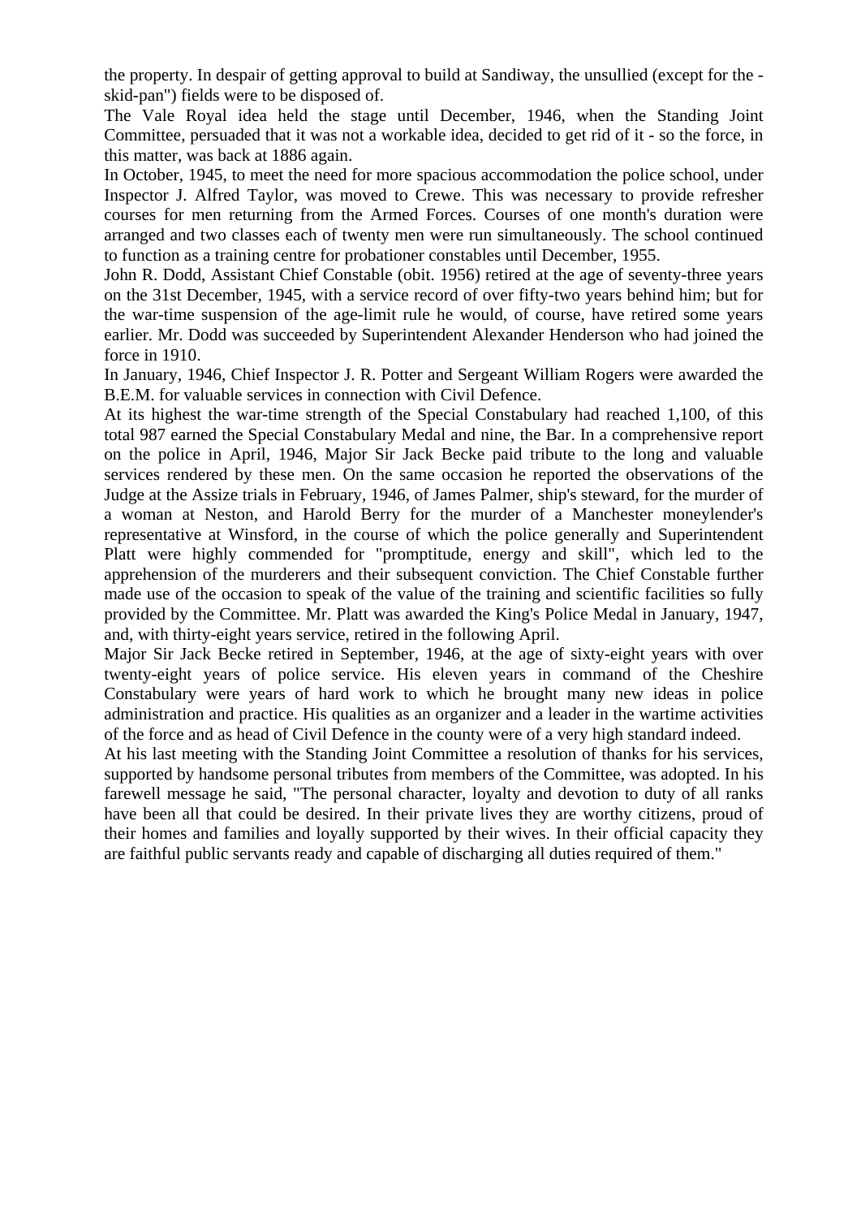the property. In despair of getting approval to build at Sandiway, the unsullied (except for the -skid-pan") fields were to be disposed of.

The Vale Royal idea held the stage until December, 1946, when the Standing Joint Committee, persuaded that it was not a workable idea, decided to get rid of it - so the force, in this matter, was back at 1886 again.

In October, 1945, to meet the need for more spacious accommodation the police school, under Inspector J. Alfred Taylor, was moved to Crewe. This was necessary to provide refresher courses for men returning from the Armed Forces. Courses of one month's duration were arranged and two classes each of twenty men were run simultaneously. The school continued to function as a training centre for probationer constables until December, 1955.

John R. Dodd, Assistant Chief Constable (obit. 1956) retired at the age of seventy-three years on the 31st December, 1945, with a service record of over fifty-two years behind him; but for the war-time suspension of the age-limit rule he would, of course, have retired some years earlier. Mr. Dodd was succeeded by Superintendent Alexander Henderson who had joined the force in 1910.

In January, 1946, Chief Inspector J. R. Potter and Sergeant William Rogers were awarded the B.E.M. for valuable services in connection with Civil Defence.

At its highest the war-time strength of the Special Constabulary had reached 1,100, of this total 987 earned the Special Constabulary Medal and nine, the Bar. In a comprehensive report on the police in April, 1946, Major Sir Jack Becke paid tribute to the long and valuable services rendered by these men. On the same occasion he reported the observations of the Judge at the Assize trials in February, 1946, of James Palmer, ship's steward, for the murder of a woman at Neston, and Harold Berry for the murder of a Manchester moneylender's representative at Winsford, in the course of which the police generally and Superintendent Platt were highly commended for "promptitude, energy and skill", which led to the apprehension of the murderers and their subsequent conviction. The Chief Constable further made use of the occasion to speak of the value of the training and scientific facilities so fully provided by the Committee. Mr. Platt was awarded the King's Police Medal in January, 1947, and, with thirty-eight years service, retired in the following April.

Major Sir Jack Becke retired in September, 1946, at the age of sixty-eight years with over twenty-eight years of police service. His eleven years in command of the Cheshire Constabulary were years of hard work to which he brought many new ideas in police administration and practice. His qualities as an organizer and a leader in the wartime activities of the force and as head of Civil Defence in the county were of a very high standard indeed.

At his last meeting with the Standing Joint Committee a resolution of thanks for his services, supported by handsome personal tributes from members of the Committee, was adopted. In his farewell message he said, "The personal character, loyalty and devotion to duty of all ranks have been all that could be desired. In their private lives they are worthy citizens, proud of their homes and families and loyally supported by their wives. In their official capacity they are faithful public servants ready and capable of discharging all duties required of them."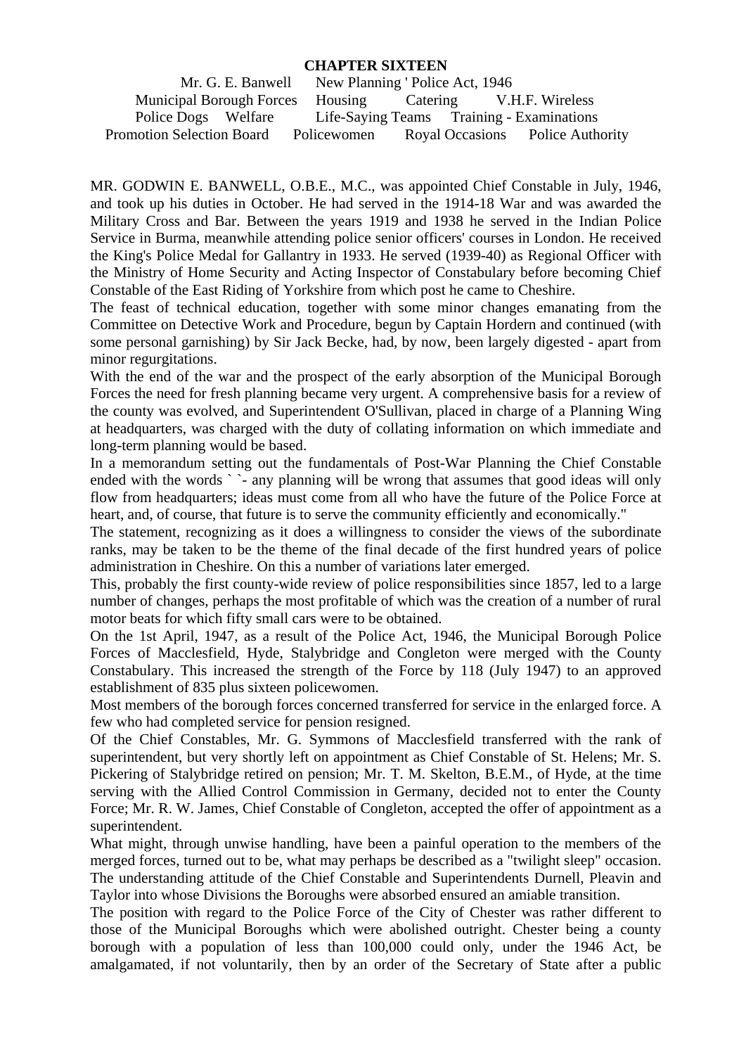# CHAPTER SIXTEEN

Mr. G. E. Banwell New Planning ' Police Act, 1946
Municipal Borough Forces Housing Catering V.H.F. Wireless
Police Dogs Welfare Life-Saying Teams Training - Examinations
Promotion Selection Board Policewomen Royal Occasions Police Authority

MR. GODWIN E. BANWELL, O.B.E., M.C., was appointed Chief Constable in July, 1946, and took up his duties in October. He had served in the 1914-18 War and was awarded the Military Cross and Bar. Between the years 1919 and 1938 he served in the Indian Police Service in Burma, meanwhile attending police senior officers' courses in London. He received the King's Police Medal for Gallantry in 1933. He served (1939-40) as Regional Officer with the Ministry of Home Security and Acting Inspector of Constabulary before becoming Chief Constable of the East Riding of Yorkshire from which post he came to Cheshire.

The feast of technical education, together with some minor changes emanating from the Committee on Detective Work and Procedure, begun by Captain Hordern and continued (with some personal garnishing) by Sir Jack Becke, had, by now, been largely digested - apart from minor regurgitations.

With the end of the war and the prospect of the early absorption of the Municipal Borough Forces the need for fresh planning became very urgent. A comprehensive basis for a review of the county was evolved, and Superintendent O'Sullivan, placed in charge of a Planning Wing at headquarters, was charged with the duty of collating information on which immediate and long-term planning would be based.

In a memorandum setting out the fundamentals of Post-War Planning the Chief Constable ended with the words ` `- any planning will be wrong that assumes that good ideas will only flow from headquarters; ideas must come from all who have the future of the Police Force at heart, and, of course, that future is to serve the community efficiently and economically."

The statement, recognizing as it does a willingness to consider the views of the subordinate ranks, may be taken to be the theme of the final decade of the first hundred years of police administration in Cheshire. On this a number of variations later emerged.

This, probably the first county-wide review of police responsibilities since 1857, led to a large number of changes, perhaps the most profitable of which was the creation of a number of rural motor beats for which fifty small cars were to be obtained.

On the 1st April, 1947, as a result of the Police Act, 1946, the Municipal Borough Police Forces of Macclesfield, Hyde, Stalybridge and Congleton were merged with the County Constabulary. This increased the strength of the Force by 118 (July 1947) to an approved establishment of 835 plus sixteen policewomen.

Most members of the borough forces concerned transferred for service in the enlarged force. A few who had completed service for pension resigned.

Of the Chief Constables, Mr. G. Symmons of Macclesfield transferred with the rank of superintendent, but very shortly left on appointment as Chief Constable of St. Helens; Mr. S. Pickering of Stalybridge retired on pension; Mr. T. M. Skelton, B.E.M., of Hyde, at the time serving with the Allied Control Commission in Germany, decided not to enter the County Force; Mr. R. W. James, Chief Constable of Congleton, accepted the offer of appointment as a superintendent.

What might, through unwise handling, have been a painful operation to the members of the merged forces, turned out to be, what may perhaps be described as a "twilight sleep" occasion. The understanding attitude of the Chief Constable and Superintendents Durnell, Pleavin and Taylor into whose Divisions the Boroughs were absorbed ensured an amiable transition.

The position with regard to the Police Force of the City of Chester was rather different to those of the Municipal Boroughs which were abolished outright. Chester being a county borough with a population of less than 100,000 could only, under the 1946 Act, be amalgamated, if not voluntarily, then by an order of the Secretary of State after a public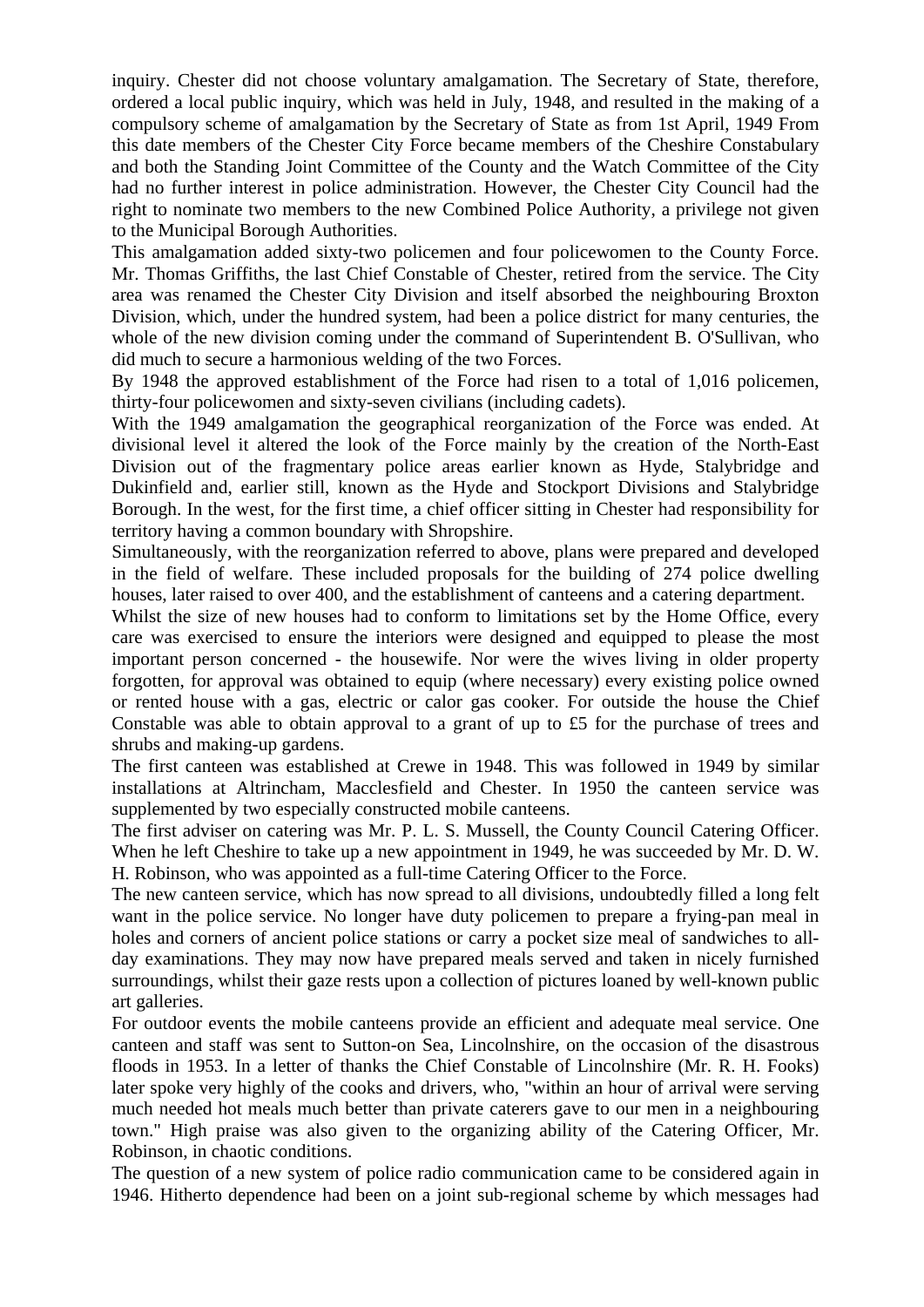inquiry. Chester did not choose voluntary amalgamation. The Secretary of State, therefore, ordered a local public inquiry, which was held in July, 1948, and resulted in the making of a compulsory scheme of amalgamation by the Secretary of State as from 1st April, 1949 From this date members of the Chester City Force became members of the Cheshire Constabulary and both the Standing Joint Committee of the County and the Watch Committee of the City had no further interest in police administration. However, the Chester City Council had the right to nominate two members to the new Combined Police Authority, a privilege not given to the Municipal Borough Authorities.

This amalgamation added sixty-two policemen and four policewomen to the County Force. Mr. Thomas Griffiths, the last Chief Constable of Chester, retired from the service. The City area was renamed the Chester City Division and itself absorbed the neighbouring Broxton Division, which, under the hundred system, had been a police district for many centuries, the whole of the new division coming under the command of Superintendent B. O'Sullivan, who did much to secure a harmonious welding of the two Forces.

By 1948 the approved establishment of the Force had risen to a total of 1,016 policemen, thirty-four policewomen and sixty-seven civilians (including cadets).

With the 1949 amalgamation the geographical reorganization of the Force was ended. At divisional level it altered the look of the Force mainly by the creation of the North-East Division out of the fragmentary police areas earlier known as Hyde, Stalybridge and Dukinfield and, earlier still, known as the Hyde and Stockport Divisions and Stalybridge Borough. In the west, for the first time, a chief officer sitting in Chester had responsibility for territory having a common boundary with Shropshire.

Simultaneously, with the reorganization referred to above, plans were prepared and developed in the field of welfare. These included proposals for the building of 274 police dwelling houses, later raised to over 400, and the establishment of canteens and a catering department.

Whilst the size of new houses had to conform to limitations set by the Home Office, every care was exercised to ensure the interiors were designed and equipped to please the most important person concerned - the housewife. Nor were the wives living in older property forgotten, for approval was obtained to equip (where necessary) every existing police owned or rented house with a gas, electric or calor gas cooker. For outside the house the Chief Constable was able to obtain approval to a grant of up to £5 for the purchase of trees and shrubs and making-up gardens.

The first canteen was established at Crewe in 1948. This was followed in 1949 by similar installations at Altrincham, Macclesfield and Chester. In 1950 the canteen service was supplemented by two especially constructed mobile canteens.

The first adviser on catering was Mr. P. L. S. Mussell, the County Council Catering Officer. When he left Cheshire to take up a new appointment in 1949, he was succeeded by Mr. D. W. H. Robinson, who was appointed as a full-time Catering Officer to the Force.

The new canteen service, which has now spread to all divisions, undoubtedly filled a long felt want in the police service. No longer have duty policemen to prepare a frying-pan meal in holes and corners of ancient police stations or carry a pocket size meal of sandwiches to all-day examinations. They may now have prepared meals served and taken in nicely furnished surroundings, whilst their gaze rests upon a collection of pictures loaned by well-known public art galleries.

For outdoor events the mobile canteens provide an efficient and adequate meal service. One canteen and staff was sent to Sutton-on Sea, Lincolnshire, on the occasion of the disastrous floods in 1953. In a letter of thanks the Chief Constable of Lincolnshire (Mr. R. H. Fooks) later spoke very highly of the cooks and drivers, who, "within an hour of arrival were serving much needed hot meals much better than private caterers gave to our men in a neighbouring town." High praise was also given to the organizing ability of the Catering Officer, Mr. Robinson, in chaotic conditions.

The question of a new system of police radio communication came to be considered again in 1946. Hitherto dependence had been on a joint sub-regional scheme by which messages had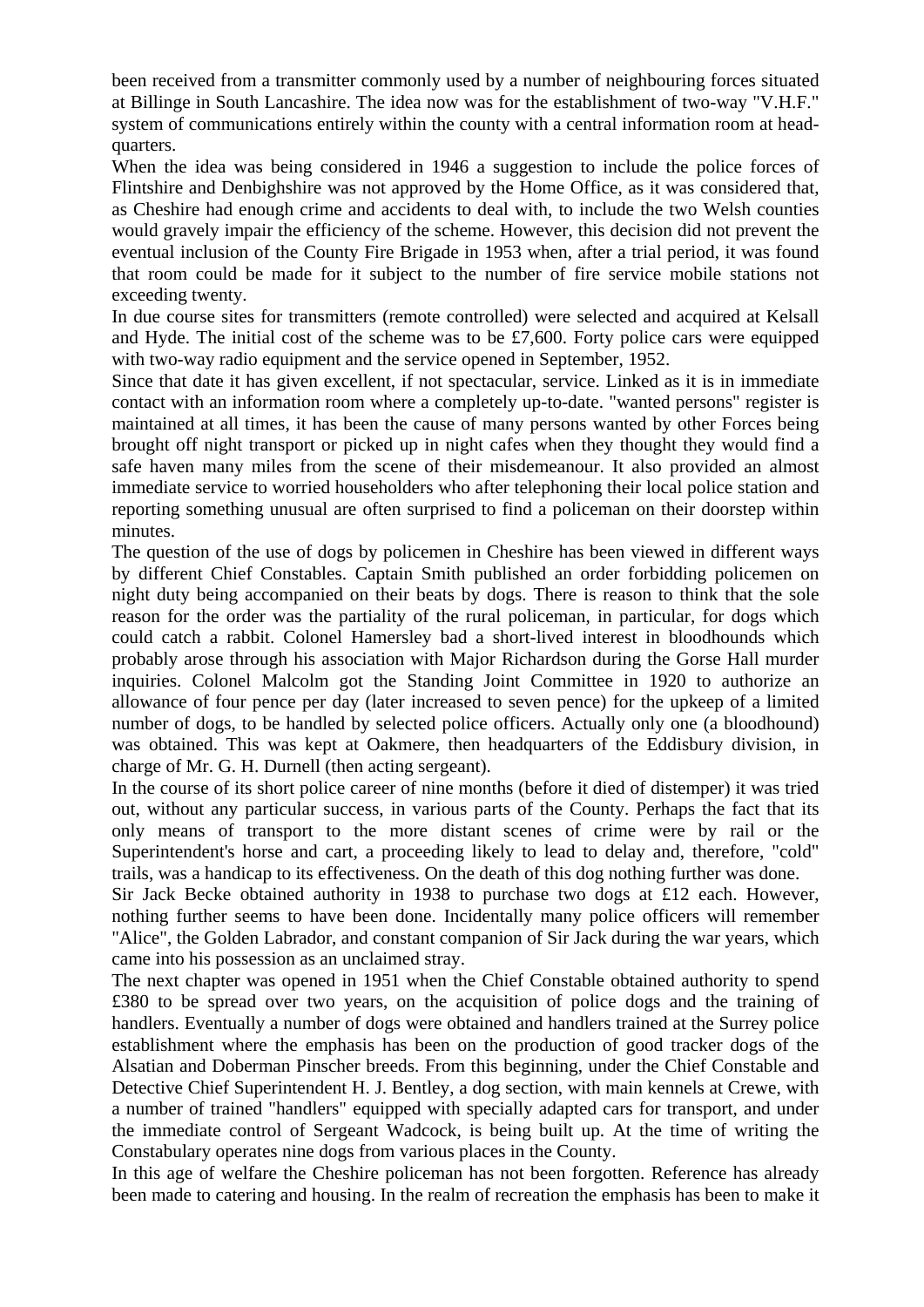been received from a transmitter commonly used by a number of neighbouring forces situated at Billinge in South Lancashire. The idea now was for the establishment of two-way "V.H.F." system of communications entirely within the county with a central information room at head-quarters.

When the idea was being considered in 1946 a suggestion to include the police forces of Flintshire and Denbighshire was not approved by the Home Office, as it was considered that, as Cheshire had enough crime and accidents to deal with, to include the two Welsh counties would gravely impair the efficiency of the scheme. However, this decision did not prevent the eventual inclusion of the County Fire Brigade in 1953 when, after a trial period, it was found that room could be made for it subject to the number of fire service mobile stations not exceeding twenty.

In due course sites for transmitters (remote controlled) were selected and acquired at Kelsall and Hyde. The initial cost of the scheme was to be £7,600. Forty police cars were equipped with two-way radio equipment and the service opened in September, 1952.

Since that date it has given excellent, if not spectacular, service. Linked as it is in immediate contact with an information room where a completely up-to-date. "wanted persons" register is maintained at all times, it has been the cause of many persons wanted by other Forces being brought off night transport or picked up in night cafes when they thought they would find a safe haven many miles from the scene of their misdemeanour. It also provided an almost immediate service to worried householders who after telephoning their local police station and reporting something unusual are often surprised to find a policeman on their doorstep within minutes.

The question of the use of dogs by policemen in Cheshire has been viewed in different ways by different Chief Constables. Captain Smith published an order forbidding policemen on night duty being accompanied on their beats by dogs. There is reason to think that the sole reason for the order was the partiality of the rural policeman, in particular, for dogs which could catch a rabbit. Colonel Hamersley bad a short-lived interest in bloodhounds which probably arose through his association with Major Richardson during the Gorse Hall murder inquiries. Colonel Malcolm got the Standing Joint Committee in 1920 to authorize an allowance of four pence per day (later increased to seven pence) for the upkeep of a limited number of dogs, to be handled by selected police officers. Actually only one (a bloodhound) was obtained. This was kept at Oakmere, then headquarters of the Eddisbury division, in charge of Mr. G. H. Durnell (then acting sergeant).

In the course of its short police career of nine months (before it died of distemper) it was tried out, without any particular success, in various parts of the County. Perhaps the fact that its only means of transport to the more distant scenes of crime were by rail or the Superintendent's horse and cart, a proceeding likely to lead to delay and, therefore, "cold" trails, was a handicap to its effectiveness. On the death of this dog nothing further was done.

Sir Jack Becke obtained authority in 1938 to purchase two dogs at £12 each. However, nothing further seems to have been done. Incidentally many police officers will remember "Alice", the Golden Labrador, and constant companion of Sir Jack during the war years, which came into his possession as an unclaimed stray.

The next chapter was opened in 1951 when the Chief Constable obtained authority to spend £380 to be spread over two years, on the acquisition of police dogs and the training of handlers. Eventually a number of dogs were obtained and handlers trained at the Surrey police establishment where the emphasis has been on the production of good tracker dogs of the Alsatian and Doberman Pinscher breeds. From this beginning, under the Chief Constable and Detective Chief Superintendent H. J. Bentley, a dog section, with main kennels at Crewe, with a number of trained "handlers" equipped with specially adapted cars for transport, and under the immediate control of Sergeant Wadcock, is being built up. At the time of writing the Constabulary operates nine dogs from various places in the County.

In this age of welfare the Cheshire policeman has not been forgotten. Reference has already been made to catering and housing. In the realm of recreation the emphasis has been to make it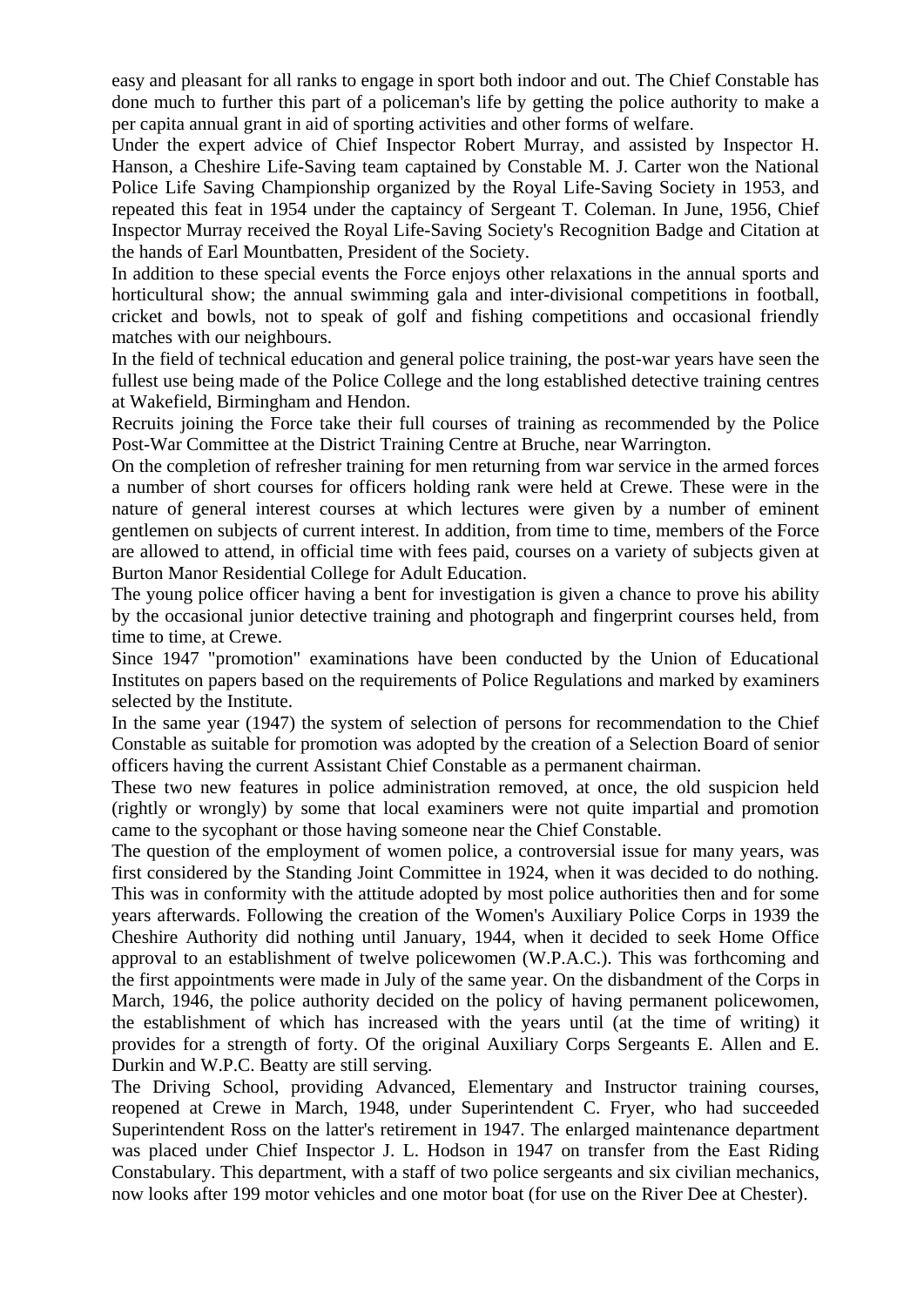easy and pleasant for all ranks to engage in sport both indoor and out. The Chief Constable has done much to further this part of a policeman's life by getting the police authority to make a per capita annual grant in aid of sporting activities and other forms of welfare.

Under the expert advice of Chief Inspector Robert Murray, and assisted by Inspector H. Hanson, a Cheshire Life-Saving team captained by Constable M. J. Carter won the National Police Life Saving Championship organized by the Royal Life-Saving Society in 1953, and repeated this feat in 1954 under the captaincy of Sergeant T. Coleman. In June, 1956, Chief Inspector Murray received the Royal Life-Saving Society's Recognition Badge and Citation at the hands of Earl Mountbatten, President of the Society.

In addition to these special events the Force enjoys other relaxations in the annual sports and horticultural show; the annual swimming gala and inter-divisional competitions in football, cricket and bowls, not to speak of golf and fishing competitions and occasional friendly matches with our neighbours.

In the field of technical education and general police training, the post-war years have seen the fullest use being made of the Police College and the long established detective training centres at Wakefield, Birmingham and Hendon.

Recruits joining the Force take their full courses of training as recommended by the Police Post-War Committee at the District Training Centre at Bruche, near Warrington.

On the completion of refresher training for men returning from war service in the armed forces a number of short courses for officers holding rank were held at Crewe. These were in the nature of general interest courses at which lectures were given by a number of eminent gentlemen on subjects of current interest. In addition, from time to time, members of the Force are allowed to attend, in official time with fees paid, courses on a variety of subjects given at Burton Manor Residential College for Adult Education.

The young police officer having a bent for investigation is given a chance to prove his ability by the occasional junior detective training and photograph and fingerprint courses held, from time to time, at Crewe.

Since 1947 "promotion" examinations have been conducted by the Union of Educational Institutes on papers based on the requirements of Police Regulations and marked by examiners selected by the Institute.

In the same year (1947) the system of selection of persons for recommendation to the Chief Constable as suitable for promotion was adopted by the creation of a Selection Board of senior officers having the current Assistant Chief Constable as a permanent chairman.

These two new features in police administration removed, at once, the old suspicion held (rightly or wrongly) by some that local examiners were not quite impartial and promotion came to the sycophant or those having someone near the Chief Constable.

The question of the employment of women police, a controversial issue for many years, was first considered by the Standing Joint Committee in 1924, when it was decided to do nothing. This was in conformity with the attitude adopted by most police authorities then and for some years afterwards. Following the creation of the Women's Auxiliary Police Corps in 1939 the Cheshire Authority did nothing until January, 1944, when it decided to seek Home Office approval to an establishment of twelve policewomen (W.P.A.C.). This was forthcoming and the first appointments were made in July of the same year. On the disbandment of the Corps in March, 1946, the police authority decided on the policy of having permanent policewomen, the establishment of which has increased with the years until (at the time of writing) it provides for a strength of forty. Of the original Auxiliary Corps Sergeants E. Allen and E. Durkin and W.P.C. Beatty are still serving.

The Driving School, providing Advanced, Elementary and Instructor training courses, reopened at Crewe in March, 1948, under Superintendent C. Fryer, who had succeeded Superintendent Ross on the latter's retirement in 1947. The enlarged maintenance department was placed under Chief Inspector J. L. Hodson in 1947 on transfer from the East Riding Constabulary. This department, with a staff of two police sergeants and six civilian mechanics, now looks after 199 motor vehicles and one motor boat (for use on the River Dee at Chester).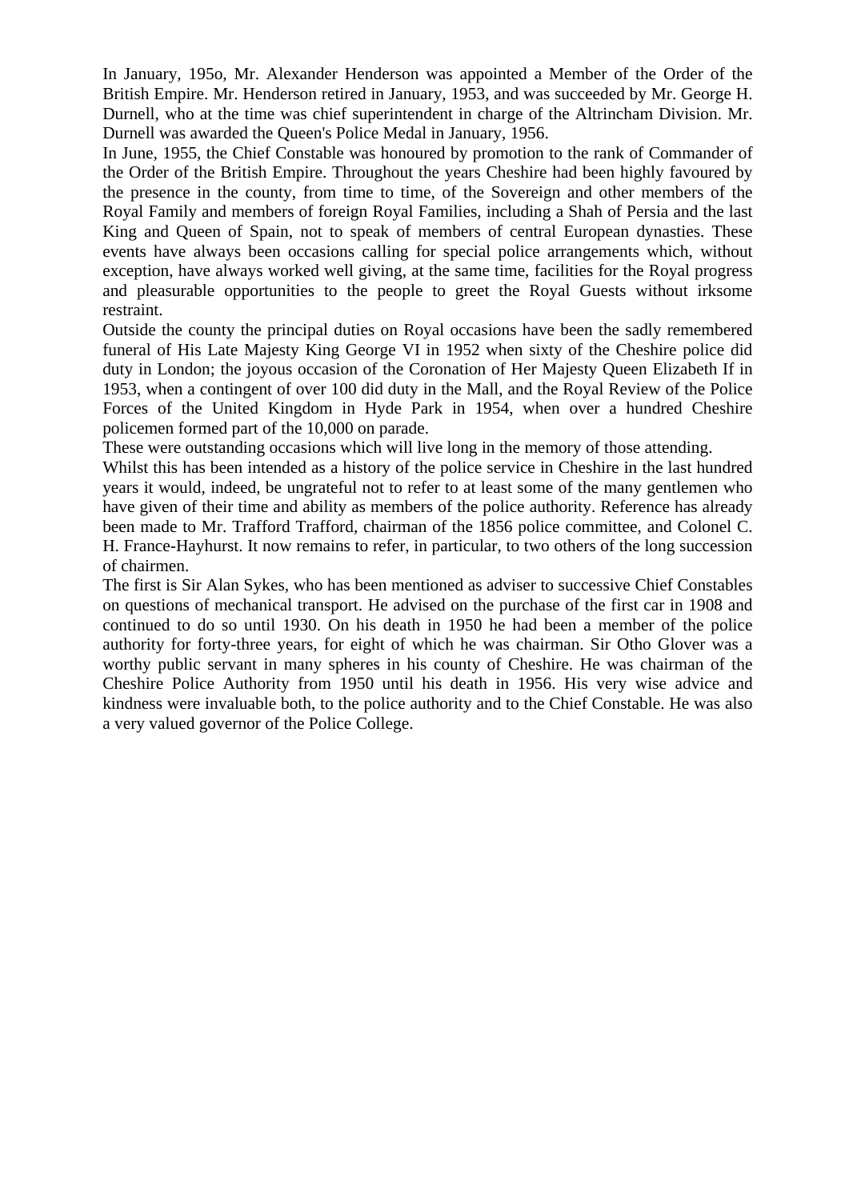In January, 195o, Mr. Alexander Henderson was appointed a Member of the Order of the British Empire. Mr. Henderson retired in January, 1953, and was succeeded by Mr. George H. Durnell, who at the time was chief superintendent in charge of the Altrincham Division. Mr. Durnell was awarded the Queen's Police Medal in January, 1956.

In June, 1955, the Chief Constable was honoured by promotion to the rank of Commander of the Order of the British Empire. Throughout the years Cheshire had been highly favoured by the presence in the county, from time to time, of the Sovereign and other members of the Royal Family and members of foreign Royal Families, including a Shah of Persia and the last King and Queen of Spain, not to speak of members of central European dynasties. These events have always been occasions calling for special police arrangements which, without exception, have always worked well giving, at the same time, facilities for the Royal progress and pleasurable opportunities to the people to greet the Royal Guests without irksome restraint.

Outside the county the principal duties on Royal occasions have been the sadly remembered funeral of His Late Majesty King George VI in 1952 when sixty of the Cheshire police did duty in London; the joyous occasion of the Coronation of Her Majesty Queen Elizabeth If in 1953, when a contingent of over 100 did duty in the Mall, and the Royal Review of the Police Forces of the United Kingdom in Hyde Park in 1954, when over a hundred Cheshire policemen formed part of the 10,000 on parade.

These were outstanding occasions which will live long in the memory of those attending.

Whilst this has been intended as a history of the police service in Cheshire in the last hundred years it would, indeed, be ungrateful not to refer to at least some of the many gentlemen who have given of their time and ability as members of the police authority. Reference has already been made to Mr. Trafford Trafford, chairman of the 1856 police committee, and Colonel C. H. France-Hayhurst. It now remains to refer, in particular, to two others of the long succession of chairmen.

The first is Sir Alan Sykes, who has been mentioned as adviser to successive Chief Constables on questions of mechanical transport. He advised on the purchase of the first car in 1908 and continued to do so until 1930. On his death in 1950 he had been a member of the police authority for forty-three years, for eight of which he was chairman. Sir Otho Glover was a worthy public servant in many spheres in his county of Cheshire. He was chairman of the Cheshire Police Authority from 1950 until his death in 1956. His very wise advice and kindness were invaluable both, to the police authority and to the Chief Constable. He was also a very valued governor of the Police College.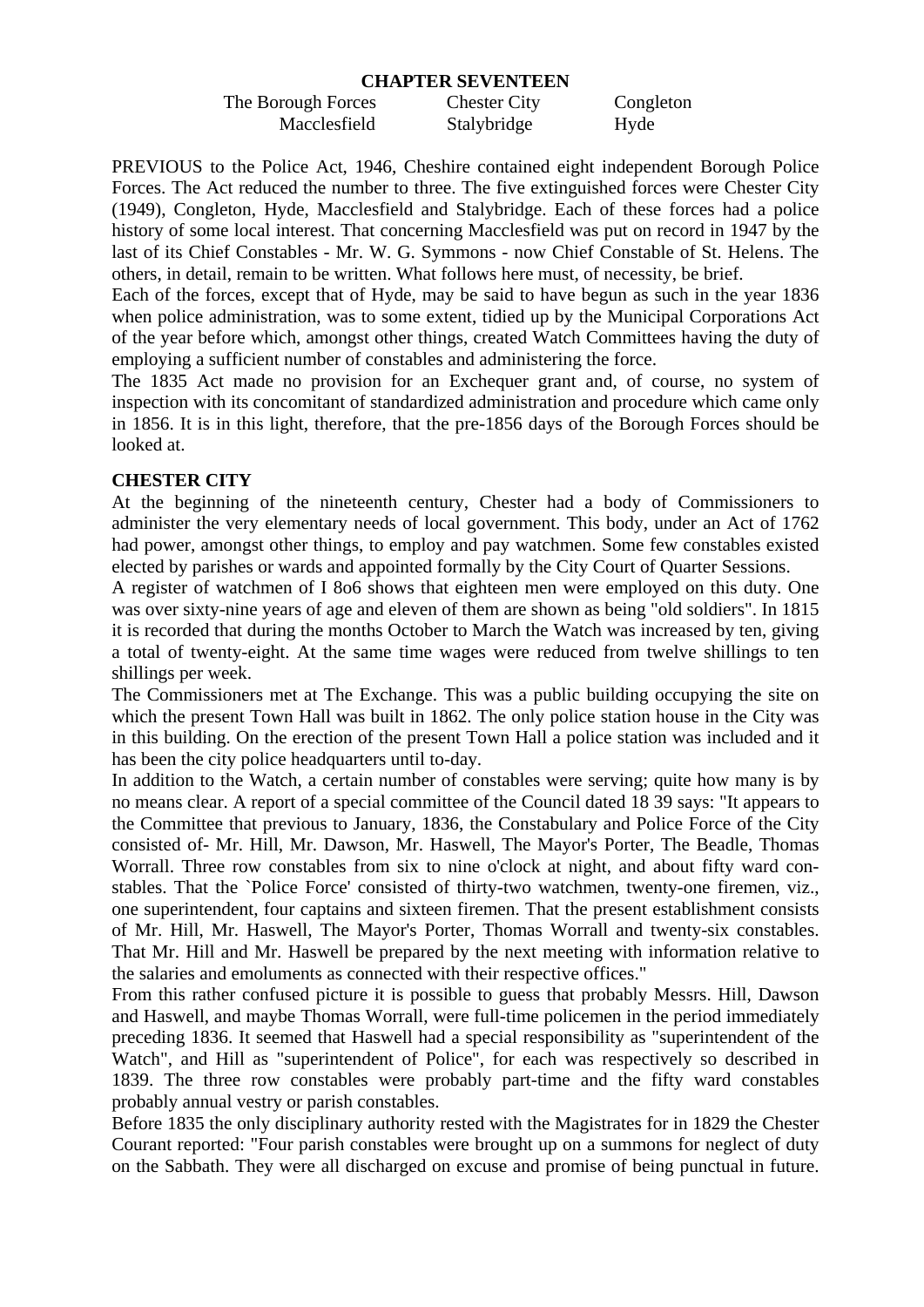## CHAPTER SEVENTEEN

| The Borough Forces | Chester City | Congleton |
|---|---|---|
| Macclesfield | Stalybridge | Hyde |

PREVIOUS to the Police Act, 1946, Cheshire contained eight independent Borough Police Forces. The Act reduced the number to three. The five extinguished forces were Chester City (1949), Congleton, Hyde, Macclesfield and Stalybridge. Each of these forces had a police history of some local interest. That concerning Macclesfield was put on record in 1947 by the last of its Chief Constables - Mr. W. G. Symmons - now Chief Constable of St. Helens. The others, in detail, remain to be written. What follows here must, of necessity, be brief.

Each of the forces, except that of Hyde, may be said to have begun as such in the year 1836 when police administration, was to some extent, tidied up by the Municipal Corporations Act of the year before which, amongst other things, created Watch Committees having the duty of employing a sufficient number of constables and administering the force.

The 1835 Act made no provision for an Exchequer grant and, of course, no system of inspection with its concomitant of standardized administration and procedure which came only in 1856. It is in this light, therefore, that the pre-1856 days of the Borough Forces should be looked at.

### CHESTER CITY

At the beginning of the nineteenth century, Chester had a body of Commissioners to administer the very elementary needs of local government. This body, under an Act of 1762 had power, amongst other things, to employ and pay watchmen. Some few constables existed elected by parishes or wards and appointed formally by the City Court of Quarter Sessions.

A register of watchmen of I 8o6 shows that eighteen men were employed on this duty. One was over sixty-nine years of age and eleven of them are shown as being "old soldiers". In 1815 it is recorded that during the months October to March the Watch was increased by ten, giving a total of twenty-eight. At the same time wages were reduced from twelve shillings to ten shillings per week.

The Commissioners met at The Exchange. This was a public building occupying the site on which the present Town Hall was built in 1862. The only police station house in the City was in this building. On the erection of the present Town Hall a police station was included and it has been the city police headquarters until to-day.

In addition to the Watch, a certain number of constables were serving; quite how many is by no means clear. A report of a special committee of the Council dated 18 39 says: "It appears to the Committee that previous to January, 1836, the Constabulary and Police Force of the City consisted of- Mr. Hill, Mr. Dawson, Mr. Haswell, The Mayor's Porter, The Beadle, Thomas Worrall. Three row constables from six to nine o'clock at night, and about fifty ward constables. That the `Police Force' consisted of thirty-two watchmen, twenty-one firemen, viz., one superintendent, four captains and sixteen firemen. That the present establishment consists of Mr. Hill, Mr. Haswell, The Mayor's Porter, Thomas Worrall and twenty-six constables. That Mr. Hill and Mr. Haswell be prepared by the next meeting with information relative to the salaries and emoluments as connected with their respective offices."

From this rather confused picture it is possible to guess that probably Messrs. Hill, Dawson and Haswell, and maybe Thomas Worrall, were full-time policemen in the period immediately preceding 1836. It seemed that Haswell had a special responsibility as "superintendent of the Watch", and Hill as "superintendent of Police", for each was respectively so described in 1839. The three row constables were probably part-time and the fifty ward constables probably annual vestry or parish constables.

Before 1835 the only disciplinary authority rested with the Magistrates for in 1829 the Chester Courant reported: "Four parish constables were brought up on a summons for neglect of duty on the Sabbath. They were all discharged on excuse and promise of being punctual in future.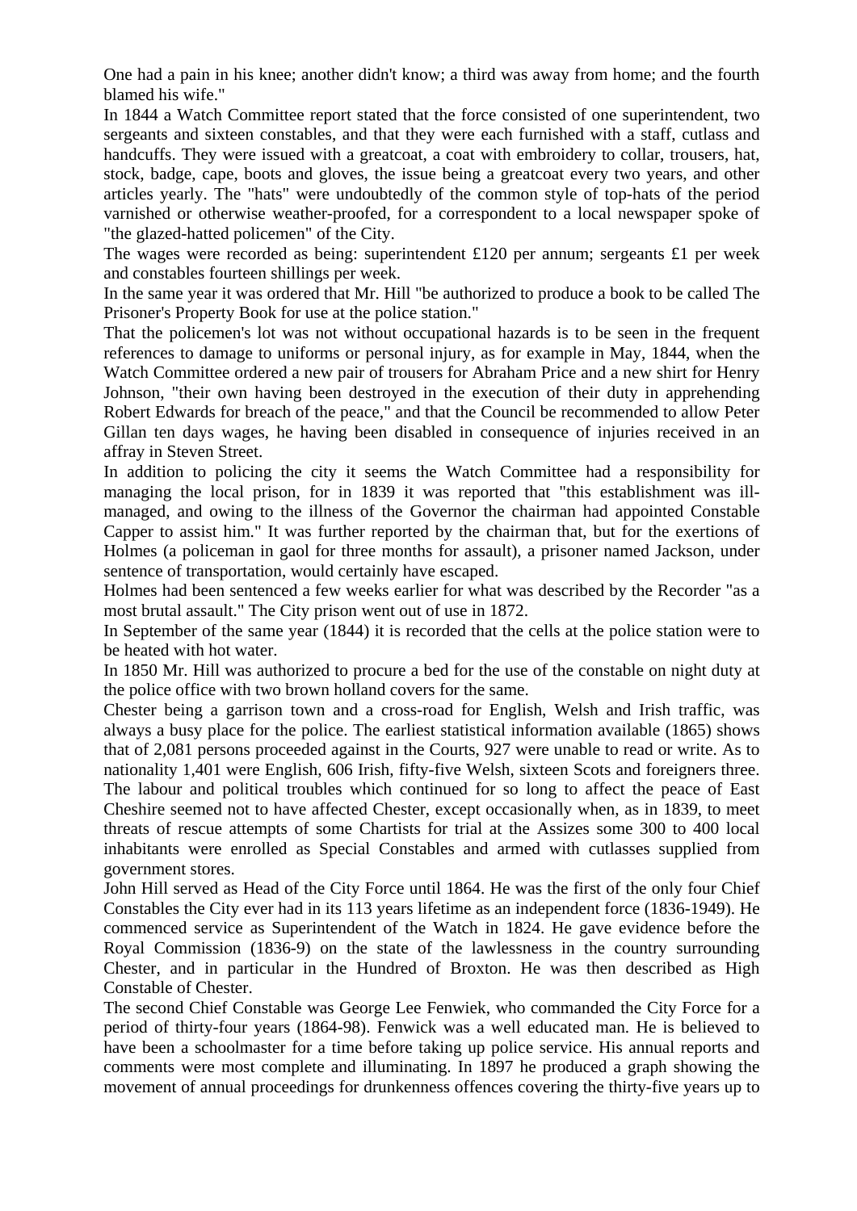One had a pain in his knee; another didn't know; a third was away from home; and the fourth blamed his wife."

In 1844 a Watch Committee report stated that the force consisted of one superintendent, two sergeants and sixteen constables, and that they were each furnished with a staff, cutlass and handcuffs. They were issued with a greatcoat, a coat with embroidery to collar, trousers, hat, stock, badge, cape, boots and gloves, the issue being a greatcoat every two years, and other articles yearly. The "hats" were undoubtedly of the common style of top-hats of the period varnished or otherwise weather-proofed, for a correspondent to a local newspaper spoke of "the glazed-hatted policemen" of the City.

The wages were recorded as being: superintendent £120 per annum; sergeants £1 per week and constables fourteen shillings per week.

In the same year it was ordered that Mr. Hill "be authorized to produce a book to be called The Prisoner's Property Book for use at the police station."

That the policemen's lot was not without occupational hazards is to be seen in the frequent references to damage to uniforms or personal injury, as for example in May, 1844, when the Watch Committee ordered a new pair of trousers for Abraham Price and a new shirt for Henry Johnson, "their own having been destroyed in the execution of their duty in apprehending Robert Edwards for breach of the peace," and that the Council be recommended to allow Peter Gillan ten days wages, he having been disabled in consequence of injuries received in an affray in Steven Street.

In addition to policing the city it seems the Watch Committee had a responsibility for managing the local prison, for in 1839 it was reported that "this establishment was ill-managed, and owing to the illness of the Governor the chairman had appointed Constable Capper to assist him." It was further reported by the chairman that, but for the exertions of Holmes (a policeman in gaol for three months for assault), a prisoner named Jackson, under sentence of transportation, would certainly have escaped.

Holmes had been sentenced a few weeks earlier for what was described by the Recorder "as a most brutal assault." The City prison went out of use in 1872.

In September of the same year (1844) it is recorded that the cells at the police station were to be heated with hot water.

In 1850 Mr. Hill was authorized to procure a bed for the use of the constable on night duty at the police office with two brown holland covers for the same.

Chester being a garrison town and a cross-road for English, Welsh and Irish traffic, was always a busy place for the police. The earliest statistical information available (1865) shows that of 2,081 persons proceeded against in the Courts, 927 were unable to read or write. As to nationality 1,401 were English, 606 Irish, fifty-five Welsh, sixteen Scots and foreigners three. The labour and political troubles which continued for so long to affect the peace of East Cheshire seemed not to have affected Chester, except occasionally when, as in 1839, to meet threats of rescue attempts of some Chartists for trial at the Assizes some 300 to 400 local inhabitants were enrolled as Special Constables and armed with cutlasses supplied from government stores.

John Hill served as Head of the City Force until 1864. He was the first of the only four Chief Constables the City ever had in its 113 years lifetime as an independent force (1836-1949). He commenced service as Superintendent of the Watch in 1824. He gave evidence before the Royal Commission (1836-9) on the state of the lawlessness in the country surrounding Chester, and in particular in the Hundred of Broxton. He was then described as High Constable of Chester.

The second Chief Constable was George Lee Fenwiek, who commanded the City Force for a period of thirty-four years (1864-98). Fenwick was a well educated man. He is believed to have been a schoolmaster for a time before taking up police service. His annual reports and comments were most complete and illuminating. In 1897 he produced a graph showing the movement of annual proceedings for drunkenness offences covering the thirty-five years up to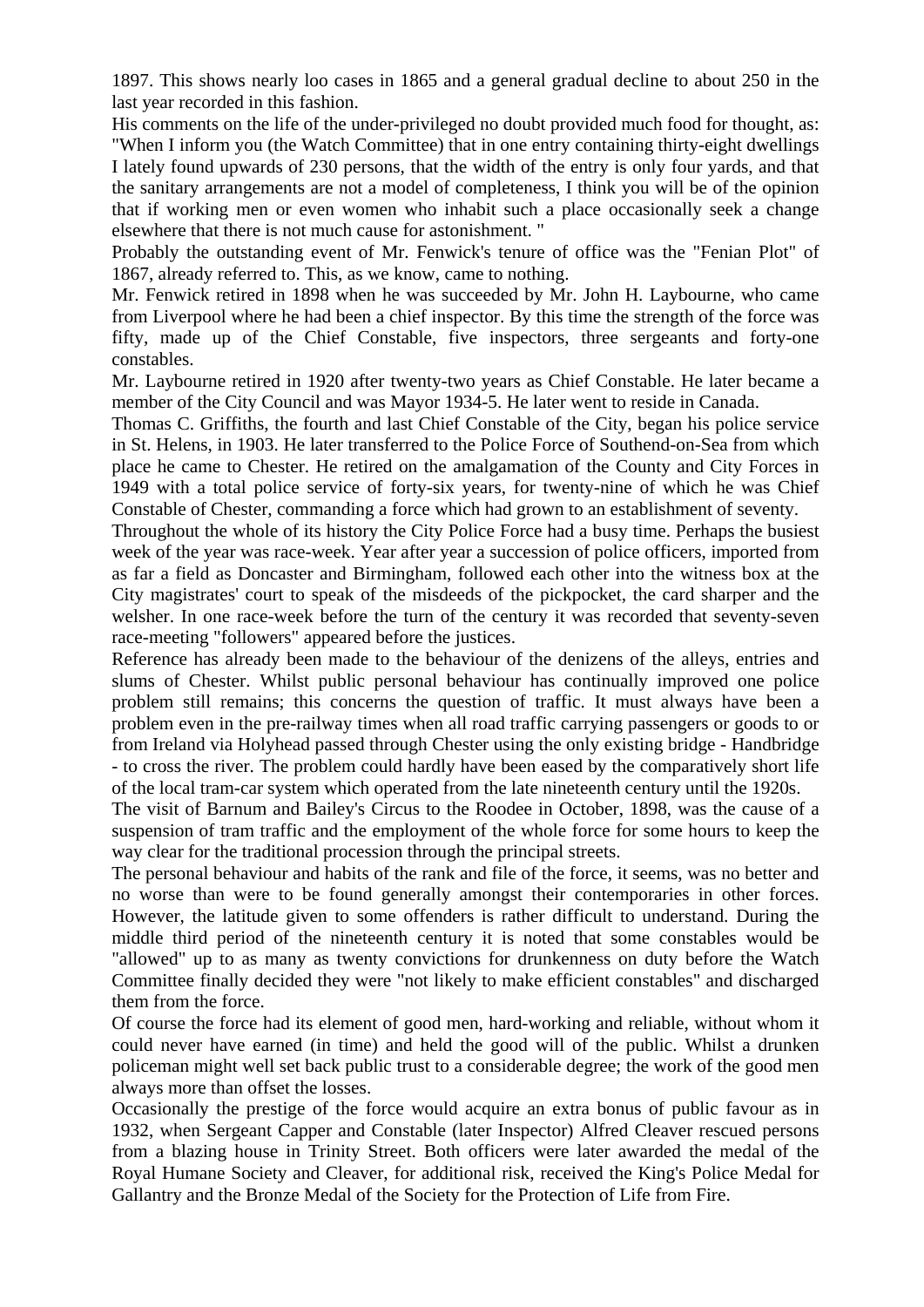1897. This shows nearly loo cases in 1865 and a general gradual decline to about 250 in the last year recorded in this fashion.

His comments on the life of the under-privileged no doubt provided much food for thought, as: "When I inform you (the Watch Committee) that in one entry containing thirty-eight dwellings I lately found upwards of 230 persons, that the width of the entry is only four yards, and that the sanitary arrangements are not a model of completeness, I think you will be of the opinion that if working men or even women who inhabit such a place occasionally seek a change elsewhere that there is not much cause for astonishment. "

Probably the outstanding event of Mr. Fenwick's tenure of office was the "Fenian Plot" of 1867, already referred to. This, as we know, came to nothing.

Mr. Fenwick retired in 1898 when he was succeeded by Mr. John H. Laybourne, who came from Liverpool where he had been a chief inspector. By this time the strength of the force was fifty, made up of the Chief Constable, five inspectors, three sergeants and forty-one constables.

Mr. Laybourne retired in 1920 after twenty-two years as Chief Constable. He later became a member of the City Council and was Mayor 1934-5. He later went to reside in Canada.

Thomas C. Griffiths, the fourth and last Chief Constable of the City, began his police service in St. Helens, in 1903. He later transferred to the Police Force of Southend-on-Sea from which place he came to Chester. He retired on the amalgamation of the County and City Forces in 1949 with a total police service of forty-six years, for twenty-nine of which he was Chief Constable of Chester, commanding a force which had grown to an establishment of seventy.

Throughout the whole of its history the City Police Force had a busy time. Perhaps the busiest week of the year was race-week. Year after year a succession of police officers, imported from as far a field as Doncaster and Birmingham, followed each other into the witness box at the City magistrates' court to speak of the misdeeds of the pickpocket, the card sharper and the welsher. In one race-week before the turn of the century it was recorded that seventy-seven race-meeting "followers" appeared before the justices.

Reference has already been made to the behaviour of the denizens of the alleys, entries and slums of Chester. Whilst public personal behaviour has continually improved one police problem still remains; this concerns the question of traffic. It must always have been a problem even in the pre-railway times when all road traffic carrying passengers or goods to or from Ireland via Holyhead passed through Chester using the only existing bridge - Handbridge - to cross the river. The problem could hardly have been eased by the comparatively short life of the local tram-car system which operated from the late nineteenth century until the 1920s.

The visit of Barnum and Bailey's Circus to the Roodee in October, 1898, was the cause of a suspension of tram traffic and the employment of the whole force for some hours to keep the way clear for the traditional procession through the principal streets.

The personal behaviour and habits of the rank and file of the force, it seems, was no better and no worse than were to be found generally amongst their contemporaries in other forces. However, the latitude given to some offenders is rather difficult to understand. During the middle third period of the nineteenth century it is noted that some constables would be "allowed" up to as many as twenty convictions for drunkenness on duty before the Watch Committee finally decided they were "not likely to make efficient constables" and discharged them from the force.

Of course the force had its element of good men, hard-working and reliable, without whom it could never have earned (in time) and held the good will of the public. Whilst a drunken policeman might well set back public trust to a considerable degree; the work of the good men always more than offset the losses.

Occasionally the prestige of the force would acquire an extra bonus of public favour as in 1932, when Sergeant Capper and Constable (later Inspector) Alfred Cleaver rescued persons from a blazing house in Trinity Street. Both officers were later awarded the medal of the Royal Humane Society and Cleaver, for additional risk, received the King's Police Medal for Gallantry and the Bronze Medal of the Society for the Protection of Life from Fire.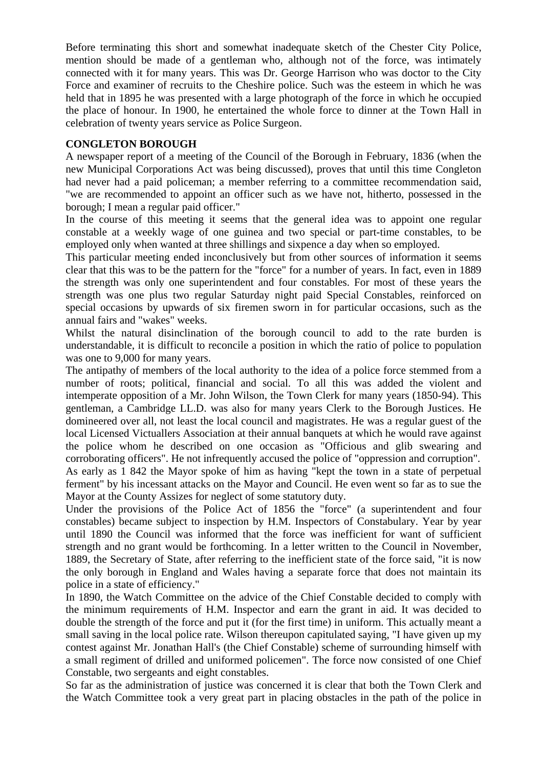Before terminating this short and somewhat inadequate sketch of the Chester City Police, mention should be made of a gentleman who, although not of the force, was intimately connected with it for many years. This was Dr. George Harrison who was doctor to the City Force and examiner of recruits to the Cheshire police. Such was the esteem in which he was held that in 1895 he was presented with a large photograph of the force in which he occupied the place of honour. In 1900, he entertained the whole force to dinner at the Town Hall in celebration of twenty years service as Police Surgeon.

**CONGLETON BOROUGH**

A newspaper report of a meeting of the Council of the Borough in February, 1836 (when the new Municipal Corporations Act was being discussed), proves that until this time Congleton had never had a paid policeman; a member referring to a committee recommendation said, "we are recommended to appoint an officer such as we have not, hitherto, possessed in the borough; I mean a regular paid officer."

In the course of this meeting it seems that the general idea was to appoint one regular constable at a weekly wage of one guinea and two special or part-time constables, to be employed only when wanted at three shillings and sixpence a day when so employed.

This particular meeting ended inconclusively but from other sources of information it seems clear that this was to be the pattern for the "force" for a number of years. In fact, even in 1889 the strength was only one superintendent and four constables. For most of these years the strength was one plus two regular Saturday night paid Special Constables, reinforced on special occasions by upwards of six firemen sworn in for particular occasions, such as the annual fairs and "wakes" weeks.

Whilst the natural disinclination of the borough council to add to the rate burden is understandable, it is difficult to reconcile a position in which the ratio of police to population was one to 9,000 for many years.

The antipathy of members of the local authority to the idea of a police force stemmed from a number of roots; political, financial and social. To all this was added the violent and intemperate opposition of a Mr. John Wilson, the Town Clerk for many years (1850-94). This gentleman, a Cambridge LL.D. was also for many years Clerk to the Borough Justices. He domineered over all, not least the local council and magistrates. He was a regular guest of the local Licensed Victuallers Association at their annual banquets at which he would rave against the police whom he described on one occasion as "Officious and glib swearing and corroborating officers". He not infrequently accused the police of "oppression and corruption". As early as 1 842 the Mayor spoke of him as having "kept the town in a state of perpetual ferment" by his incessant attacks on the Mayor and Council. He even went so far as to sue the Mayor at the County Assizes for neglect of some statutory duty.

Under the provisions of the Police Act of 1856 the "force" (a superintendent and four constables) became subject to inspection by H.M. Inspectors of Constabulary. Year by year until 1890 the Council was informed that the force was inefficient for want of sufficient strength and no grant would be forthcoming. In a letter written to the Council in November, 1889, the Secretary of State, after referring to the inefficient state of the force said, "it is now the only borough in England and Wales having a separate force that does not maintain its police in a state of efficiency."

In 1890, the Watch Committee on the advice of the Chief Constable decided to comply with the minimum requirements of H.M. Inspector and earn the grant in aid. It was decided to double the strength of the force and put it (for the first time) in uniform. This actually meant a small saving in the local police rate. Wilson thereupon capitulated saying, "I have given up my contest against Mr. Jonathan Hall's (the Chief Constable) scheme of surrounding himself with a small regiment of drilled and uniformed policemen". The force now consisted of one Chief Constable, two sergeants and eight constables.

So far as the administration of justice was concerned it is clear that both the Town Clerk and the Watch Committee took a very great part in placing obstacles in the path of the police in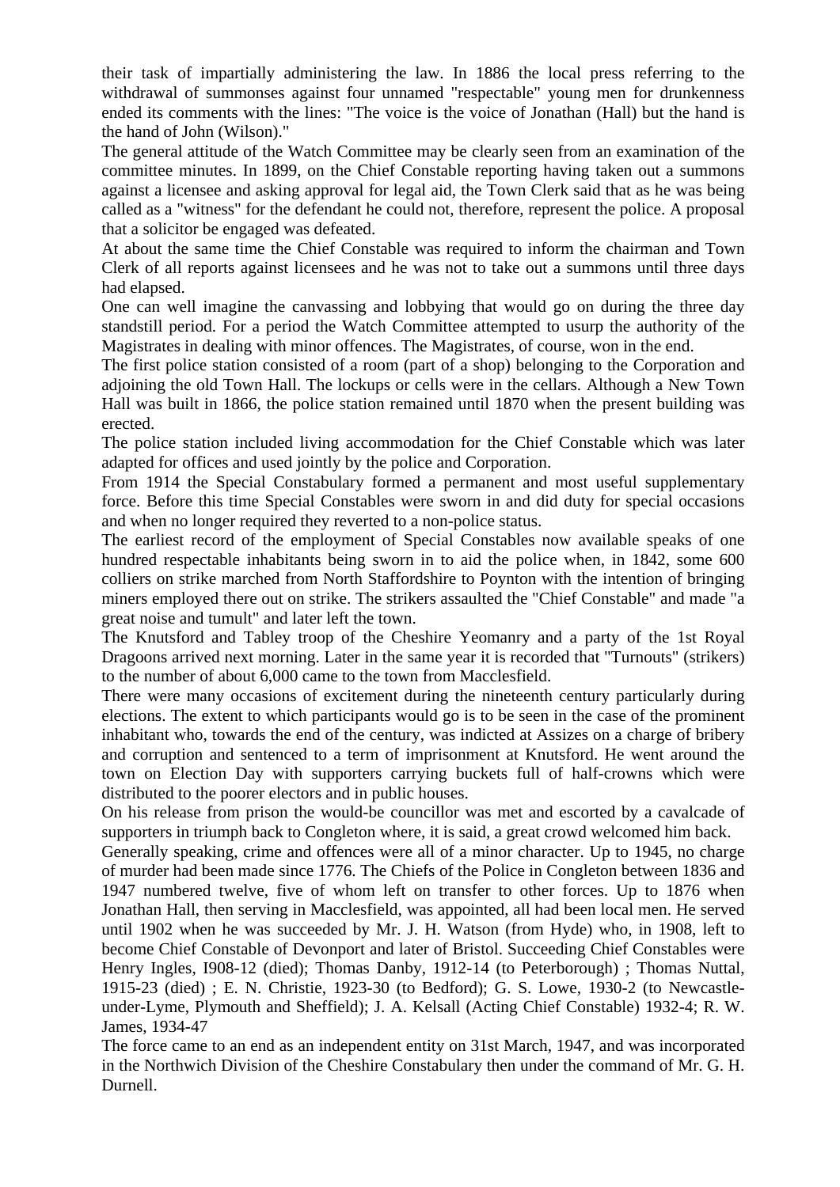their task of impartially administering the law. In 1886 the local press referring to the withdrawal of summonses against four unnamed "respectable" young men for drunkenness ended its comments with the lines: "The voice is the voice of Jonathan (Hall) but the hand is the hand of John (Wilson)."

The general attitude of the Watch Committee may be clearly seen from an examination of the committee minutes. In 1899, on the Chief Constable reporting having taken out a summons against a licensee and asking approval for legal aid, the Town Clerk said that as he was being called as a "witness" for the defendant he could not, therefore, represent the police. A proposal that a solicitor be engaged was defeated.

At about the same time the Chief Constable was required to inform the chairman and Town Clerk of all reports against licensees and he was not to take out a summons until three days had elapsed.

One can well imagine the canvassing and lobbying that would go on during the three day standstill period. For a period the Watch Committee attempted to usurp the authority of the Magistrates in dealing with minor offences. The Magistrates, of course, won in the end.

The first police station consisted of a room (part of a shop) belonging to the Corporation and adjoining the old Town Hall. The lockups or cells were in the cellars. Although a New Town Hall was built in 1866, the police station remained until 1870 when the present building was erected.

The police station included living accommodation for the Chief Constable which was later adapted for offices and used jointly by the police and Corporation.

From 1914 the Special Constabulary formed a permanent and most useful supplementary force. Before this time Special Constables were sworn in and did duty for special occasions and when no longer required they reverted to a non-police status.

The earliest record of the employment of Special Constables now available speaks of one hundred respectable inhabitants being sworn in to aid the police when, in 1842, some 600 colliers on strike marched from North Staffordshire to Poynton with the intention of bringing miners employed there out on strike. The strikers assaulted the "Chief Constable" and made "a great noise and tumult" and later left the town.

The Knutsford and Tabley troop of the Cheshire Yeomanry and a party of the 1st Royal Dragoons arrived next morning. Later in the same year it is recorded that "Turnouts" (strikers) to the number of about 6,000 came to the town from Macclesfield.

There were many occasions of excitement during the nineteenth century particularly during elections. The extent to which participants would go is to be seen in the case of the prominent inhabitant who, towards the end of the century, was indicted at Assizes on a charge of bribery and corruption and sentenced to a term of imprisonment at Knutsford. He went around the town on Election Day with supporters carrying buckets full of half-crowns which were distributed to the poorer electors and in public houses.

On his release from prison the would-be councillor was met and escorted by a cavalcade of supporters in triumph back to Congleton where, it is said, a great crowd welcomed him back.

Generally speaking, crime and offences were all of a minor character. Up to 1945, no charge of murder had been made since 1776. The Chiefs of the Police in Congleton between 1836 and 1947 numbered twelve, five of whom left on transfer to other forces. Up to 1876 when Jonathan Hall, then serving in Macclesfield, was appointed, all had been local men. He served until 1902 when he was succeeded by Mr. J. H. Watson (from Hyde) who, in 1908, left to become Chief Constable of Devonport and later of Bristol. Succeeding Chief Constables were Henry Ingles, I908-12 (died); Thomas Danby, 1912-14 (to Peterborough) ; Thomas Nuttal, 1915-23 (died) ; E. N. Christie, 1923-30 (to Bedford); G. S. Lowe, 1930-2 (to Newcastle-under-Lyme, Plymouth and Sheffield); J. A. Kelsall (Acting Chief Constable) 1932-4; R. W. James, 1934-47

The force came to an end as an independent entity on 31st March, 1947, and was incorporated in the Northwich Division of the Cheshire Constabulary then under the command of Mr. G. H. Durnell.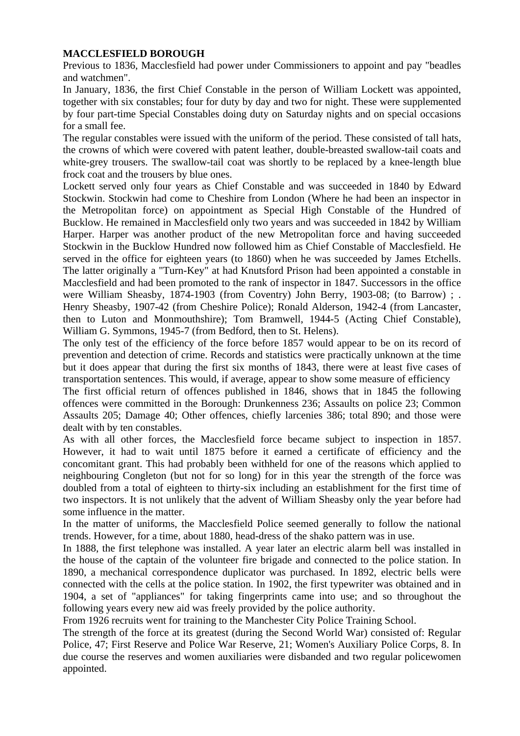**MACCLESFIELD BOROUGH**

Previous to 1836, Macclesfield had power under Commissioners to appoint and pay "beadles and watchmen".

In January, 1836, the first Chief Constable in the person of William Lockett was appointed, together with six constables; four for duty by day and two for night. These were supplemented by four part-time Special Constables doing duty on Saturday nights and on special occasions for a small fee.

The regular constables were issued with the uniform of the period. These consisted of tall hats, the crowns of which were covered with patent leather, double-breasted swallow-tail coats and white-grey trousers. The swallow-tail coat was shortly to be replaced by a knee-length blue frock coat and the trousers by blue ones.

Lockett served only four years as Chief Constable and was succeeded in 1840 by Edward Stockwin. Stockwin had come to Cheshire from London (Where he had been an inspector in the Metropolitan force) on appointment as Special High Constable of the Hundred of Bucklow. He remained in Macclesfield only two years and was succeeded in 1842 by William Harper. Harper was another product of the new Metropolitan force and having succeeded Stockwin in the Bucklow Hundred now followed him as Chief Constable of Macclesfield. He served in the office for eighteen years (to 1860) when he was succeeded by James Etchells. The latter originally a "Turn-Key" at had Knutsford Prison had been appointed a constable in Macclesfield and had been promoted to the rank of inspector in 1847. Successors in the office were William Sheasby, 1874-1903 (from Coventry) John Berry, 1903-08; (to Barrow) ; . Henry Sheasby, 1907-42 (from Cheshire Police); Ronald Alderson, 1942-4 (from Lancaster, then to Luton and Monmouthshire); Tom Bramwell, 1944-5 (Acting Chief Constable), William G. Symmons, 1945-7 (from Bedford, then to St. Helens).

The only test of the efficiency of the force before 1857 would appear to be on its record of prevention and detection of crime. Records and statistics were practically unknown at the time but it does appear that during the first six months of 1843, there were at least five cases of transportation sentences. This would, if average, appear to show some measure of efficiency

The first official return of offences published in 1846, shows that in 1845 the following offences were committed in the Borough: Drunkenness 236; Assaults on police 23; Common Assaults 205; Damage 40; Other offences, chiefly larcenies 386; total 890; and those were dealt with by ten constables.

As with all other forces, the Macclesfield force became subject to inspection in 1857. However, it had to wait until 1875 before it earned a certificate of efficiency and the concomitant grant. This had probably been withheld for one of the reasons which applied to neighbouring Congleton (but not for so long) for in this year the strength of the force was doubled from a total of eighteen to thirty-six including an establishment for the first time of two inspectors. It is not unlikely that the advent of William Sheasby only the year before had some influence in the matter.

In the matter of uniforms, the Macclesfield Police seemed generally to follow the national trends. However, for a time, about 1880, head-dress of the shako pattern was in use.

In 1888, the first telephone was installed. A year later an electric alarm bell was installed in the house of the captain of the volunteer fire brigade and connected to the police station. In 1890, a mechanical correspondence duplicator was purchased. In 1892, electric bells were connected with the cells at the police station. In 1902, the first typewriter was obtained and in 1904, a set of "appliances" for taking fingerprints came into use; and so throughout the following years every new aid was freely provided by the police authority.

From 1926 recruits went for training to the Manchester City Police Training School.

The strength of the force at its greatest (during the Second World War) consisted of: Regular Police, 47; First Reserve and Police War Reserve, 21; Women's Auxiliary Police Corps, 8. In due course the reserves and women auxiliaries were disbanded and two regular policewomen appointed.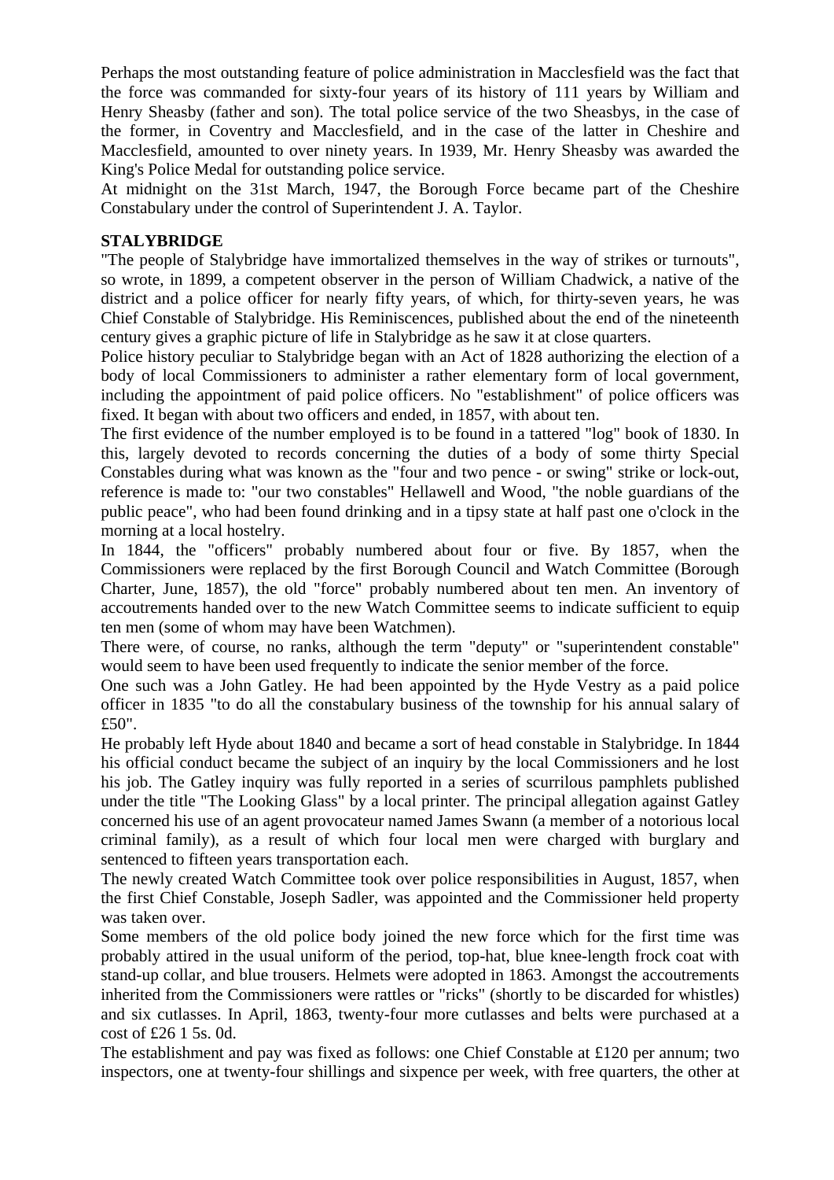Perhaps the most outstanding feature of police administration in Macclesfield was the fact that the force was commanded for sixty-four years of its history of 111 years by William and Henry Sheasby (father and son). The total police service of the two Sheasbys, in the case of the former, in Coventry and Macclesfield, and in the case of the latter in Cheshire and Macclesfield, amounted to over ninety years. In 1939, Mr. Henry Sheasby was awarded the King's Police Medal for outstanding police service.

At midnight on the 31st March, 1947, the Borough Force became part of the Cheshire Constabulary under the control of Superintendent J. A. Taylor.

**STALYBRIDGE**

"The people of Stalybridge have immortalized themselves in the way of strikes or turnouts", so wrote, in 1899, a competent observer in the person of William Chadwick, a native of the district and a police officer for nearly fifty years, of which, for thirty-seven years, he was Chief Constable of Stalybridge. His Reminiscences, published about the end of the nineteenth century gives a graphic picture of life in Stalybridge as he saw it at close quarters.

Police history peculiar to Stalybridge began with an Act of 1828 authorizing the election of a body of local Commissioners to administer a rather elementary form of local government, including the appointment of paid police officers. No "establishment" of police officers was fixed. It began with about two officers and ended, in 1857, with about ten.

The first evidence of the number employed is to be found in a tattered "log" book of 1830. In this, largely devoted to records concerning the duties of a body of some thirty Special Constables during what was known as the "four and two pence - or swing" strike or lock-out, reference is made to: "our two constables" Hellawell and Wood, "the noble guardians of the public peace", who had been found drinking and in a tipsy state at half past one o'clock in the morning at a local hostelry.

In 1844, the "officers" probably numbered about four or five. By 1857, when the Commissioners were replaced by the first Borough Council and Watch Committee (Borough Charter, June, 1857), the old "force" probably numbered about ten men. An inventory of accoutrements handed over to the new Watch Committee seems to indicate sufficient to equip ten men (some of whom may have been Watchmen).

There were, of course, no ranks, although the term "deputy" or "superintendent constable" would seem to have been used frequently to indicate the senior member of the force.

One such was a John Gatley. He had been appointed by the Hyde Vestry as a paid police officer in 1835 "to do all the constabulary business of the township for his annual salary of £50".

He probably left Hyde about 1840 and became a sort of head constable in Stalybridge. In 1844 his official conduct became the subject of an inquiry by the local Commissioners and he lost his job. The Gatley inquiry was fully reported in a series of scurrilous pamphlets published under the title "The Looking Glass" by a local printer. The principal allegation against Gatley concerned his use of an agent provocateur named James Swann (a member of a notorious local criminal family), as a result of which four local men were charged with burglary and sentenced to fifteen years transportation each.

The newly created Watch Committee took over police responsibilities in August, 1857, when the first Chief Constable, Joseph Sadler, was appointed and the Commissioner held property was taken over.

Some members of the old police body joined the new force which for the first time was probably attired in the usual uniform of the period, top-hat, blue knee-length frock coat with stand-up collar, and blue trousers. Helmets were adopted in 1863. Amongst the accoutrements inherited from the Commissioners were rattles or "ricks" (shortly to be discarded for whistles) and six cutlasses. In April, 1863, twenty-four more cutlasses and belts were purchased at a cost of £26 1 5s. 0d.

The establishment and pay was fixed as follows: one Chief Constable at £120 per annum; two inspectors, one at twenty-four shillings and sixpence per week, with free quarters, the other at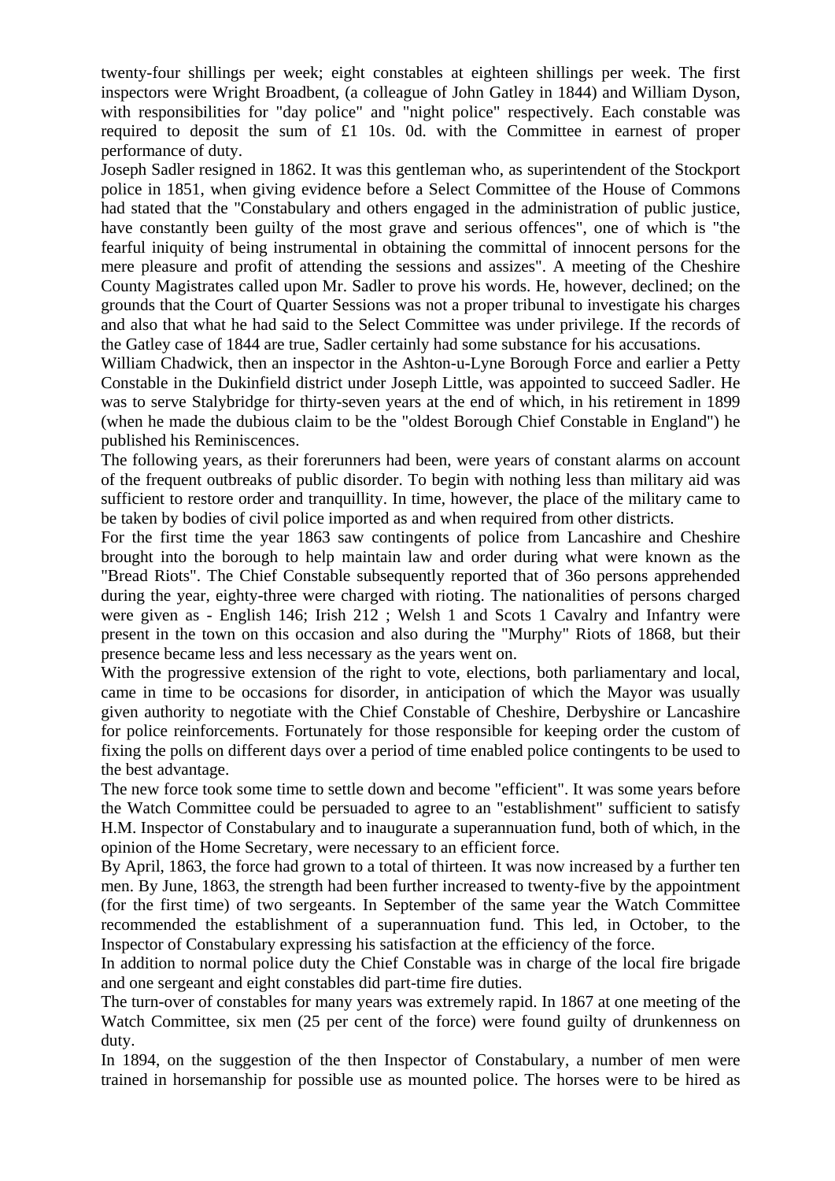twenty-four shillings per week; eight constables at eighteen shillings per week. The first inspectors were Wright Broadbent, (a colleague of John Gatley in 1844) and William Dyson, with responsibilities for "day police" and "night police" respectively. Each constable was required to deposit the sum of £1 10s. 0d. with the Committee in earnest of proper performance of duty.

Joseph Sadler resigned in 1862. It was this gentleman who, as superintendent of the Stockport police in 1851, when giving evidence before a Select Committee of the House of Commons had stated that the "Constabulary and others engaged in the administration of public justice, have constantly been guilty of the most grave and serious offences", one of which is "the fearful iniquity of being instrumental in obtaining the committal of innocent persons for the mere pleasure and profit of attending the sessions and assizes". A meeting of the Cheshire County Magistrates called upon Mr. Sadler to prove his words. He, however, declined; on the grounds that the Court of Quarter Sessions was not a proper tribunal to investigate his charges and also that what he had said to the Select Committee was under privilege. If the records of the Gatley case of 1844 are true, Sadler certainly had some substance for his accusations.

William Chadwick, then an inspector in the Ashton-u-Lyne Borough Force and earlier a Petty Constable in the Dukinfield district under Joseph Little, was appointed to succeed Sadler. He was to serve Stalybridge for thirty-seven years at the end of which, in his retirement in 1899 (when he made the dubious claim to be the "oldest Borough Chief Constable in England") he published his Reminiscences.

The following years, as their forerunners had been, were years of constant alarms on account of the frequent outbreaks of public disorder. To begin with nothing less than military aid was sufficient to restore order and tranquillity. In time, however, the place of the military came to be taken by bodies of civil police imported as and when required from other districts.

For the first time the year 1863 saw contingents of police from Lancashire and Cheshire brought into the borough to help maintain law and order during what were known as the "Bread Riots". The Chief Constable subsequently reported that of 36o persons apprehended during the year, eighty-three were charged with rioting. The nationalities of persons charged were given as - English 146; Irish 212 ; Welsh 1 and Scots 1 Cavalry and Infantry were present in the town on this occasion and also during the "Murphy" Riots of 1868, but their presence became less and less necessary as the years went on.

With the progressive extension of the right to vote, elections, both parliamentary and local, came in time to be occasions for disorder, in anticipation of which the Mayor was usually given authority to negotiate with the Chief Constable of Cheshire, Derbyshire or Lancashire for police reinforcements. Fortunately for those responsible for keeping order the custom of fixing the polls on different days over a period of time enabled police contingents to be used to the best advantage.

The new force took some time to settle down and become "efficient". It was some years before the Watch Committee could be persuaded to agree to an "establishment" sufficient to satisfy H.M. Inspector of Constabulary and to inaugurate a superannuation fund, both of which, in the opinion of the Home Secretary, were necessary to an efficient force.

By April, 1863, the force had grown to a total of thirteen. It was now increased by a further ten men. By June, 1863, the strength had been further increased to twenty-five by the appointment (for the first time) of two sergeants. In September of the same year the Watch Committee recommended the establishment of a superannuation fund. This led, in October, to the Inspector of Constabulary expressing his satisfaction at the efficiency of the force.

In addition to normal police duty the Chief Constable was in charge of the local fire brigade and one sergeant and eight constables did part-time fire duties.

The turn-over of constables for many years was extremely rapid. In 1867 at one meeting of the Watch Committee, six men (25 per cent of the force) were found guilty of drunkenness on duty.

In 1894, on the suggestion of the then Inspector of Constabulary, a number of men were trained in horsemanship for possible use as mounted police. The horses were to be hired as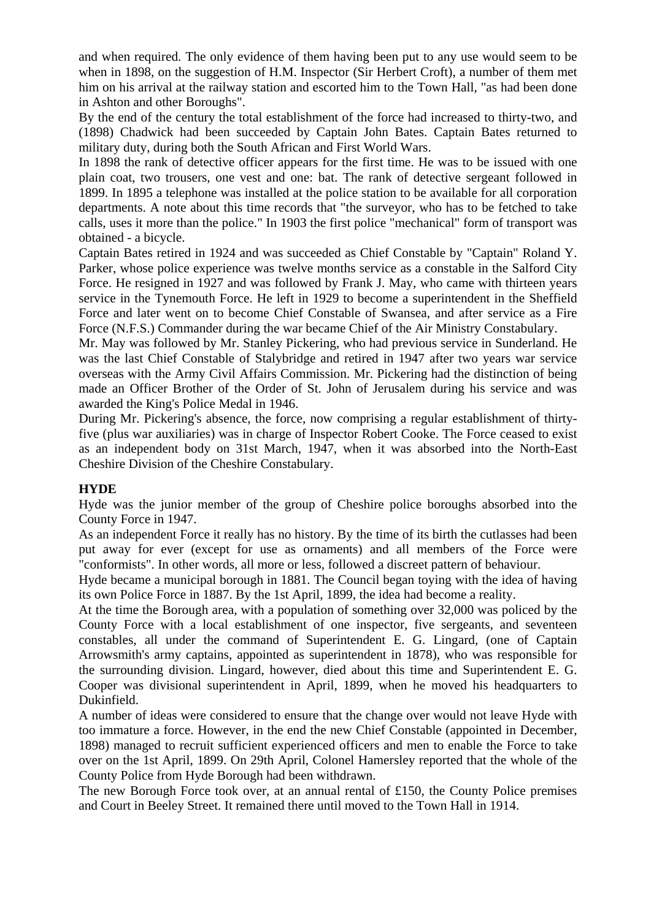and when required. The only evidence of them having been put to any use would seem to be when in 1898, on the suggestion of H.M. Inspector (Sir Herbert Croft), a number of them met him on his arrival at the railway station and escorted him to the Town Hall, "as had been done in Ashton and other Boroughs".

By the end of the century the total establishment of the force had increased to thirty-two, and (1898) Chadwick had been succeeded by Captain John Bates. Captain Bates returned to military duty, during both the South African and First World Wars.

In 1898 the rank of detective officer appears for the first time. He was to be issued with one plain coat, two trousers, one vest and one: bat. The rank of detective sergeant followed in 1899. In 1895 a telephone was installed at the police station to be available for all corporation departments. A note about this time records that "the surveyor, who has to be fetched to take calls, uses it more than the police." In 1903 the first police "mechanical" form of transport was obtained - a bicycle.

Captain Bates retired in 1924 and was succeeded as Chief Constable by "Captain" Roland Y. Parker, whose police experience was twelve months service as a constable in the Salford City Force. He resigned in 1927 and was followed by Frank J. May, who came with thirteen years service in the Tynemouth Force. He left in 1929 to become a superintendent in the Sheffield Force and later went on to become Chief Constable of Swansea, and after service as a Fire Force (N.F.S.) Commander during the war became Chief of the Air Ministry Constabulary.

Mr. May was followed by Mr. Stanley Pickering, who had previous service in Sunderland. He was the last Chief Constable of Stalybridge and retired in 1947 after two years war service overseas with the Army Civil Affairs Commission. Mr. Pickering had the distinction of being made an Officer Brother of the Order of St. John of Jerusalem during his service and was awarded the King's Police Medal in 1946.

During Mr. Pickering's absence, the force, now comprising a regular establishment of thirty-five (plus war auxiliaries) was in charge of Inspector Robert Cooke. The Force ceased to exist as an independent body on 31st March, 1947, when it was absorbed into the North-East Cheshire Division of the Cheshire Constabulary.

**HYDE**

Hyde was the junior member of the group of Cheshire police boroughs absorbed into the County Force in 1947.

As an independent Force it really has no history. By the time of its birth the cutlasses had been put away for ever (except for use as ornaments) and all members of the Force were "conformists". In other words, all more or less, followed a discreet pattern of behaviour.

Hyde became a municipal borough in 1881. The Council began toying with the idea of having its own Police Force in 1887. By the 1st April, 1899, the idea had become a reality.

At the time the Borough area, with a population of something over 32,000 was policed by the County Force with a local establishment of one inspector, five sergeants, and seventeen constables, all under the command of Superintendent E. G. Lingard, (one of Captain Arrowsmith's army captains, appointed as superintendent in 1878), who was responsible for the surrounding division. Lingard, however, died about this time and Superintendent E. G. Cooper was divisional superintendent in April, 1899, when he moved his headquarters to Dukinfield.

A number of ideas were considered to ensure that the change over would not leave Hyde with too immature a force. However, in the end the new Chief Constable (appointed in December, 1898) managed to recruit sufficient experienced officers and men to enable the Force to take over on the 1st April, 1899. On 29th April, Colonel Hamersley reported that the whole of the County Police from Hyde Borough had been withdrawn.

The new Borough Force took over, at an annual rental of £150, the County Police premises and Court in Beeley Street. It remained there until moved to the Town Hall in 1914.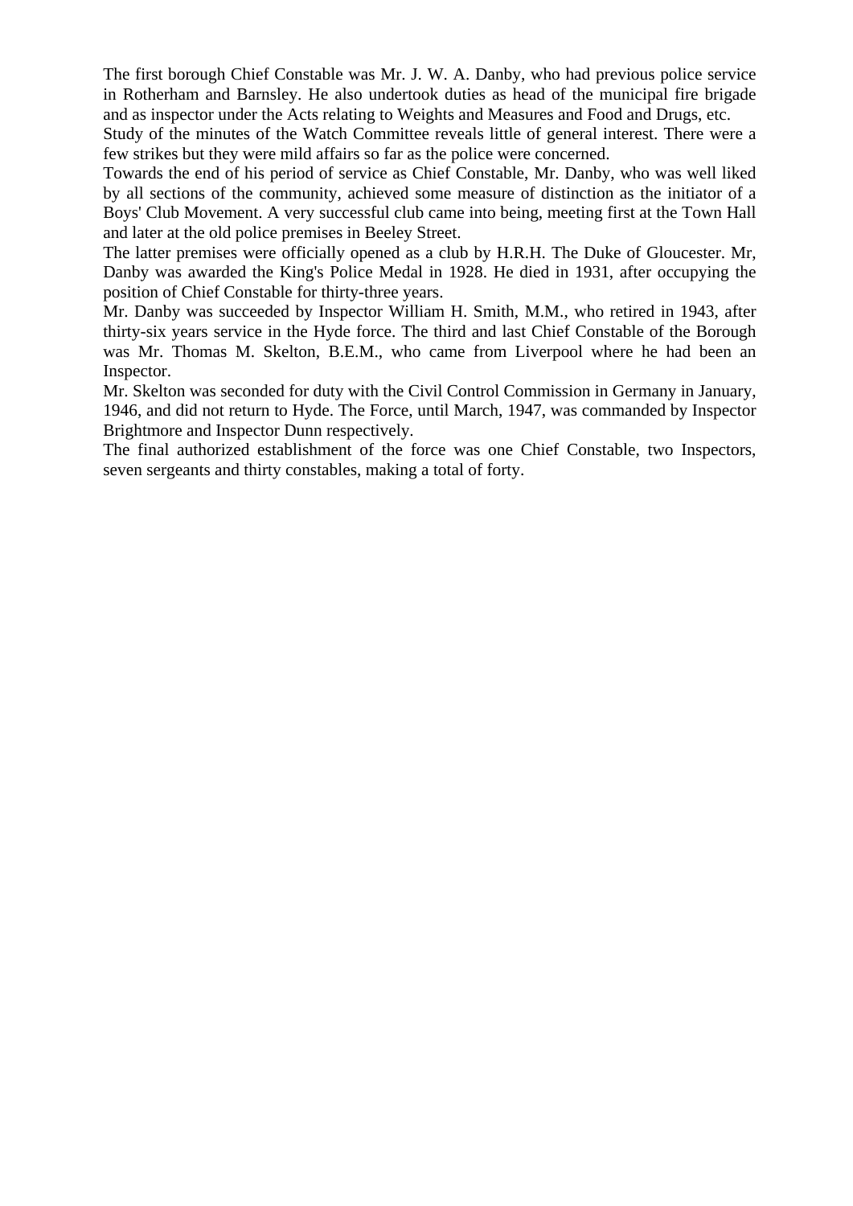The first borough Chief Constable was Mr. J. W. A. Danby, who had previous police service in Rotherham and Barnsley. He also undertook duties as head of the municipal fire brigade and as inspector under the Acts relating to Weights and Measures and Food and Drugs, etc.

Study of the minutes of the Watch Committee reveals little of general interest. There were a few strikes but they were mild affairs so far as the police were concerned.

Towards the end of his period of service as Chief Constable, Mr. Danby, who was well liked by all sections of the community, achieved some measure of distinction as the initiator of a Boys' Club Movement. A very successful club came into being, meeting first at the Town Hall and later at the old police premises in Beeley Street.

The latter premises were officially opened as a club by H.R.H. The Duke of Gloucester. Mr, Danby was awarded the King's Police Medal in 1928. He died in 1931, after occupying the position of Chief Constable for thirty-three years.

Mr. Danby was succeeded by Inspector William H. Smith, M.M., who retired in 1943, after thirty-six years service in the Hyde force. The third and last Chief Constable of the Borough was Mr. Thomas M. Skelton, B.E.M., who came from Liverpool where he had been an Inspector.

Mr. Skelton was seconded for duty with the Civil Control Commission in Germany in January, 1946, and did not return to Hyde. The Force, until March, 1947, was commanded by Inspector Brightmore and Inspector Dunn respectively.

The final authorized establishment of the force was one Chief Constable, two Inspectors, seven sergeants and thirty constables, making a total of forty.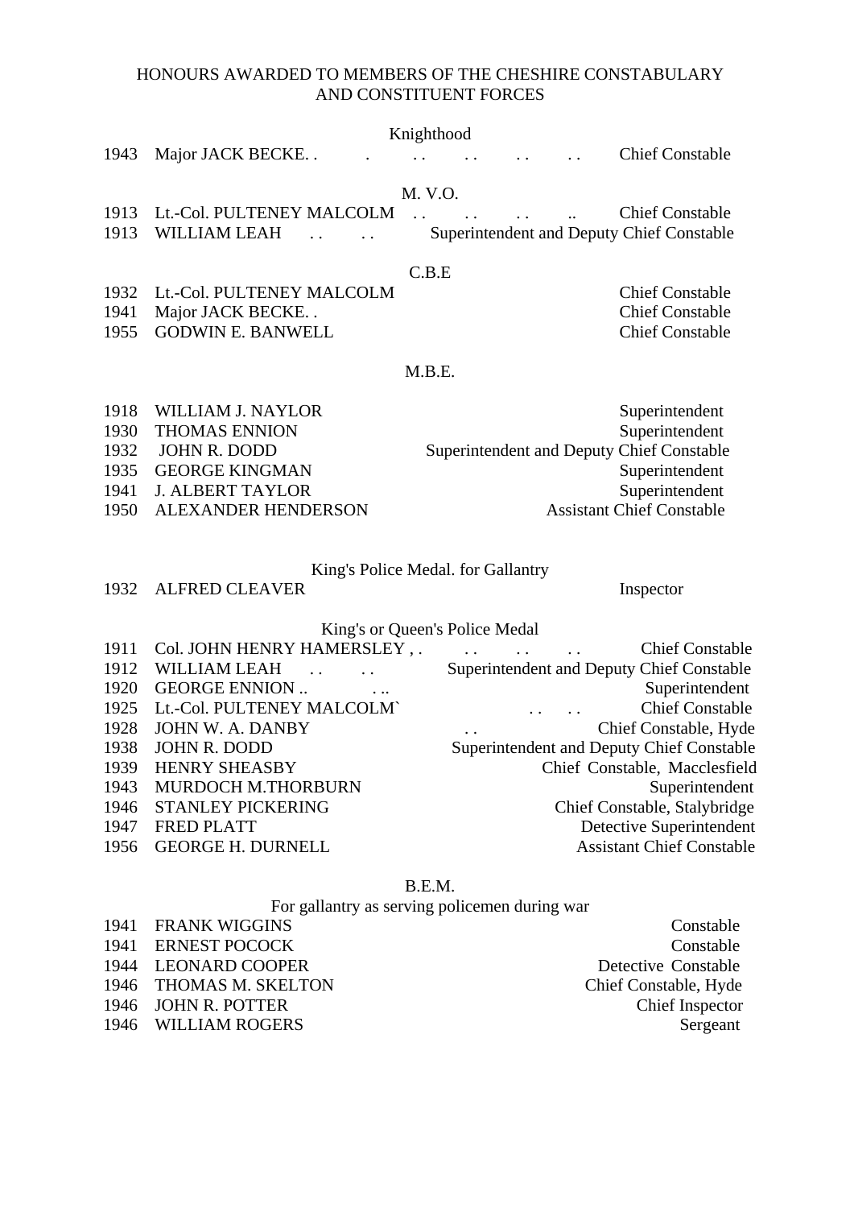# HONOURS AWARDED TO MEMBERS OF THE CHESHIRE CONSTABULARY AND CONSTITUENT FORCES

## Knighthood

| Year | Name | Rank |
|---|---|---|
| 1943 | Major JACK BECKE. . | Chief Constable |

## M. V.O.

| Year | Name | Rank |
|---|---|---|
| 1913 | Lt.-Col. PULTENEY MALCOLM | Chief Constable |
| 1913 | WILLIAM LEAH | Superintendent and Deputy Chief Constable |

## C.B.E

| Year | Name | Rank |
|---|---|---|
| 1932 | Lt.-Col. PULTENEY MALCOLM | Chief Constable |
| 1941 | Major JACK BECKE. . | Chief Constable |
| 1955 | GODWIN E. BANWELL | Chief Constable |

## M.B.E.

| Year | Name | Rank |
|---|---|---|
| 1918 | WILLIAM J. NAYLOR | Superintendent |
| 1930 | THOMAS ENNION | Superintendent |
| 1932 | JOHN R. DODD | Superintendent and Deputy Chief Constable |
| 1935 | GEORGE KINGMAN | Superintendent |
| 1941 | J. ALBERT TAYLOR | Superintendent |
| 1950 | ALEXANDER HENDERSON | Assistant Chief Constable |

## King's Police Medal. for Gallantry

| Year | Name | Rank |
|---|---|---|
| 1932 | ALFRED CLEAVER | Inspector |

## King's or Queen's Police Medal

| Year | Name | Rank |
|---|---|---|
| 1911 | Col. JOHN HENRY HAMERSLEY , . | Chief Constable |
| 1912 | WILLIAM LEAH | Superintendent and Deputy Chief Constable |
| 1920 | GEORGE ENNION .. | Superintendent |
| 1925 | Lt.-Col. PULTENEY MALCOLM` | Chief Constable |
| 1928 | JOHN W. A. DANBY | Chief Constable, Hyde |
| 1938 | JOHN R. DODD | Superintendent and Deputy Chief Constable |
| 1939 | HENRY SHEASBY | Chief Constable, Macclesfield |
| 1943 | MURDOCH M.THORBURN | Superintendent |
| 1946 | STANLEY PICKERING | Chief Constable, Stalybridge |
| 1947 | FRED PLATT | Detective Superintendent |
| 1956 | GEORGE H. DURNELL | Assistant Chief Constable |

## B.E.M.

For gallantry as serving policemen during war

| Year | Name | Rank |
|---|---|---|
| 1941 | FRANK WIGGINS | Constable |
| 1941 | ERNEST POCOCK | Constable |
| 1944 | LEONARD COOPER | Detective Constable |
| 1946 | THOMAS M. SKELTON | Chief Constable, Hyde |
| 1946 | JOHN R. POTTER | Chief Inspector |
| 1946 | WILLIAM ROGERS | Sergeant |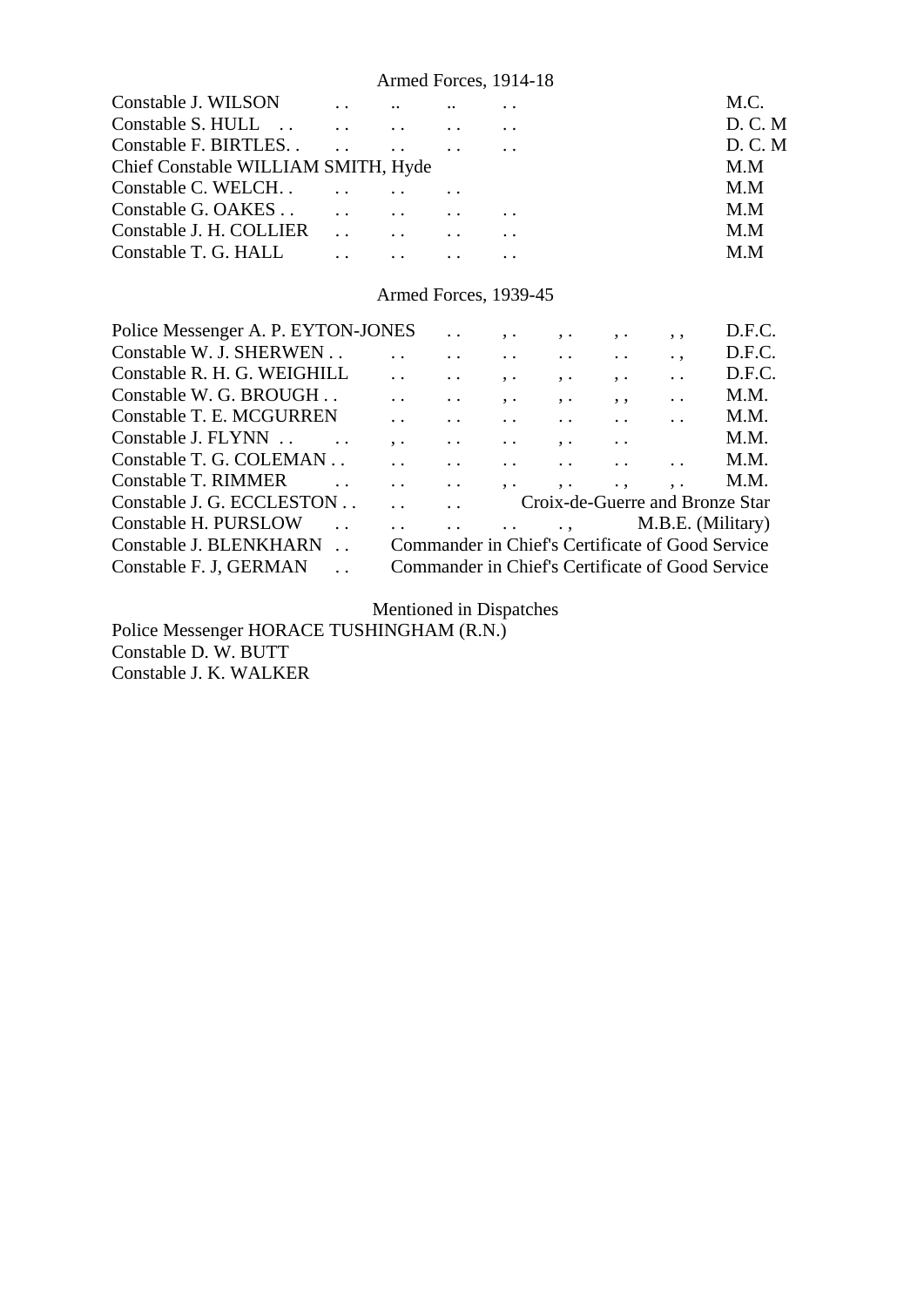## Armed Forces, 1914-18

| | |
|---|---|
| Constable J. WILSON | M.C. |
| Constable S. HULL | D. C. M |
| Constable F. BIRTLES. | D. C. M |
| Chief Constable WILLIAM SMITH, Hyde | M.M |
| Constable C. WELCH. | M.M |
| Constable G. OAKES | M.M |
| Constable J. H. COLLIER | M.M |
| Constable T. G. HALL | M.M |

## Armed Forces, 1939-45

| | |
|---|---|
| Police Messenger A. P. EYTON-JONES | D.F.C. |
| Constable W. J. SHERWEN | D.F.C. |
| Constable R. H. G. WEIGHILL | D.F.C. |
| Constable W. G. BROUGH | M.M. |
| Constable T. E. MCGURREN | M.M. |
| Constable J. FLYNN | M.M. |
| Constable T. G. COLEMAN | M.M. |
| Constable T. RIMMER | M.M. |
| Constable J. G. ECCLESTON | Croix-de-Guerre and Bronze Star |
| Constable H. PURSLOW | M.B.E. (Military) |
| Constable J. BLENKHARN | Commander in Chief's Certificate of Good Service |
| Constable F. J, GERMAN | Commander in Chief's Certificate of Good Service |

## Mentioned in Dispatches

Police Messenger HORACE TUSHINGHAM (R.N.)
Constable D. W. BUTT
Constable J. K. WALKER